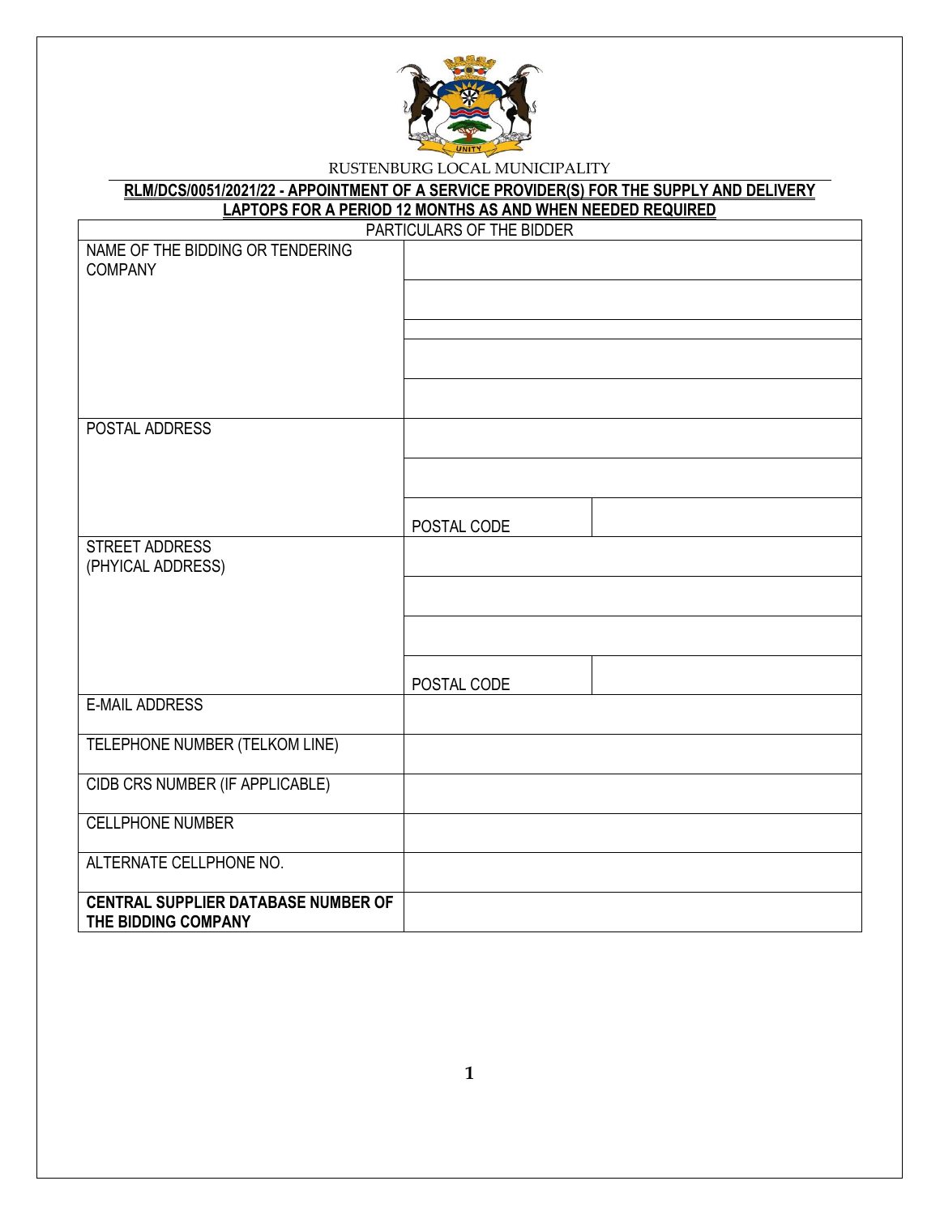RUSTENBURG LOCAL MUNICIPALITY

**RLM/DCS/0051/2021/22 - APPOINTMENT OF A SERVICE PROVIDER(S) FOR THE SUPPLY AND DELIVERY LAPTOPS FOR A PERIOD 12 MONTHS AS AND WHEN NEEDED REQUIRED**

| PARTICULARS OF THE BIDDER | | |
|---|---|---|
| NAME OF THE BIDDING OR TENDERING COMPANY | | |
| | | |
| | | |
| | | |
| | | |
| POSTAL ADDRESS | | |
| | | |
| | POSTAL CODE | |
| STREET ADDRESS (PHYICAL ADDRESS) | | |
| | | |
| | | |
| | POSTAL CODE | |
| E-MAIL ADDRESS | | |
| TELEPHONE NUMBER (TELKOM LINE) | | |
| CIDB CRS NUMBER (IF APPLICABLE) | | |
| CELLPHONE NUMBER | | |
| ALTERNATE CELLPHONE NO. | | |
| **CENTRAL SUPPLIER DATABASE NUMBER OF THE BIDDING COMPANY** | | |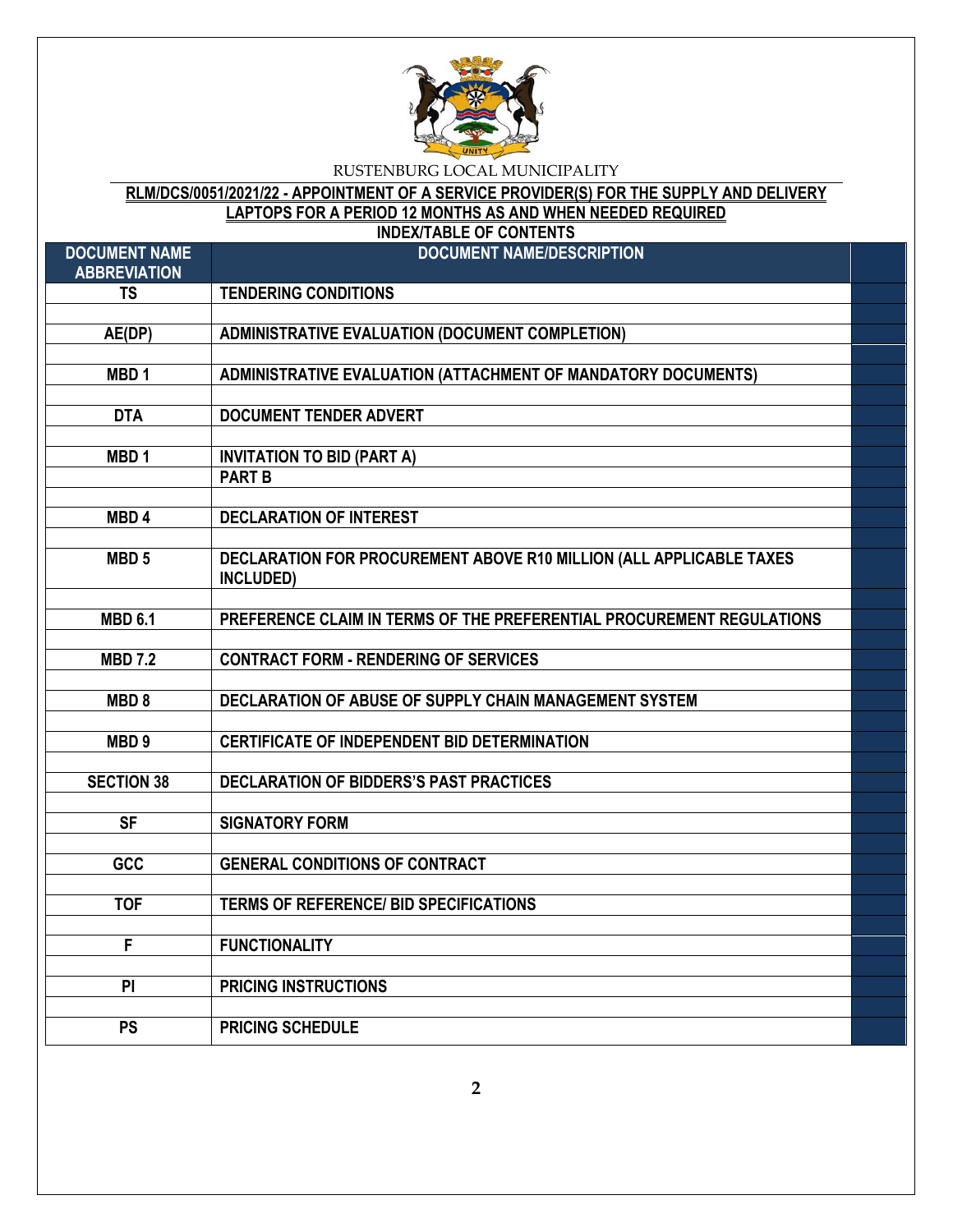RUSTENBURG LOCAL MUNICIPALITY

**RLM/DCS/0051/2021/22 - APPOINTMENT OF A SERVICE PROVIDER(S) FOR THE SUPPLY AND DELIVERY LAPTOPS FOR A PERIOD 12 MONTHS AS AND WHEN NEEDED REQUIRED**

**INDEX/TABLE OF CONTENTS**

| DOCUMENT NAME ABBREVIATION | DOCUMENT NAME/DESCRIPTION | |
|---|---|---|
| TS | TENDERING CONDITIONS | |
| | | |
| AE(DP) | ADMINISTRATIVE EVALUATION (DOCUMENT COMPLETION) | |
| | | |
| MBD 1 | ADMINISTRATIVE EVALUATION (ATTACHMENT OF MANDATORY DOCUMENTS) | |
| | | |
| DTA | DOCUMENT TENDER ADVERT | |
| | | |
| MBD 1 | INVITATION TO BID (PART A) | |
| | PART B | |
| | | |
| MBD 4 | DECLARATION OF INTEREST | |
| | | |
| MBD 5 | DECLARATION FOR PROCUREMENT ABOVE R10 MILLION (ALL APPLICABLE TAXES INCLUDED) | |
| | | |
| MBD 6.1 | PREFERENCE CLAIM IN TERMS OF THE PREFERENTIAL PROCUREMENT REGULATIONS | |
| | | |
| MBD 7.2 | CONTRACT FORM - RENDERING OF SERVICES | |
| | | |
| MBD 8 | DECLARATION OF ABUSE OF SUPPLY CHAIN MANAGEMENT SYSTEM | |
| | | |
| MBD 9 | CERTIFICATE OF INDEPENDENT BID DETERMINATION | |
| | | |
| SECTION 38 | DECLARATION OF BIDDERS'S PAST PRACTICES | |
| | | |
| SF | SIGNATORY FORM | |
| | | |
| GCC | GENERAL CONDITIONS OF CONTRACT | |
| | | |
| TOF | TERMS OF REFERENCE/ BID SPECIFICATIONS | |
| | | |
| F | FUNCTIONALITY | |
| | | |
| PI | PRICING INSTRUCTIONS | |
| | | |
| PS | PRICING SCHEDULE | |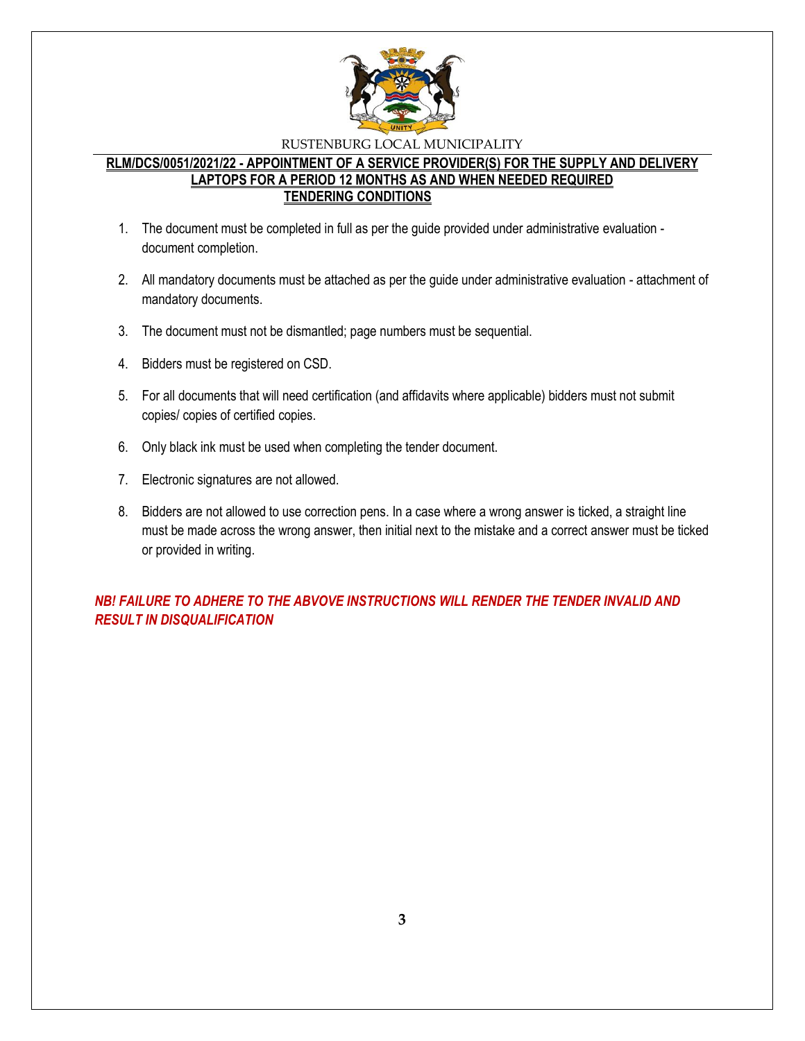RUSTENBURG LOCAL MUNICIPALITY

## RLM/DCS/0051/2021/22 - APPOINTMENT OF A SERVICE PROVIDER(S) FOR THE SUPPLY AND DELIVERY LAPTOPS FOR A PERIOD 12 MONTHS AS AND WHEN NEEDED REQUIRED

## TENDERING CONDITIONS

1. The document must be completed in full as per the guide provided under administrative evaluation - document completion.
2. All mandatory documents must be attached as per the guide under administrative evaluation - attachment of mandatory documents.
3. The document must not be dismantled; page numbers must be sequential.
4. Bidders must be registered on CSD.
5. For all documents that will need certification (and affidavits where applicable) bidders must not submit copies/ copies of certified copies.
6. Only black ink must be used when completing the tender document.
7. Electronic signatures are not allowed.
8. Bidders are not allowed to use correction pens. In a case where a wrong answer is ticked, a straight line must be made across the wrong answer, then initial next to the mistake and a correct answer must be ticked or provided in writing.

***NB! FAILURE TO ADHERE TO THE ABVOVE INSTRUCTIONS WILL RENDER THE TENDER INVALID AND RESULT IN DISQUALIFICATION***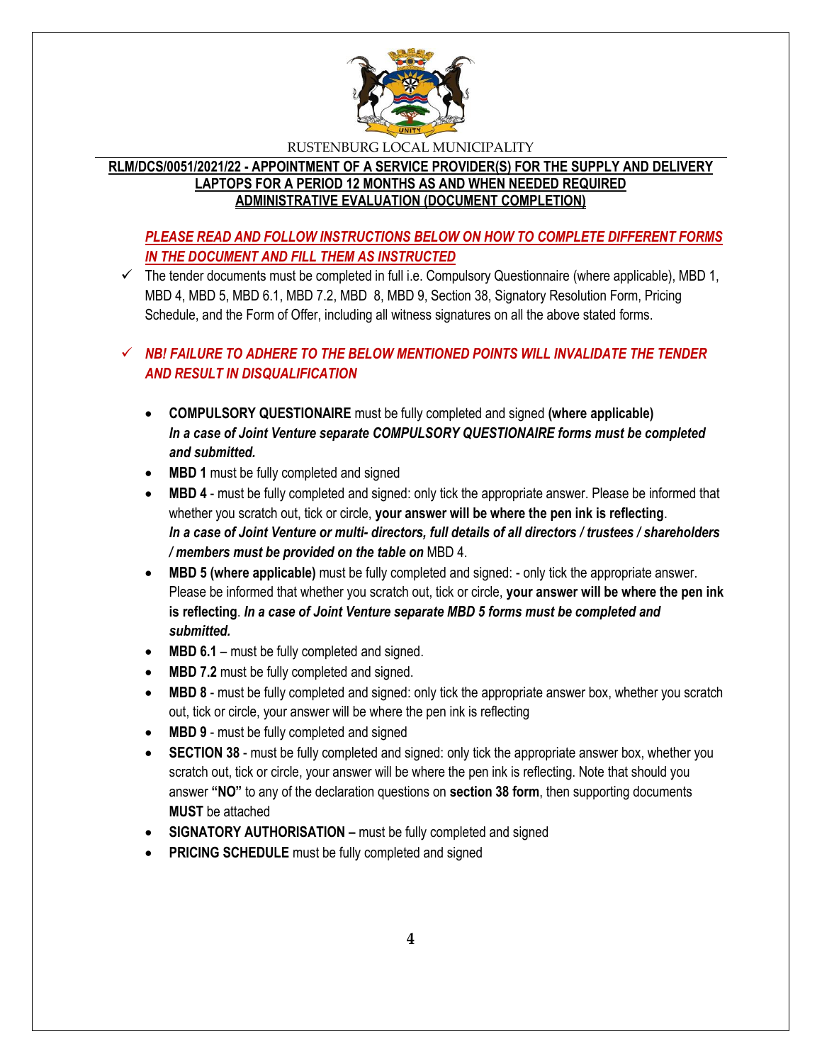RUSTENBURG LOCAL MUNICIPALITY

**RLM/DCS/0051/2021/22 - APPOINTMENT OF A SERVICE PROVIDER(S) FOR THE SUPPLY AND DELIVERY LAPTOPS FOR A PERIOD 12 MONTHS AS AND WHEN NEEDED REQUIRED**
**ADMINISTRATIVE EVALUATION (DOCUMENT COMPLETION)**

***PLEASE READ AND FOLLOW INSTRUCTIONS BELOW ON HOW TO COMPLETE DIFFERENT FORMS IN THE DOCUMENT AND FILL THEM AS INSTRUCTED***

- ✓ The tender documents must be completed in full i.e. Compulsory Questionnaire (where applicable), MBD 1, MBD 4, MBD 5, MBD 6.1, MBD 7.2, MBD 8, MBD 9, Section 38, Signatory Resolution Form, Pricing Schedule, and the Form of Offer, including all witness signatures on all the above stated forms.

- ✓ ***NB! FAILURE TO ADHERE TO THE BELOW MENTIONED POINTS WILL INVALIDATE THE TENDER AND RESULT IN DISQUALIFICATION***

  - **COMPULSORY QUESTIONAIRE** must be fully completed and signed **(where applicable)** ***In a case of Joint Venture separate COMPULSORY QUESTIONAIRE forms must be completed and submitted.***
  - **MBD 1** must be fully completed and signed
  - **MBD 4** - must be fully completed and signed: only tick the appropriate answer. Please be informed that whether you scratch out, tick or circle, **your answer will be where the pen ink is reflecting**. ***In a case of Joint Venture or multi- directors, full details of all directors / trustees / shareholders / members must be provided on the table on*** MBD 4.
  - **MBD 5 (where applicable)** must be fully completed and signed: - only tick the appropriate answer. Please be informed that whether you scratch out, tick or circle, **your answer will be where the pen ink is reflecting**. ***In a case of Joint Venture separate MBD 5 forms must be completed and submitted.***
  - **MBD 6.1** – must be fully completed and signed.
  - **MBD 7.2** must be fully completed and signed.
  - **MBD 8** - must be fully completed and signed: only tick the appropriate answer box, whether you scratch out, tick or circle, your answer will be where the pen ink is reflecting
  - **MBD 9** - must be fully completed and signed
  - **SECTION 38** - must be fully completed and signed: only tick the appropriate answer box, whether you scratch out, tick or circle, your answer will be where the pen ink is reflecting. Note that should you answer **"NO"** to any of the declaration questions on **section 38 form**, then supporting documents **MUST** be attached
  - **SIGNATORY AUTHORISATION –** must be fully completed and signed
  - **PRICING SCHEDULE** must be fully completed and signed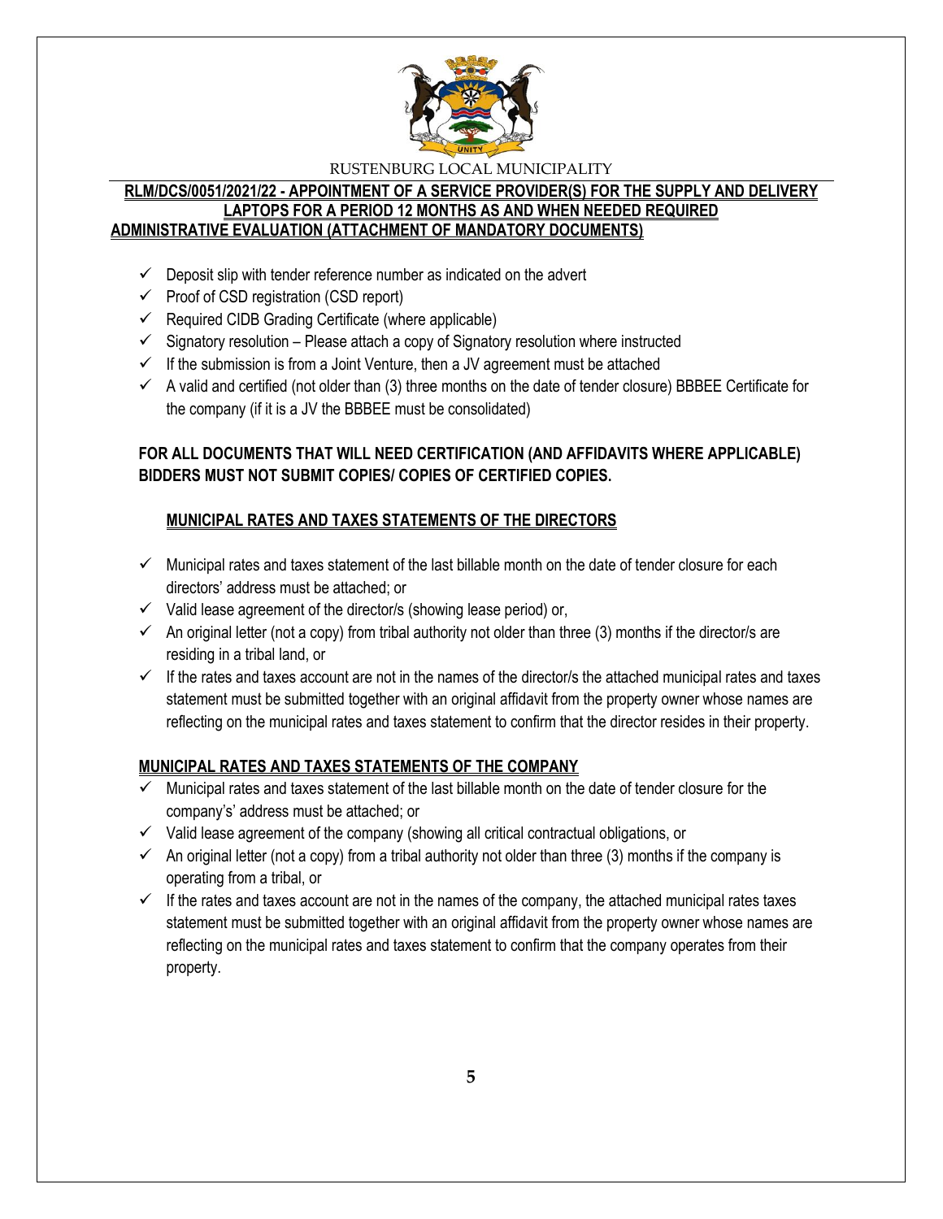RUSTENBURG LOCAL MUNICIPALITY

**RLM/DCS/0051/2021/22 - APPOINTMENT OF A SERVICE PROVIDER(S) FOR THE SUPPLY AND DELIVERY LAPTOPS FOR A PERIOD 12 MONTHS AS AND WHEN NEEDED REQUIRED**

**ADMINISTRATIVE EVALUATION (ATTACHMENT OF MANDATORY DOCUMENTS)**

- ✓ Deposit slip with tender reference number as indicated on the advert
- ✓ Proof of CSD registration (CSD report)
- ✓ Required CIDB Grading Certificate (where applicable)
- ✓ Signatory resolution – Please attach a copy of Signatory resolution where instructed
- ✓ If the submission is from a Joint Venture, then a JV agreement must be attached
- ✓ A valid and certified (not older than (3) three months on the date of tender closure) BBBEE Certificate for the company (if it is a JV the BBBEE must be consolidated)

**FOR ALL DOCUMENTS THAT WILL NEED CERTIFICATION (AND AFFIDAVITS WHERE APPLICABLE) BIDDERS MUST NOT SUBMIT COPIES/ COPIES OF CERTIFIED COPIES.**

**MUNICIPAL RATES AND TAXES STATEMENTS OF THE DIRECTORS**

- ✓ Municipal rates and taxes statement of the last billable month on the date of tender closure for each directors' address must be attached; or
- ✓ Valid lease agreement of the director/s (showing lease period) or,
- ✓ An original letter (not a copy) from tribal authority not older than three (3) months if the director/s are residing in a tribal land, or
- ✓ If the rates and taxes account are not in the names of the director/s the attached municipal rates and taxes statement must be submitted together with an original affidavit from the property owner whose names are reflecting on the municipal rates and taxes statement to confirm that the director resides in their property.

**MUNICIPAL RATES AND TAXES STATEMENTS OF THE COMPANY**

- ✓ Municipal rates and taxes statement of the last billable month on the date of tender closure for the company's' address must be attached; or
- ✓ Valid lease agreement of the company (showing all critical contractual obligations, or
- ✓ An original letter (not a copy) from a tribal authority not older than three (3) months if the company is operating from a tribal, or
- ✓ If the rates and taxes account are not in the names of the company, the attached municipal rates taxes statement must be submitted together with an original affidavit from the property owner whose names are reflecting on the municipal rates and taxes statement to confirm that the company operates from their property.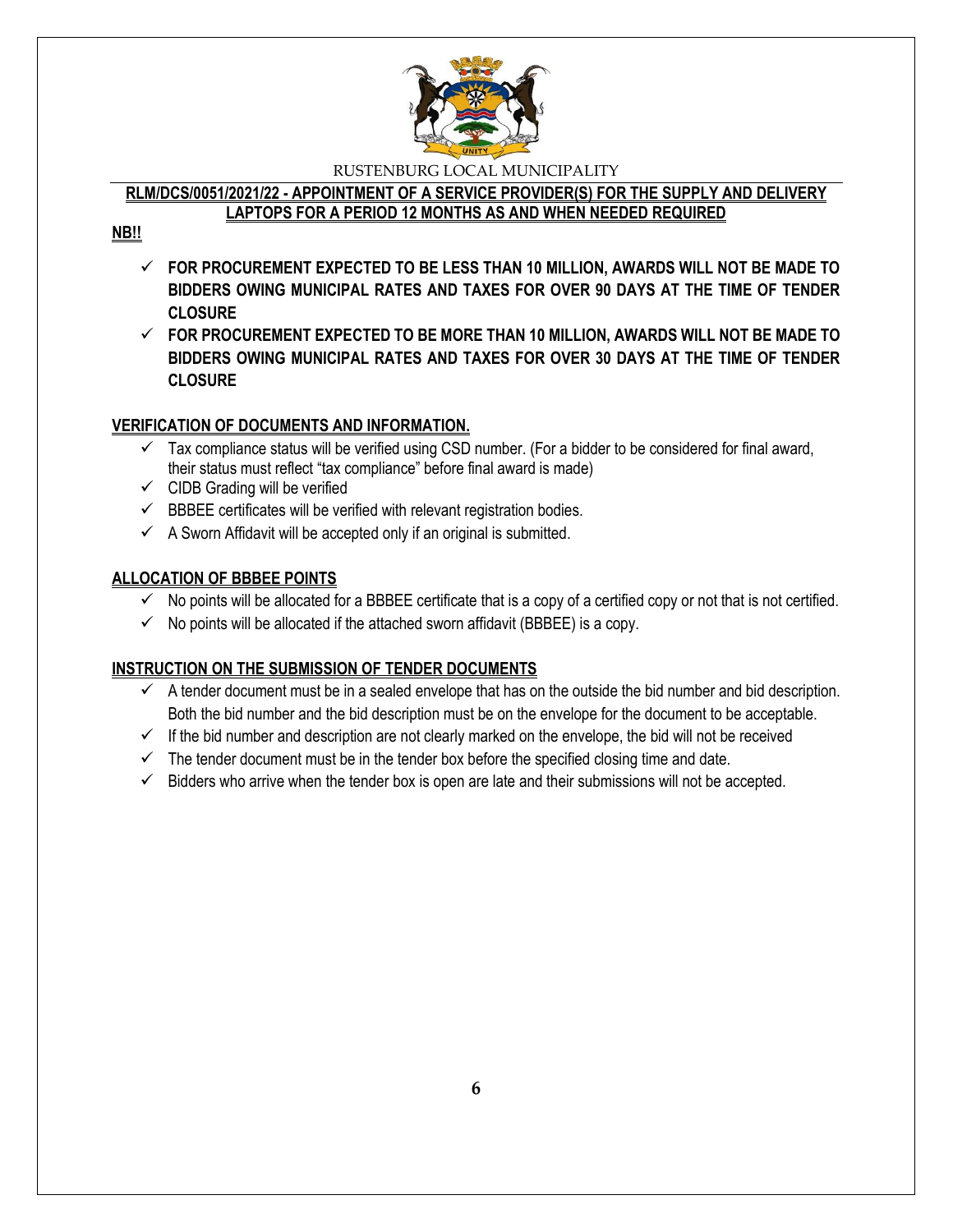RUSTENBURG LOCAL MUNICIPALITY

**RLM/DCS/0051/2021/22 - APPOINTMENT OF A SERVICE PROVIDER(S) FOR THE SUPPLY AND DELIVERY LAPTOPS FOR A PERIOD 12 MONTHS AS AND WHEN NEEDED REQUIRED**

**NB!!**

- ✓ **FOR PROCUREMENT EXPECTED TO BE LESS THAN 10 MILLION, AWARDS WILL NOT BE MADE TO BIDDERS OWING MUNICIPAL RATES AND TAXES FOR OVER 90 DAYS AT THE TIME OF TENDER CLOSURE**
- ✓ **FOR PROCUREMENT EXPECTED TO BE MORE THAN 10 MILLION, AWARDS WILL NOT BE MADE TO BIDDERS OWING MUNICIPAL RATES AND TAXES FOR OVER 30 DAYS AT THE TIME OF TENDER CLOSURE**

## VERIFICATION OF DOCUMENTS AND INFORMATION.

- ✓ Tax compliance status will be verified using CSD number. (For a bidder to be considered for final award, their status must reflect "tax compliance" before final award is made)
- ✓ CIDB Grading will be verified
- ✓ BBBEE certificates will be verified with relevant registration bodies.
- ✓ A Sworn Affidavit will be accepted only if an original is submitted.

## ALLOCATION OF BBBEE POINTS

- ✓ No points will be allocated for a BBBEE certificate that is a copy of a certified copy or not that is not certified.
- ✓ No points will be allocated if the attached sworn affidavit (BBBEE) is a copy.

## INSTRUCTION ON THE SUBMISSION OF TENDER DOCUMENTS

- ✓ A tender document must be in a sealed envelope that has on the outside the bid number and bid description. Both the bid number and the bid description must be on the envelope for the document to be acceptable.
- ✓ If the bid number and description are not clearly marked on the envelope, the bid will not be received
- ✓ The tender document must be in the tender box before the specified closing time and date.
- ✓ Bidders who arrive when the tender box is open are late and their submissions will not be accepted.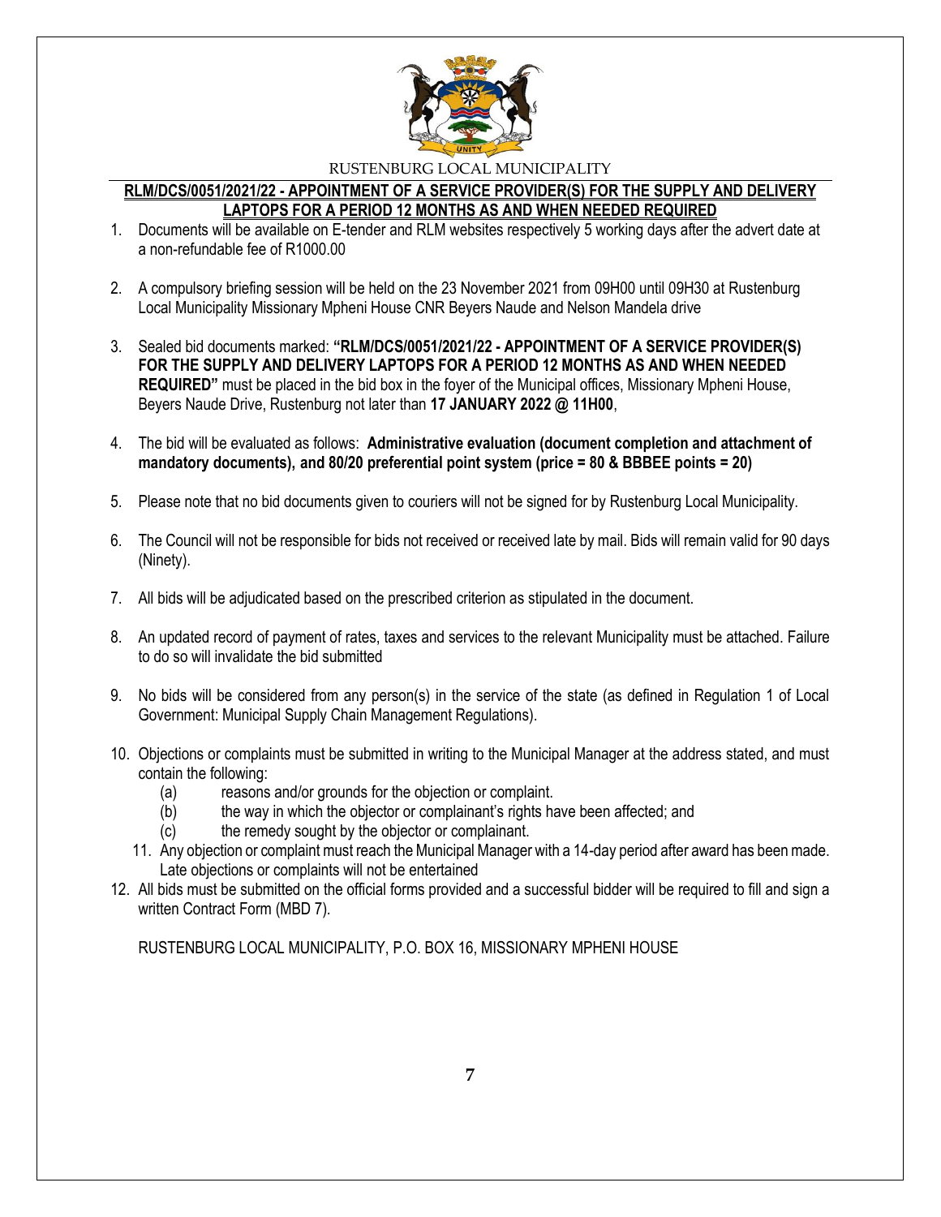RUSTENBURG LOCAL MUNICIPALITY

**RLM/DCS/0051/2021/22 - APPOINTMENT OF A SERVICE PROVIDER(S) FOR THE SUPPLY AND DELIVERY LAPTOPS FOR A PERIOD 12 MONTHS AS AND WHEN NEEDED REQUIRED**

1. Documents will be available on E-tender and RLM websites respectively 5 working days after the advert date at a non-refundable fee of R1000.00

2. A compulsory briefing session will be held on the 23 November 2021 from 09H00 until 09H30 at Rustenburg Local Municipality Missionary Mpheni House CNR Beyers Naude and Nelson Mandela drive

3. Sealed bid documents marked: **"RLM/DCS/0051/2021/22 - APPOINTMENT OF A SERVICE PROVIDER(S) FOR THE SUPPLY AND DELIVERY LAPTOPS FOR A PERIOD 12 MONTHS AS AND WHEN NEEDED REQUIRED"** must be placed in the bid box in the foyer of the Municipal offices, Missionary Mpheni House, Beyers Naude Drive, Rustenburg not later than **17 JANUARY 2022 @ 11H00**,

4. The bid will be evaluated as follows: **Administrative evaluation (document completion and attachment of mandatory documents), and 80/20 preferential point system (price = 80 & BBBEE points = 20)**

5. Please note that no bid documents given to couriers will not be signed for by Rustenburg Local Municipality.

6. The Council will not be responsible for bids not received or received late by mail. Bids will remain valid for 90 days (Ninety).

7. All bids will be adjudicated based on the prescribed criterion as stipulated in the document.

8. An updated record of payment of rates, taxes and services to the relevant Municipality must be attached. Failure to do so will invalidate the bid submitted

9. No bids will be considered from any person(s) in the service of the state (as defined in Regulation 1 of Local Government: Municipal Supply Chain Management Regulations).

10. Objections or complaints must be submitted in writing to the Municipal Manager at the address stated, and must contain the following:
    - (a) reasons and/or grounds for the objection or complaint.
    - (b) the way in which the objector or complainant's rights have been affected; and
    - (c) the remedy sought by the objector or complainant.

11. Any objection or complaint must reach the Municipal Manager with a 14-day period after award has been made. Late objections or complaints will not be entertained

12. All bids must be submitted on the official forms provided and a successful bidder will be required to fill and sign a written Contract Form (MBD 7).

RUSTENBURG LOCAL MUNICIPALITY, P.O. BOX 16, MISSIONARY MPHENI HOUSE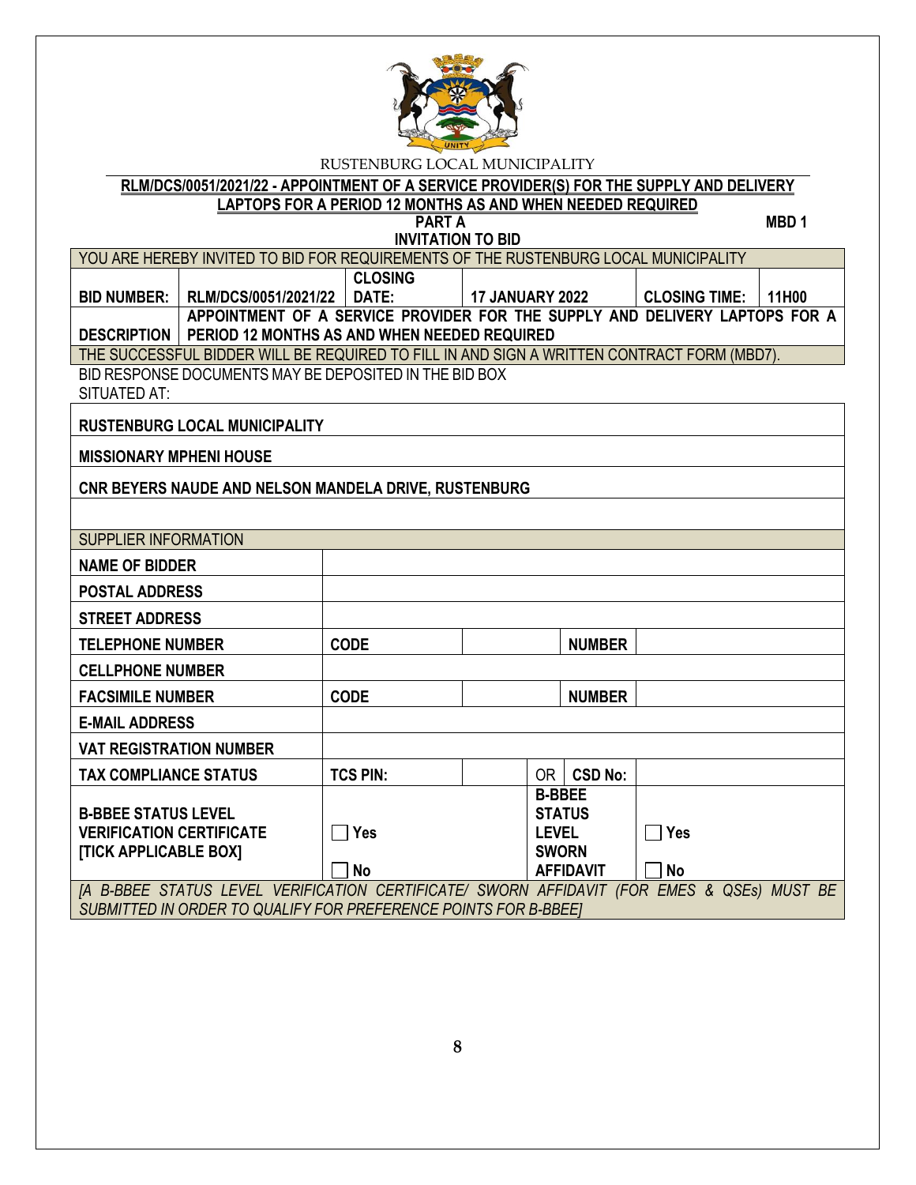RUSTENBURG LOCAL MUNICIPALITY

**RLM/DCS/0051/2021/22 - APPOINTMENT OF A SERVICE PROVIDER(S) FOR THE SUPPLY AND DELIVERY LAPTOPS FOR A PERIOD 12 MONTHS AS AND WHEN NEEDED REQUIRED**

**PART A** **MBD 1**

**INVITATION TO BID**

| YOU ARE HEREBY INVITED TO BID FOR REQUIREMENTS OF THE RUSTENBURG LOCAL MUNICIPALITY | | | | | |
|---|---|---|---|---|---|
| **BID NUMBER:** | **RLM/DCS/0051/2021/22** | **CLOSING DATE:** | **17 JANUARY 2022** | **CLOSING TIME:** | **11H00** |
| **DESCRIPTION** | **APPOINTMENT OF A SERVICE PROVIDER FOR THE SUPPLY AND DELIVERY LAPTOPS FOR A PERIOD 12 MONTHS AS AND WHEN NEEDED REQUIRED** | | | | |
| THE SUCCESSFUL BIDDER WILL BE REQUIRED TO FILL IN AND SIGN A WRITTEN CONTRACT FORM (MBD7). | | | | | |

BID RESPONSE DOCUMENTS MAY BE DEPOSITED IN THE BID BOX SITUATED AT:

| |
|---|
| **RUSTENBURG LOCAL MUNICIPALITY** |
| **MISSIONARY MPHENI HOUSE** |
| **CNR BEYERS NAUDE AND NELSON MANDELA DRIVE, RUSTENBURG** |
| |

| SUPPLIER INFORMATION | | | | | |
|---|---|---|---|---|---|
| **NAME OF BIDDER** | | | | | |
| **POSTAL ADDRESS** | | | | | |
| **STREET ADDRESS** | | | | | |
| **TELEPHONE NUMBER** | **CODE** | | | **NUMBER** | |
| **CELLPHONE NUMBER** | | | | | |
| **FACSIMILE NUMBER** | **CODE** | | | **NUMBER** | |
| **E-MAIL ADDRESS** | | | | | |
| **VAT REGISTRATION NUMBER** | | | | | |
| **TAX COMPLIANCE STATUS** | **TCS PIN:** | | OR | **CSD No:** | |
| **B-BBEE STATUS LEVEL VERIFICATION CERTIFICATE [TICK APPLICABLE BOX]** | ☐ **Yes** ☐ **No** | | **B-BBEE STATUS LEVEL SWORN AFFIDAVIT** | | ☐ **Yes** ☐ **No** |
| *[A B-BBEE STATUS LEVEL VERIFICATION CERTIFICATE/ SWORN AFFIDAVIT (FOR EMES & QSEs) MUST BE SUBMITTED IN ORDER TO QUALIFY FOR PREFERENCE POINTS FOR B-BBEE]* | | | | | |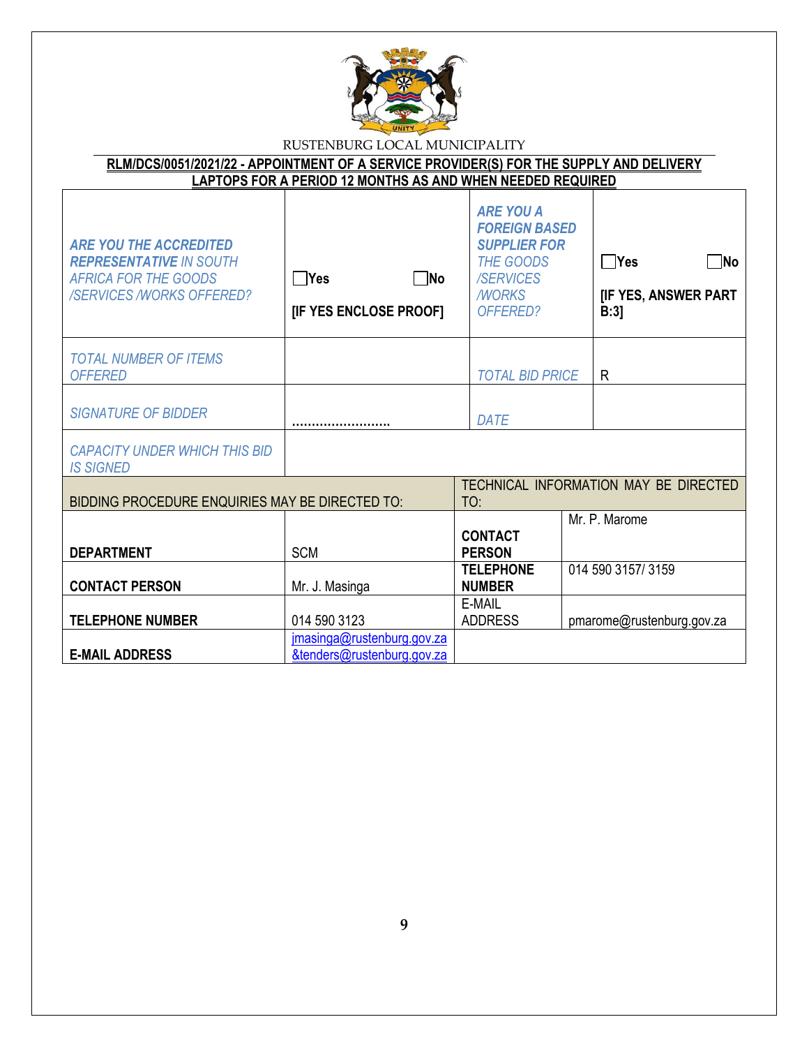RUSTENBURG LOCAL MUNICIPALITY

**RLM/DCS/0051/2021/22 - APPOINTMENT OF A SERVICE PROVIDER(S) FOR THE SUPPLY AND DELIVERY LAPTOPS FOR A PERIOD 12 MONTHS AS AND WHEN NEEDED REQUIRED**

| | | | |
|---|---|---|---|
| ***ARE YOU THE ACCREDITED REPRESENTATIVE*** *IN SOUTH AFRICA FOR THE GOODS /SERVICES /WORKS OFFERED?* | ☐**Yes** ☐**No** **[IF YES ENCLOSE PROOF]** | ***ARE YOU A FOREIGN BASED SUPPLIER FOR*** *THE GOODS /SERVICES /WORKS OFFERED?* | ☐**Yes** ☐**No** **[IF YES, ANSWER PART B:3]** |
| *TOTAL NUMBER OF ITEMS OFFERED* | | *TOTAL BID PRICE* | R |
| *SIGNATURE OF BIDDER* | ……………………. | *DATE* | |
| *CAPACITY UNDER WHICH THIS BID IS SIGNED* | | | |

| BIDDING PROCEDURE ENQUIRIES MAY BE DIRECTED TO: | | TECHNICAL INFORMATION MAY BE DIRECTED TO: | |
|---|---|---|---|
| **DEPARTMENT** | SCM | **CONTACT PERSON** | Mr. P. Marome |
| **CONTACT PERSON** | Mr. J. Masinga | **TELEPHONE NUMBER** | 014 590 3157/ 3159 |
| **TELEPHONE NUMBER** | 014 590 3123 | E-MAIL ADDRESS | pmarome@rustenburg.gov.za |
| **E-MAIL ADDRESS** | jmasinga@rustenburg.gov.za &tenders@rustenburg.gov.za | | |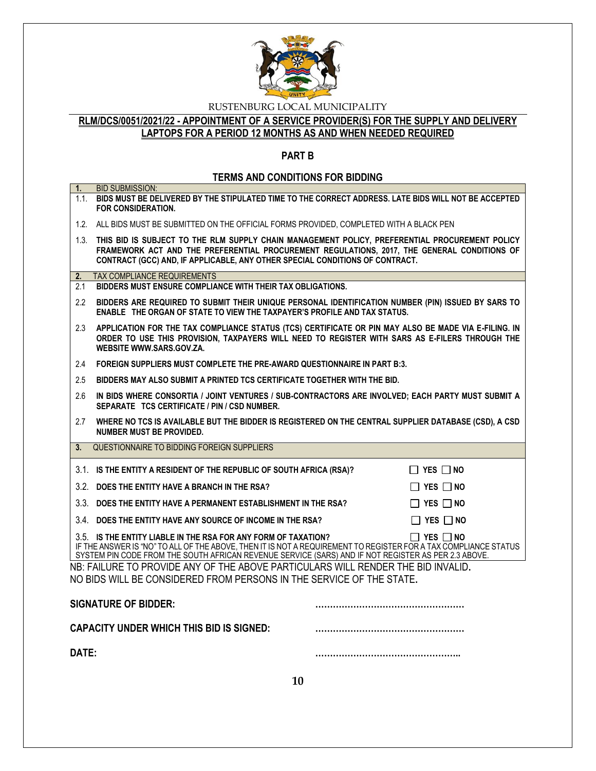RUSTENBURG LOCAL MUNICIPALITY

**RLM/DCS/0051/2021/22 - APPOINTMENT OF A SERVICE PROVIDER(S) FOR THE SUPPLY AND DELIVERY LAPTOPS FOR A PERIOD 12 MONTHS AS AND WHEN NEEDED REQUIRED**

## PART B

### TERMS AND CONDITIONS FOR BIDDING

**1.** BID SUBMISSION:

1.1. **BIDS MUST BE DELIVERED BY THE STIPULATED TIME TO THE CORRECT ADDRESS. LATE BIDS WILL NOT BE ACCEPTED FOR CONSIDERATION.**

1.2. ALL BIDS MUST BE SUBMITTED ON THE OFFICIAL FORMS PROVIDED, COMPLETED WITH A BLACK PEN

1.3. **THIS BID IS SUBJECT TO THE RLM SUPPLY CHAIN MANAGEMENT POLICY, PREFERENTIAL PROCUREMENT POLICY FRAMEWORK ACT AND THE PREFERENTIAL PROCUREMENT REGULATIONS, 2017, THE GENERAL CONDITIONS OF CONTRACT (GCC) AND, IF APPLICABLE, ANY OTHER SPECIAL CONDITIONS OF CONTRACT.**

**2.** TAX COMPLIANCE REQUIREMENTS

2.1 **BIDDERS MUST ENSURE COMPLIANCE WITH THEIR TAX OBLIGATIONS.**

2.2 **BIDDERS ARE REQUIRED TO SUBMIT THEIR UNIQUE PERSONAL IDENTIFICATION NUMBER (PIN) ISSUED BY SARS TO ENABLE THE ORGAN OF STATE TO VIEW THE TAXPAYER'S PROFILE AND TAX STATUS.**

2.3 **APPLICATION FOR THE TAX COMPLIANCE STATUS (TCS) CERTIFICATE OR PIN MAY ALSO BE MADE VIA E-FILING. IN ORDER TO USE THIS PROVISION, TAXPAYERS WILL NEED TO REGISTER WITH SARS AS E-FILERS THROUGH THE WEBSITE WWW.SARS.GOV.ZA.**

2.4 **FOREIGN SUPPLIERS MUST COMPLETE THE PRE-AWARD QUESTIONNAIRE IN PART B:3.**

2.5 **BIDDERS MAY ALSO SUBMIT A PRINTED TCS CERTIFICATE TOGETHER WITH THE BID.**

2.6 **IN BIDS WHERE CONSORTIA / JOINT VENTURES / SUB-CONTRACTORS ARE INVOLVED; EACH PARTY MUST SUBMIT A SEPARATE TCS CERTIFICATE / PIN / CSD NUMBER.**

2.7 **WHERE NO TCS IS AVAILABLE BUT THE BIDDER IS REGISTERED ON THE CENTRAL SUPPLIER DATABASE (CSD), A CSD NUMBER MUST BE PROVIDED.**

**3.** QUESTIONNAIRE TO BIDDING FOREIGN SUPPLIERS

3.1. **IS THE ENTITY A RESIDENT OF THE REPUBLIC OF SOUTH AFRICA (RSA)?** ☐ **YES** ☐ **NO**

3.2. **DOES THE ENTITY HAVE A BRANCH IN THE RSA?** ☐ **YES** ☐ **NO**

3.3. **DOES THE ENTITY HAVE A PERMANENT ESTABLISHMENT IN THE RSA?** ☐ **YES** ☐ **NO**

3.4. **DOES THE ENTITY HAVE ANY SOURCE OF INCOME IN THE RSA?** ☐ **YES** ☐ **NO**

3.5. **IS THE ENTITY LIABLE IN THE RSA FOR ANY FORM OF TAXATION?** ☐ **YES** ☐ **NO**

IF THE ANSWER IS "NO" TO ALL OF THE ABOVE, THEN IT IS NOT A REQUIREMENT TO REGISTER FOR A TAX COMPLIANCE STATUS SYSTEM PIN CODE FROM THE SOUTH AFRICAN REVENUE SERVICE (SARS) AND IF NOT REGISTER AS PER 2.3 ABOVE.

NB: FAILURE TO PROVIDE ANY OF THE ABOVE PARTICULARS WILL RENDER THE BID INVALID.
NO BIDS WILL BE CONSIDERED FROM PERSONS IN THE SERVICE OF THE STATE.

**SIGNATURE OF BIDDER:** ……………………………………………

**CAPACITY UNDER WHICH THIS BID IS SIGNED:** ……………………………………………

**DATE:** …………………………………………..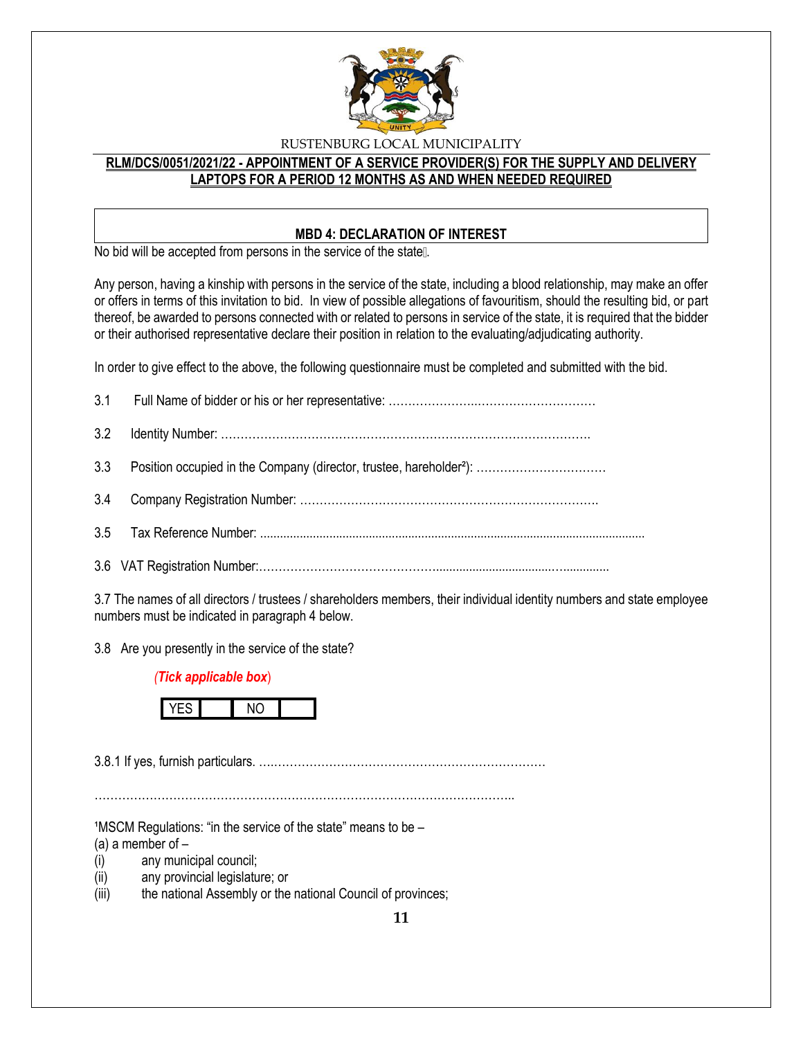RUSTENBURG LOCAL MUNICIPALITY

**RLM/DCS/0051/2021/22 - APPOINTMENT OF A SERVICE PROVIDER(S) FOR THE SUPPLY AND DELIVERY LAPTOPS FOR A PERIOD 12 MONTHS AS AND WHEN NEEDED REQUIRED**

## MBD 4: DECLARATION OF INTEREST

No bid will be accepted from persons in the service of the state[1].

Any person, having a kinship with persons in the service of the state, including a blood relationship, may make an offer or offers in terms of this invitation to bid. In view of possible allegations of favouritism, should the resulting bid, or part thereof, be awarded to persons connected with or related to persons in service of the state, it is required that the bidder or their authorised representative declare their position in relation to the evaluating/adjudicating authority.

In order to give effect to the above, the following questionnaire must be completed and submitted with the bid.

3.1 Full Name of bidder or his or her representative: ……………………………………………………

3.2 Identity Number: …………………………………………………………………………………….

3.3 Position occupied in the Company (director, trustee, hareholder[2]): ……………………………

3.4 Company Registration Number: ……………………………………………………………………

3.5 Tax Reference Number: ………………………………………………………………………………

3.6 VAT Registration Number:……………………………………………………………………………

3.7 The names of all directors / trustees / shareholders members, their individual identity numbers and state employee numbers must be indicated in paragraph 4 below.

3.8 Are you presently in the service of the state?

*(**Tick applicable box**)*

| YES | | NO | |
|---|---|---|---|

3.8.1 If yes, furnish particulars. ……………………………………………………………………

……………………………………………………………………………………………………

[1]MSCM Regulations: "in the service of the state" means to be –
(a) a member of –
(i) any municipal council;
(ii) any provincial legislature; or
(iii) the national Assembly or the national Council of provinces;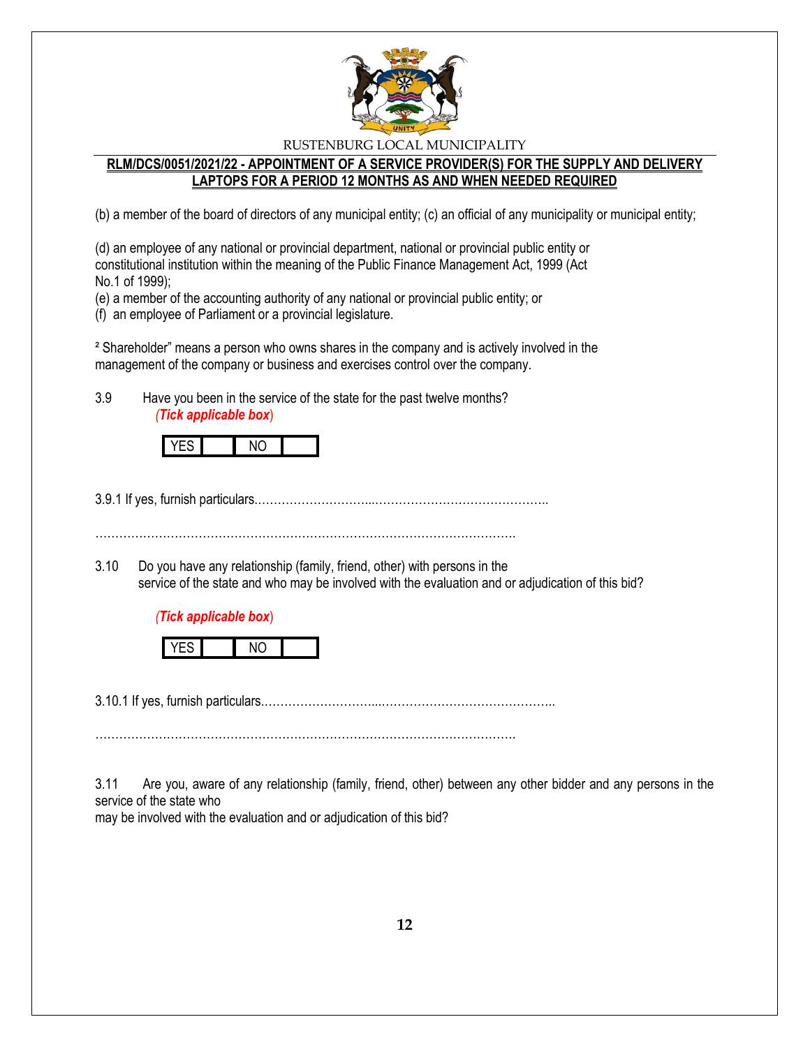(b) a member of the board of directors of any municipal entity; (c) an official of any municipality or municipal entity;

(d) an employee of any national or provincial department, national or provincial public entity or constitutional institution within the meaning of the Public Finance Management Act, 1999 (Act No.1 of 1999);
(e) a member of the accounting authority of any national or provincial public entity; or
(f) an employee of Parliament or a provincial legislature.

² Shareholder" means a person who owns shares in the company and is actively involved in the management of the company or business and exercises control over the company.

3.9 Have you been in the service of the state for the past twelve months?
*(Tick applicable box)*

| YES | | NO | |
|---|---|---|---|

3.9.1 If yes, furnish particulars.…………………………………………………………………..

………………………………………………………………………………………………….

3.10 Do you have any relationship (family, friend, other) with persons in the service of the state and who may be involved with the evaluation and or adjudication of this bid?

*(Tick applicable box)*

| YES | | NO | |
|---|---|---|---|

3.10.1 If yes, furnish particulars.…………………………………………………………………..

………………………………………………………………………………………………….

3.11 Are you, aware of any relationship (family, friend, other) between any other bidder and any persons in the service of the state who may be involved with the evaluation and or adjudication of this bid?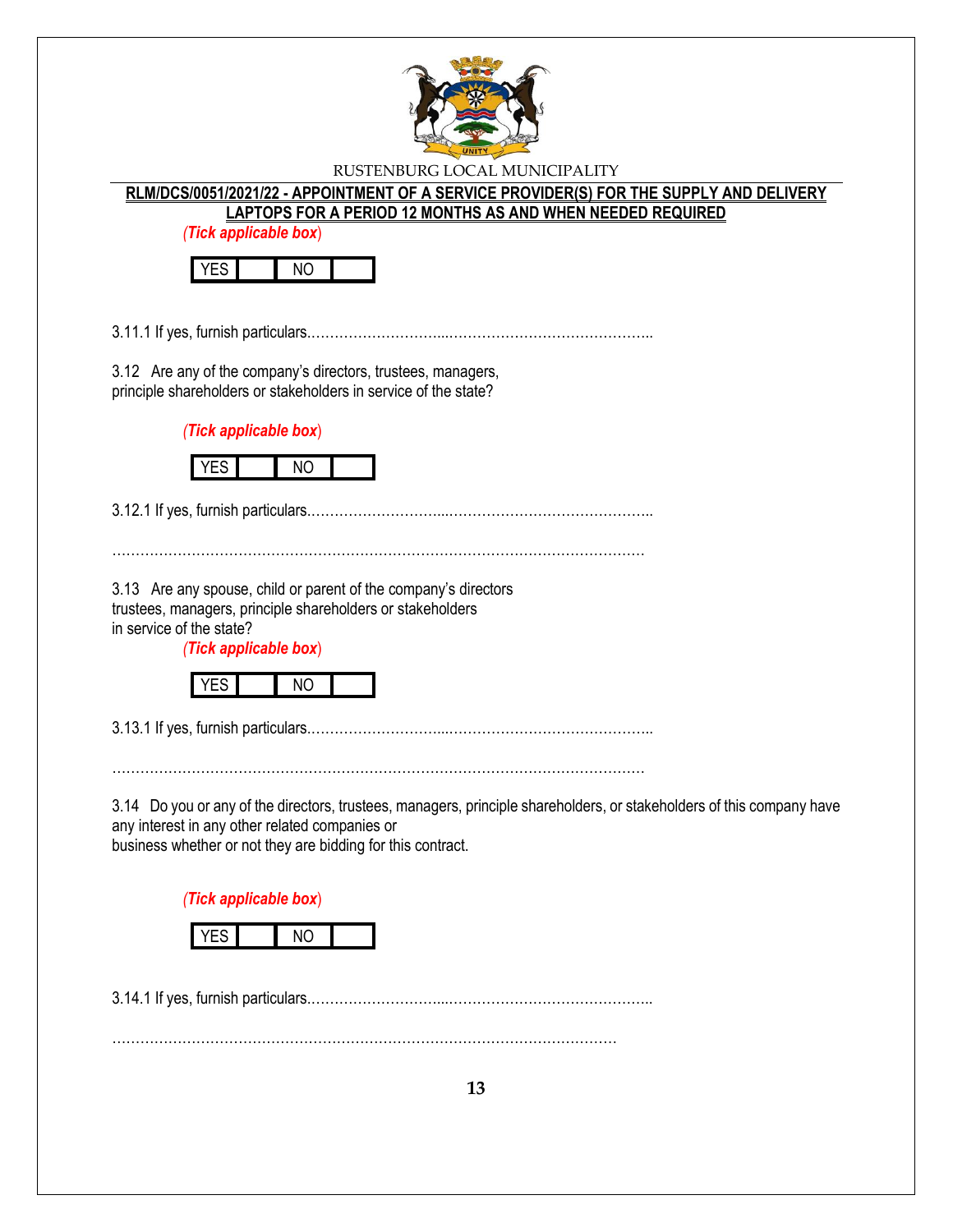**RLM/DCS/0051/2021/22 - APPOINTMENT OF A SERVICE PROVIDER(S) FOR THE SUPPLY AND DELIVERY LAPTOPS FOR A PERIOD 12 MONTHS AS AND WHEN NEEDED REQUIRED**

*(Tick applicable box)*

| YES | | NO | |
|---|---|---|---|

3.11.1 If yes, furnish particulars.………………………...……………………………………..

3.12 Are any of the company's directors, trustees, managers, principle shareholders or stakeholders in service of the state?

*(Tick applicable box)*

| YES | | NO | |
|---|---|---|---|

3.12.1 If yes, furnish particulars.………………………...……………………………………..

…………………………………………………………………………………………………

3.13 Are any spouse, child or parent of the company's directors trustees, managers, principle shareholders or stakeholders in service of the state?

*(Tick applicable box)*

| YES | | NO | |
|---|---|---|---|

3.13.1 If yes, furnish particulars.………………………...……………………………………..

…………………………………………………………………………………………………

3.14 Do you or any of the directors, trustees, managers, principle shareholders, or stakeholders of this company have any interest in any other related companies or business whether or not they are bidding for this contract.

*(Tick applicable box)*

| YES | | NO | |
|---|---|---|---|

3.14.1 If yes, furnish particulars.………………………...……………………………………..

………………………………………………………………………………………………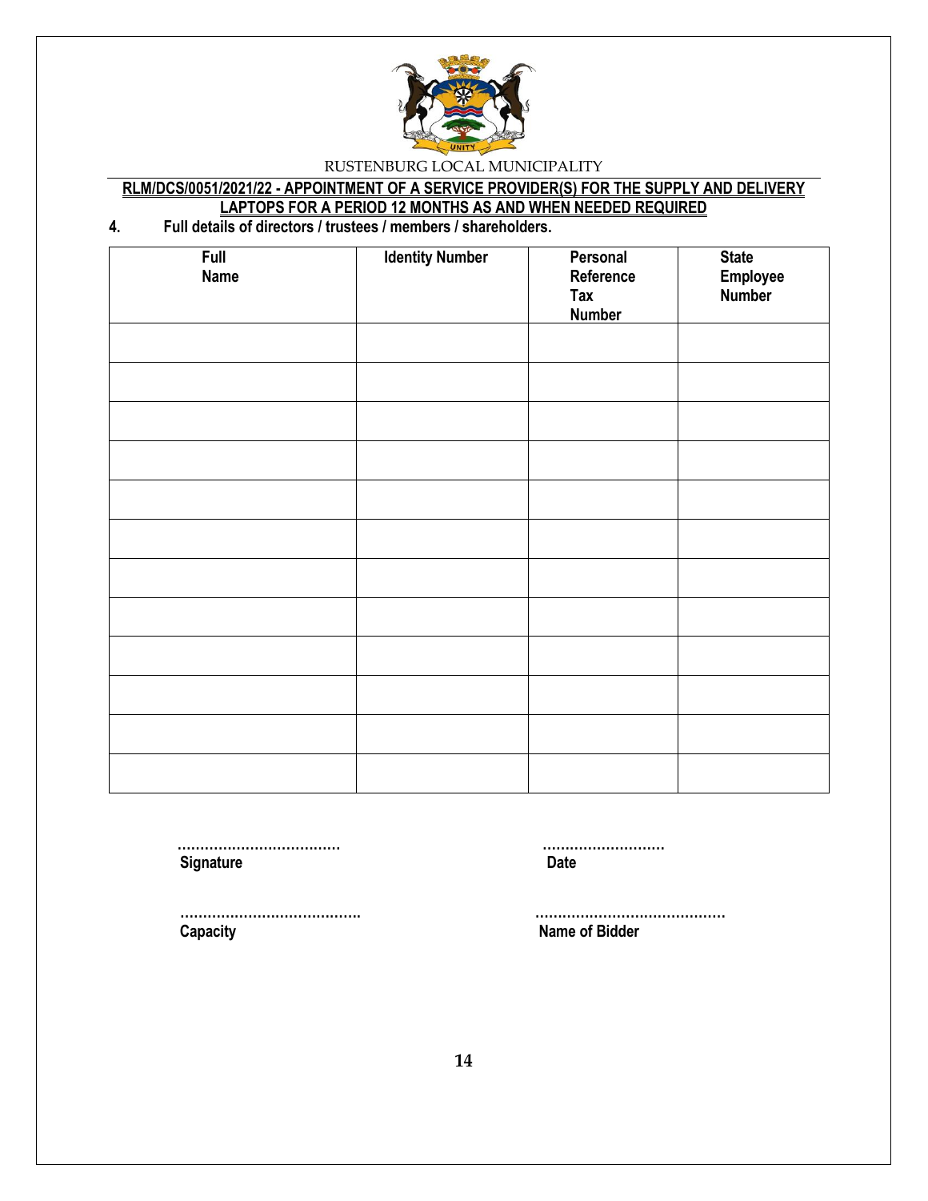RUSTENBURG LOCAL MUNICIPALITY

**RLM/DCS/0051/2021/22 - APPOINTMENT OF A SERVICE PROVIDER(S) FOR THE SUPPLY AND DELIVERY LAPTOPS FOR A PERIOD 12 MONTHS AS AND WHEN NEEDED REQUIRED**

**4. Full details of directors / trustees / members / shareholders.**

| Full Name | Identity Number | Personal Reference Tax Number | State Employee Number |
|---|---|---|---|
| | | | |
| | | | |
| | | | |
| | | | |
| | | | |
| | | | |
| | | | |
| | | | |
| | | | |
| | | | |
| | | | |
| | | | |

……………………………… Signature

……………………… Date

…………………………………. Capacity

…………………………………… Name of Bidder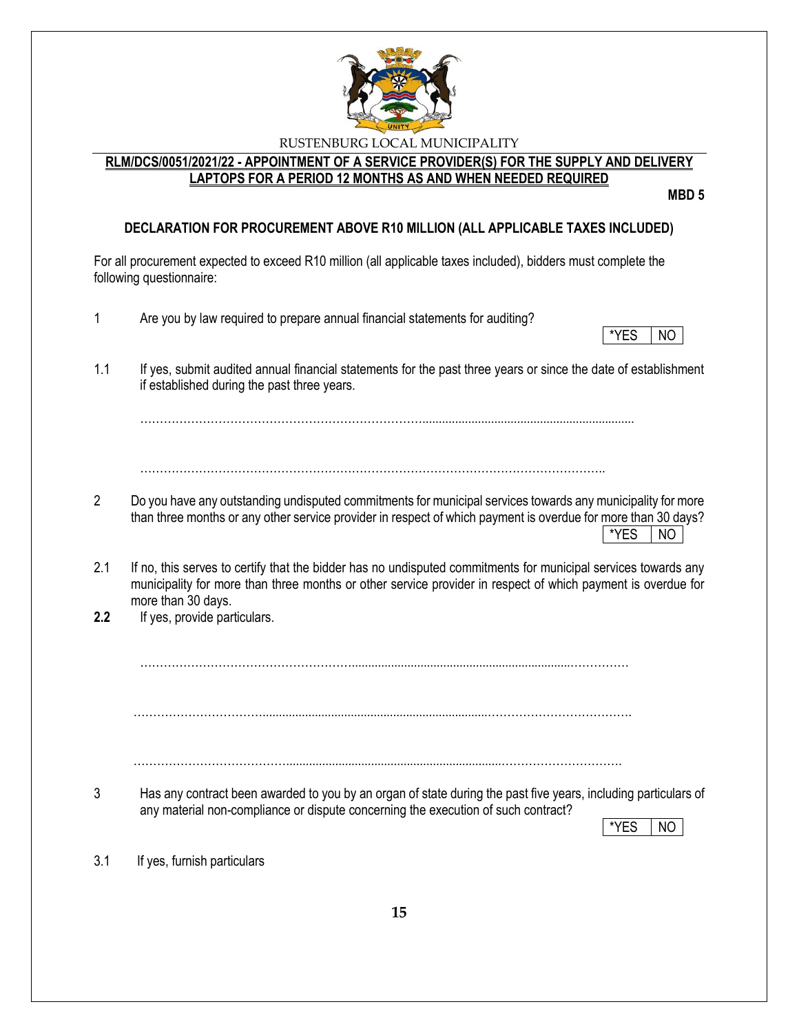RUSTENBURG LOCAL MUNICIPALITY

**RLM/DCS/0051/2021/22 - APPOINTMENT OF A SERVICE PROVIDER(S) FOR THE SUPPLY AND DELIVERY LAPTOPS FOR A PERIOD 12 MONTHS AS AND WHEN NEEDED REQUIRED**

**MBD 5**

## DECLARATION FOR PROCUREMENT ABOVE R10 MILLION (ALL APPLICABLE TAXES INCLUDED)

For all procurement expected to exceed R10 million (all applicable taxes included), bidders must complete the following questionnaire:

1 Are you by law required to prepare annual financial statements for auditing?

| *YES | NO |
|---|---|

1.1 If yes, submit audited annual financial statements for the past three years or since the date of establishment if established during the past three years.

…………………………………………………………………………………………………………………………

…………………………………………………………………………………………………………………………

2 Do you have any outstanding undisputed commitments for municipal services towards any municipality for more than three months or any other service provider in respect of which payment is overdue for more than 30 days?

| *YES | NO |
|---|---|

2.1 If no, this serves to certify that the bidder has no undisputed commitments for municipal services towards any municipality for more than three months or other service provider in respect of which payment is overdue for more than 30 days.

**2.2** If yes, provide particulars.

…………………………………………………………………………………………………………………………

…………………………………………………………………………………………………………………………

…………………………………………………………………………………………………………………………

3 Has any contract been awarded to you by an organ of state during the past five years, including particulars of any material non-compliance or dispute concerning the execution of such contract?

| *YES | NO |
|---|---|

3.1 If yes, furnish particulars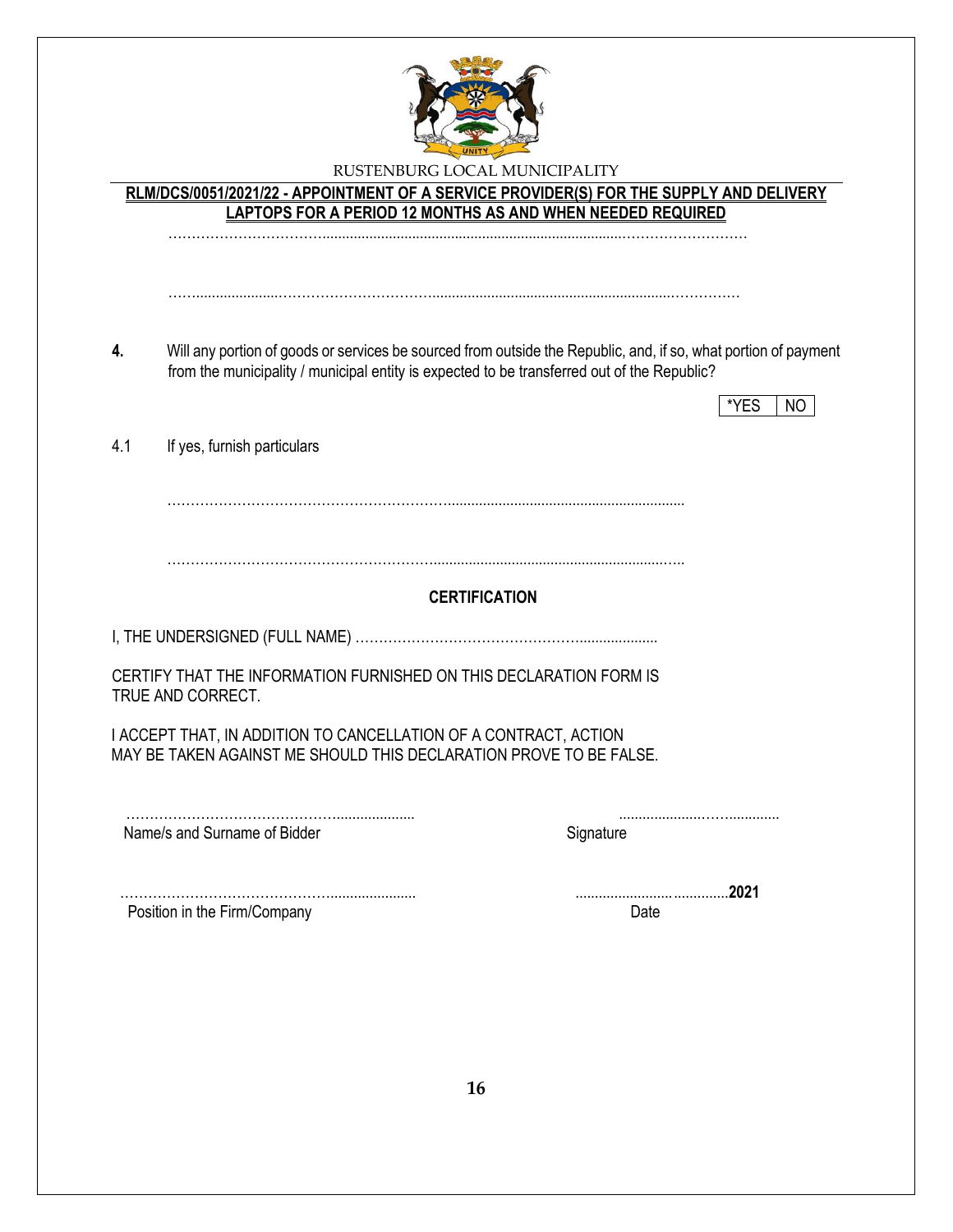RUSTENBURG LOCAL MUNICIPALITY

**RLM/DCS/0051/2021/22 - APPOINTMENT OF A SERVICE PROVIDER(S) FOR THE SUPPLY AND DELIVERY LAPTOPS FOR A PERIOD 12 MONTHS AS AND WHEN NEEDED REQUIRED**

……………………………………………………………………………………………………

……………………………………………………………………………………………………

**4.** Will any portion of goods or services be sourced from outside the Republic, and, if so, what portion of payment from the municipality / municipal entity is expected to be transferred out of the Republic?

| *YES | NO |
|---|---|

4.1 If yes, furnish particulars

……………………………………………………………………………………………

……………………………………………………………………………………………

**CERTIFICATION**

I, THE UNDERSIGNED (FULL NAME) …………………………………………………………

CERTIFY THAT THE INFORMATION FURNISHED ON THIS DECLARATION FORM IS TRUE AND CORRECT.

I ACCEPT THAT, IN ADDITION TO CANCELLATION OF A CONTRACT, ACTION MAY BE TAKEN AGAINST ME SHOULD THIS DECLARATION PROVE TO BE FALSE.

……………………………………………… ………………………………

Name/s and Surname of Bidder Signature

……………………………………………… ……………………………**2021**

Position in the Firm/Company Date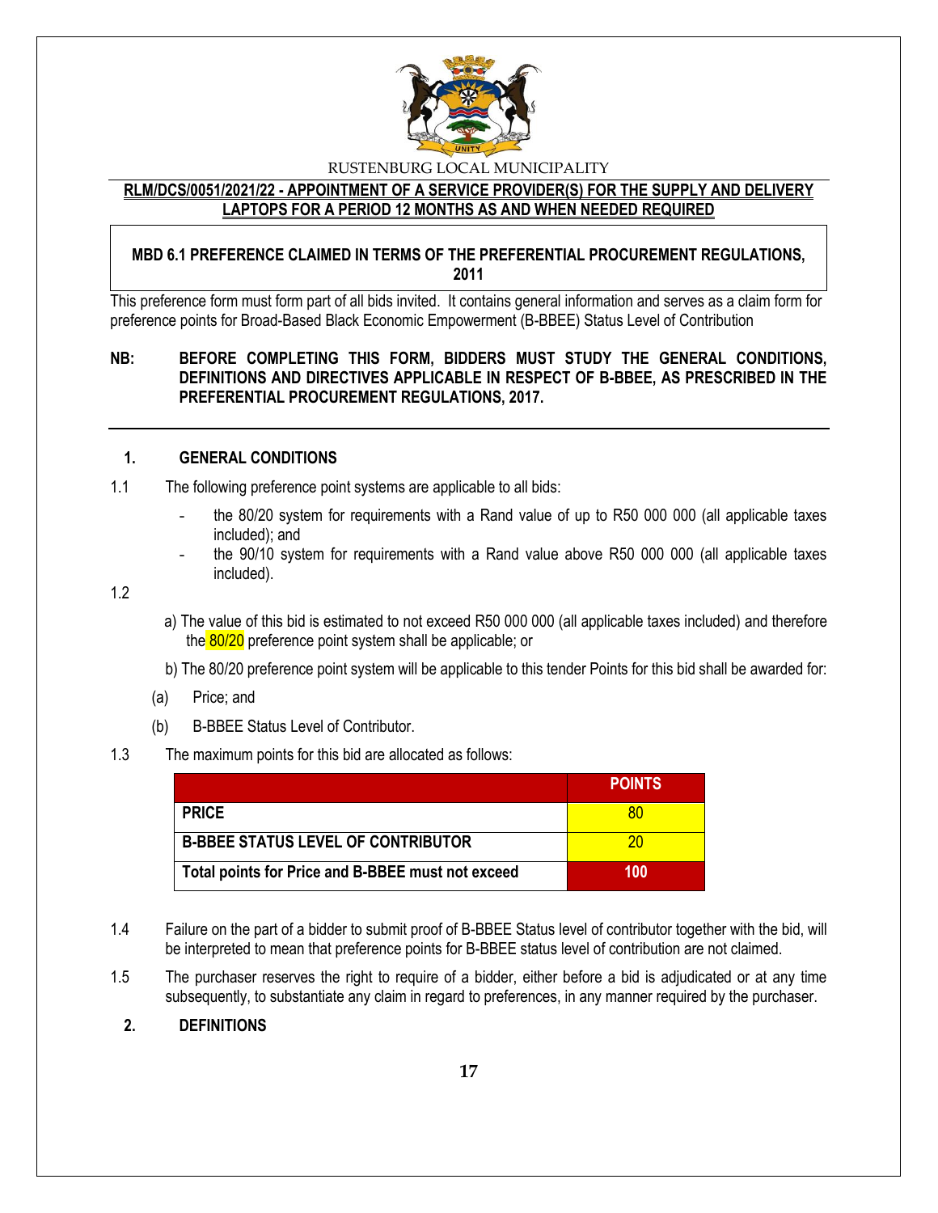RUSTENBURG LOCAL MUNICIPALITY

**RLM/DCS/0051/2021/22 - APPOINTMENT OF A SERVICE PROVIDER(S) FOR THE SUPPLY AND DELIVERY LAPTOPS FOR A PERIOD 12 MONTHS AS AND WHEN NEEDED REQUIRED**

**MBD 6.1 PREFERENCE CLAIMED IN TERMS OF THE PREFERENTIAL PROCUREMENT REGULATIONS, 2011**

This preference form must form part of all bids invited. It contains general information and serves as a claim form for preference points for Broad-Based Black Economic Empowerment (B-BBEE) Status Level of Contribution

**NB: BEFORE COMPLETING THIS FORM, BIDDERS MUST STUDY THE GENERAL CONDITIONS, DEFINITIONS AND DIRECTIVES APPLICABLE IN RESPECT OF B-BBEE, AS PRESCRIBED IN THE PREFERENTIAL PROCUREMENT REGULATIONS, 2017.**

## 1. GENERAL CONDITIONS

1.1 The following preference point systems are applicable to all bids:

- the 80/20 system for requirements with a Rand value of up to R50 000 000 (all applicable taxes included); and
- the 90/10 system for requirements with a Rand value above R50 000 000 (all applicable taxes included).

1.2

a) The value of this bid is estimated to not exceed R50 000 000 (all applicable taxes included) and therefore the 80/20 preference point system shall be applicable; or

b) The 80/20 preference point system will be applicable to this tender Points for this bid shall be awarded for:

(a) Price; and

(b) B-BBEE Status Level of Contributor.

1.3 The maximum points for this bid are allocated as follows:

| | POINTS |
|---|---|
| PRICE | 80 |
| B-BBEE STATUS LEVEL OF CONTRIBUTOR | 20 |
| Total points for Price and B-BBEE must not exceed | 100 |

1.4 Failure on the part of a bidder to submit proof of B-BBEE Status level of contributor together with the bid, will be interpreted to mean that preference points for B-BBEE status level of contribution are not claimed.

1.5 The purchaser reserves the right to require of a bidder, either before a bid is adjudicated or at any time subsequently, to substantiate any claim in regard to preferences, in any manner required by the purchaser.

## 2. DEFINITIONS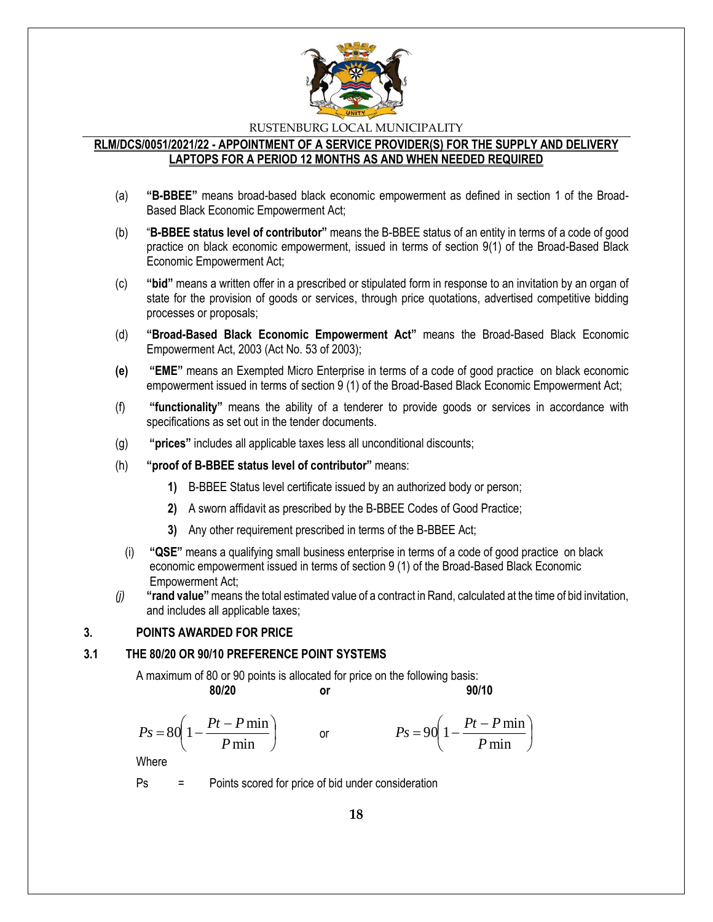(a) **"B-BBEE"** means broad-based black economic empowerment as defined in section 1 of the Broad-Based Black Economic Empowerment Act;

(b) "**B-BBEE status level of contributor"** means the B-BBEE status of an entity in terms of a code of good practice on black economic empowerment, issued in terms of section 9(1) of the Broad-Based Black Economic Empowerment Act;

(c) **"bid"** means a written offer in a prescribed or stipulated form in response to an invitation by an organ of state for the provision of goods or services, through price quotations, advertised competitive bidding processes or proposals;

(d) **"Broad-Based Black Economic Empowerment Act"** means the Broad-Based Black Economic Empowerment Act, 2003 (Act No. 53 of 2003);

**(e)** **"EME"** means an Exempted Micro Enterprise in terms of a code of good practice on black economic empowerment issued in terms of section 9 (1) of the Broad-Based Black Economic Empowerment Act;

(f) **"functionality"** means the ability of a tenderer to provide goods or services in accordance with specifications as set out in the tender documents.

(g) **"prices"** includes all applicable taxes less all unconditional discounts;

(h) **"proof of B-BBEE status level of contributor"** means:

**1)** B-BBEE Status level certificate issued by an authorized body or person;

**2)** A sworn affidavit as prescribed by the B-BBEE Codes of Good Practice;

**3)** Any other requirement prescribed in terms of the B-BBEE Act;

(i) **"QSE"** means a qualifying small business enterprise in terms of a code of good practice on black economic empowerment issued in terms of section 9 (1) of the Broad-Based Black Economic Empowerment Act;

*(j)* **"rand value"** means the total estimated value of a contract in Rand, calculated at the time of bid invitation, and includes all applicable taxes;

## 3. POINTS AWARDED FOR PRICE

### 3.1 THE 80/20 OR 90/10 PREFERENCE POINT SYSTEMS

A maximum of 80 or 90 points is allocated for price on the following basis:

**80/20** **or** **90/10**

$$Ps = 80\left(1 - \frac{Pt - P\min}{P\min}\right) \quad \text{or} \quad Ps = 90\left(1 - \frac{Pt - P\min}{P\min}\right)$$

Where

Ps = Points scored for price of bid under consideration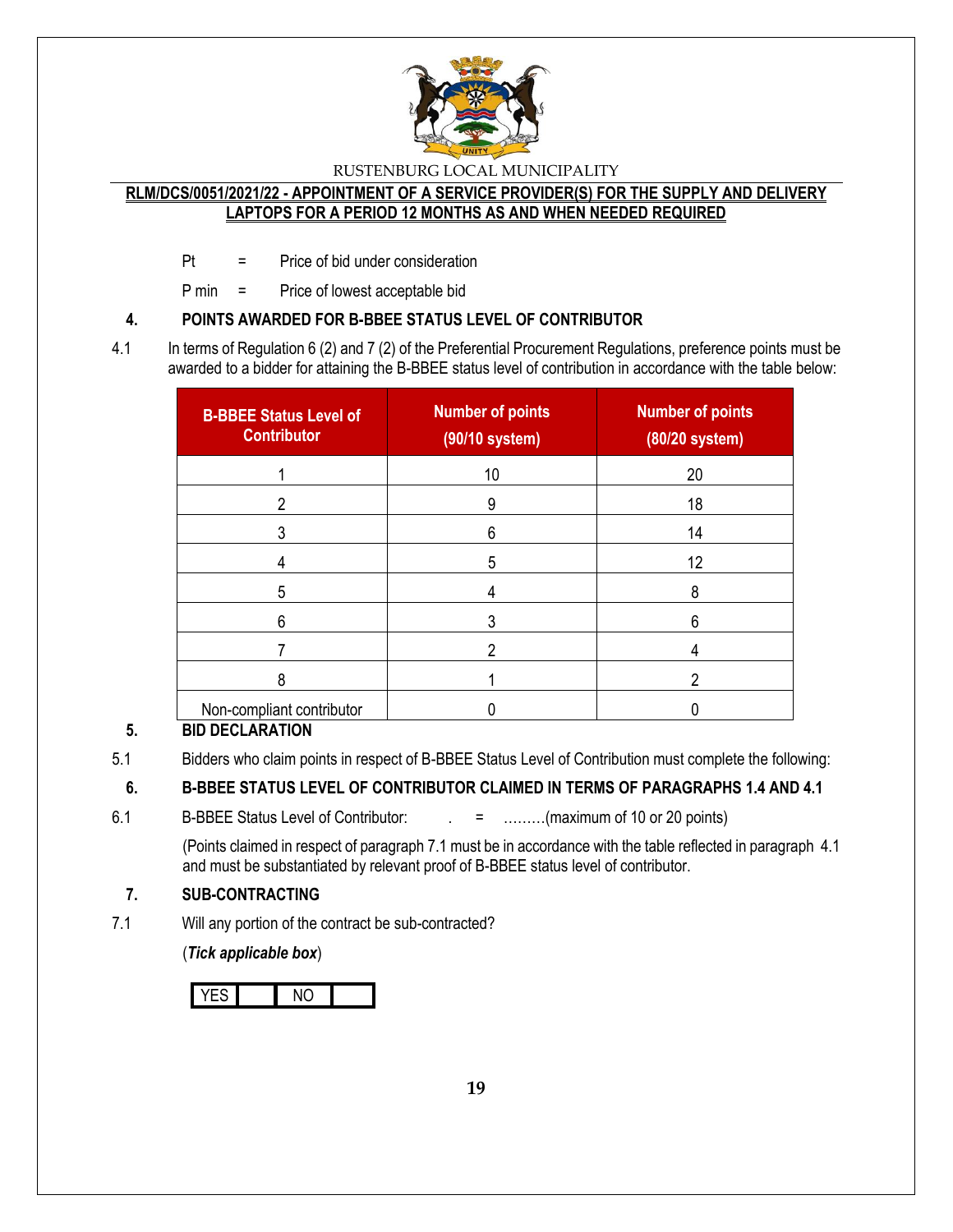Pt = Price of bid under consideration

P min = Price of lowest acceptable bid

### 4. POINTS AWARDED FOR B-BBEE STATUS LEVEL OF CONTRIBUTOR

4.1 In terms of Regulation 6 (2) and 7 (2) of the Preferential Procurement Regulations, preference points must be awarded to a bidder for attaining the B-BBEE status level of contribution in accordance with the table below:

| B-BBEE Status Level of Contributor | Number of points (90/10 system) | Number of points (80/20 system) |
|---|---|---|
| 1 | 10 | 20 |
| 2 | 9 | 18 |
| 3 | 6 | 14 |
| 4 | 5 | 12 |
| 5 | 4 | 8 |
| 6 | 3 | 6 |
| 7 | 2 | 4 |
| 8 | 1 | 2 |
| Non-compliant contributor | 0 | 0 |

### 5. BID DECLARATION

5.1 Bidders who claim points in respect of B-BBEE Status Level of Contribution must complete the following:

### 6. B-BBEE STATUS LEVEL OF CONTRIBUTOR CLAIMED IN TERMS OF PARAGRAPHS 1.4 AND 4.1

6.1 B-BBEE Status Level of Contributor: . = ………(maximum of 10 or 20 points)

(Points claimed in respect of paragraph 7.1 must be in accordance with the table reflected in paragraph 4.1 and must be substantiated by relevant proof of B-BBEE status level of contributor.

### 7. SUB-CONTRACTING

7.1 Will any portion of the contract be sub-contracted?

(***Tick applicable box***)

| YES | | NO | |
|---|---|---|---|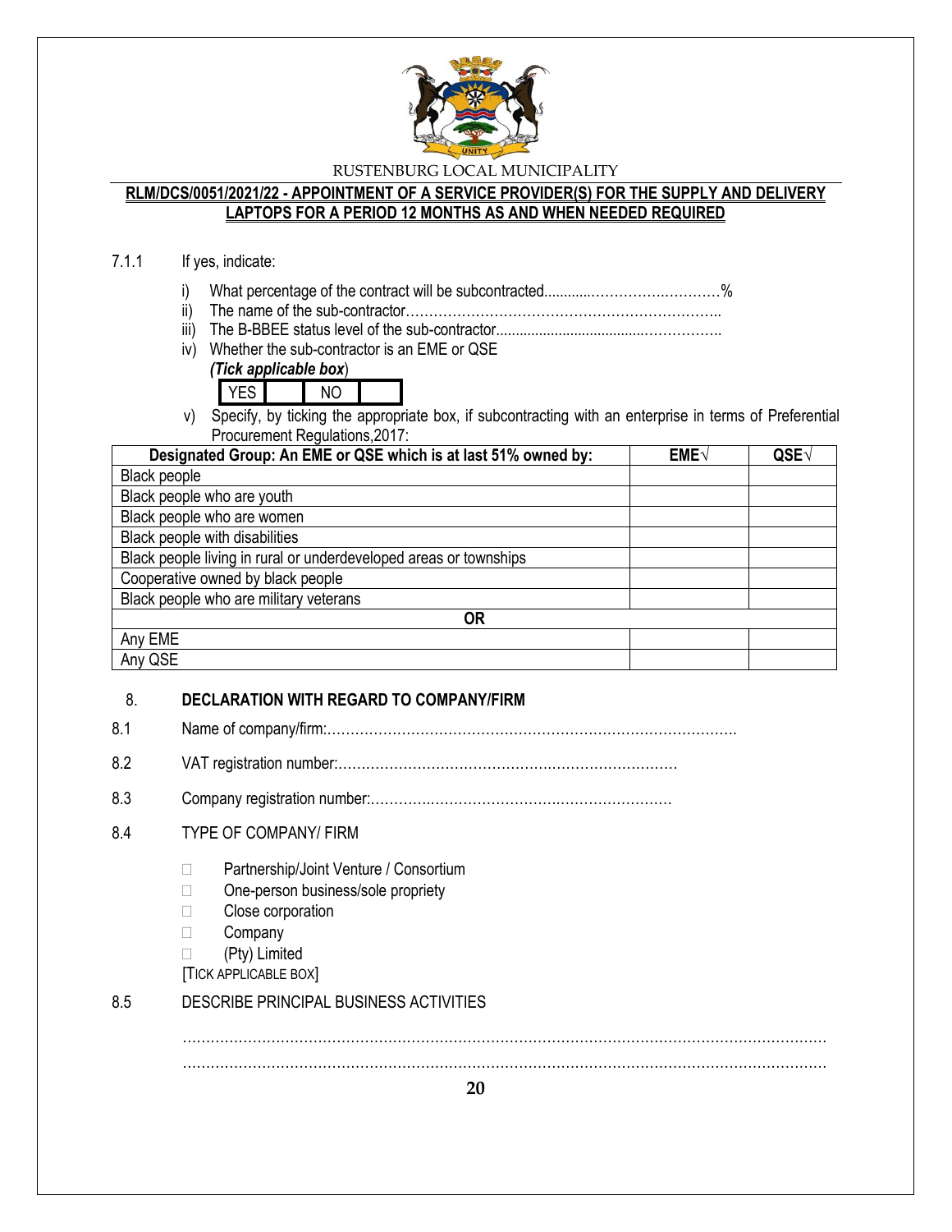RUSTENBURG LOCAL MUNICIPALITY

**RLM/DCS/0051/2021/22 - APPOINTMENT OF A SERVICE PROVIDER(S) FOR THE SUPPLY AND DELIVERY LAPTOPS FOR A PERIOD 12 MONTHS AS AND WHEN NEEDED REQUIRED**

7.1.1 If yes, indicate:

i) What percentage of the contract will be subcontracted............……………….…………%
ii) The name of the sub-contractor…………………………………………………………..
iii) The B-BBEE status level of the sub-contractor......................................……………..
iv) Whether the sub-contractor is an EME or QSE
*(Tick applicable box)*

| YES | | NO | |
|---|---|---|---|

v) Specify, by ticking the appropriate box, if subcontracting with an enterprise in terms of Preferential Procurement Regulations,2017:

| Designated Group: An EME or QSE which is at last 51% owned by: | EME√ | QSE√ |
|---|---|---|
| Black people | | |
| Black people who are youth | | |
| Black people who are women | | |
| Black people with disabilities | | |
| Black people living in rural or underdeveloped areas or townships | | |
| Cooperative owned by black people | | |
| Black people who are military veterans | | |
| **OR** | | |
| Any EME | | |
| Any QSE | | |

## 8. DECLARATION WITH REGARD TO COMPANY/FIRM

8.1 Name of company/firm:…………………………………………………………………………….

8.2 VAT registration number:……………………………………….…………………………

8.3 Company registration number:…………….……………………….…………………………

8.4 TYPE OF COMPANY/ FIRM

- ☐ Partnership/Joint Venture / Consortium
- ☐ One-person business/sole propriety
- ☐ Close corporation
- ☐ Company
- ☐ (Pty) Limited

[TICK APPLICABLE BOX]

8.5 DESCRIBE PRINCIPAL BUSINESS ACTIVITIES

………………………………………………………………………………………………………………………………

………………………………………………………………………………………………………………………………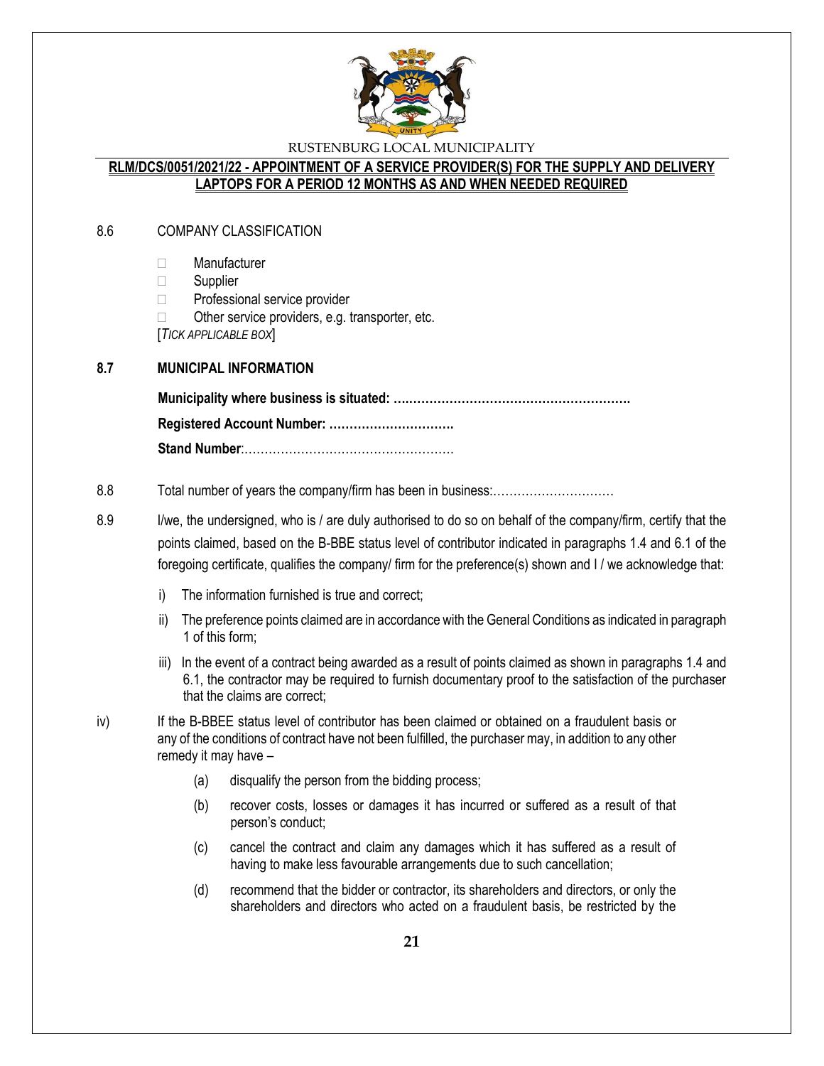8.6 COMPANY CLASSIFICATION

- ☐ Manufacturer
- ☐ Supplier
- ☐ Professional service provider
- ☐ Other service providers, e.g. transporter, etc.

[*TICK APPLICABLE BOX*]

**8.7 MUNICIPAL INFORMATION**

**Municipality where business is situated: ….………………………………………………….**

**Registered Account Number: ………………………….**

**Stand Number**:……………………………………………

8.8 Total number of years the company/firm has been in business:…………………………

8.9 I/we, the undersigned, who is / are duly authorised to do so on behalf of the company/firm, certify that the points claimed, based on the B-BBE status level of contributor indicated in paragraphs 1.4 and 6.1 of the foregoing certificate, qualifies the company/ firm for the preference(s) shown and I / we acknowledge that:

i) The information furnished is true and correct;

ii) The preference points claimed are in accordance with the General Conditions as indicated in paragraph 1 of this form;

iii) In the event of a contract being awarded as a result of points claimed as shown in paragraphs 1.4 and 6.1, the contractor may be required to furnish documentary proof to the satisfaction of the purchaser that the claims are correct;

iv) If the B-BBEE status level of contributor has been claimed or obtained on a fraudulent basis or any of the conditions of contract have not been fulfilled, the purchaser may, in addition to any other remedy it may have –

(a) disqualify the person from the bidding process;

(b) recover costs, losses or damages it has incurred or suffered as a result of that person's conduct;

(c) cancel the contract and claim any damages which it has suffered as a result of having to make less favourable arrangements due to such cancellation;

(d) recommend that the bidder or contractor, its shareholders and directors, or only the shareholders and directors who acted on a fraudulent basis, be restricted by the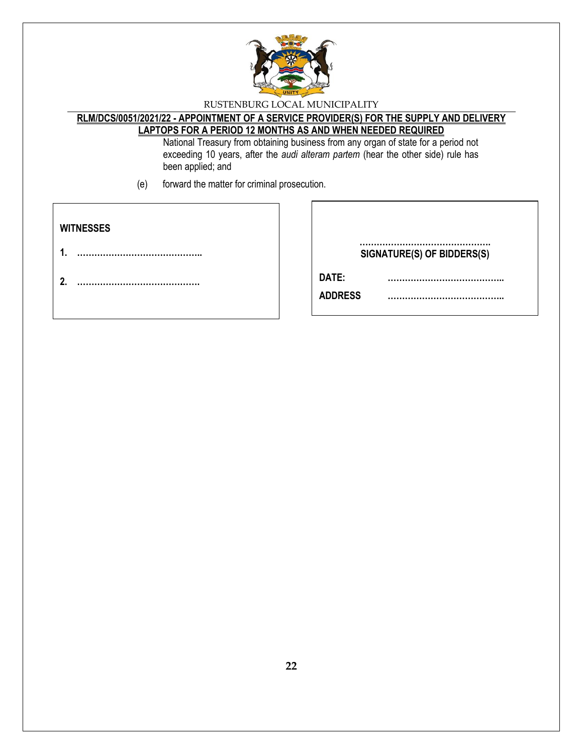National Treasury from obtaining business from any organ of state for a period not exceeding 10 years, after the *audi alteram partem* (hear the other side) rule has been applied; and

(e) forward the matter for criminal prosecution.

**WITNESSES**

**1. ……………………………………..**

**2. ……………………………………**

**……………………………………….**
**SIGNATURE(S) OF BIDDERS(S)**

**DATE: …………………………………..**

**ADDRESS …………………………………..**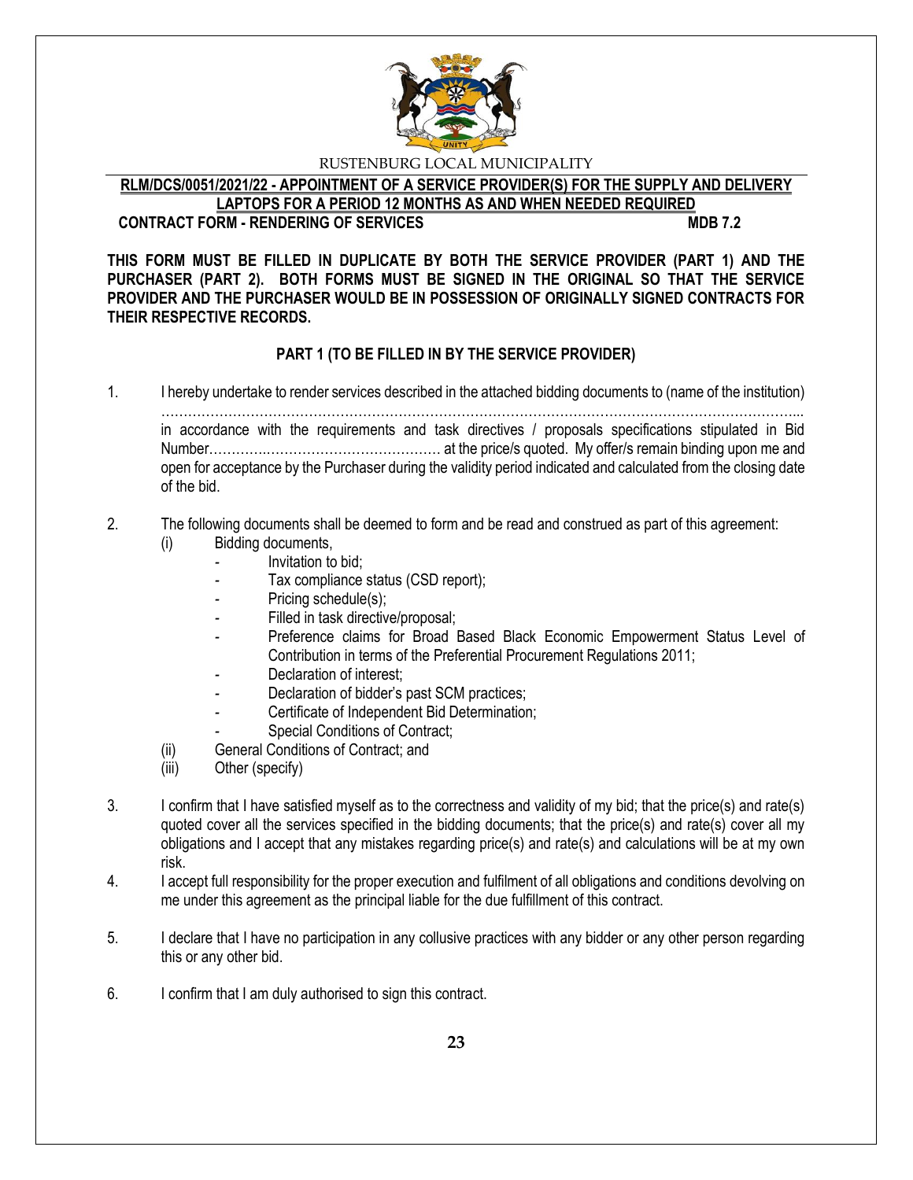RUSTENBURG LOCAL MUNICIPALITY

**RLM/DCS/0051/2021/22 - APPOINTMENT OF A SERVICE PROVIDER(S) FOR THE SUPPLY AND DELIVERY LAPTOPS FOR A PERIOD 12 MONTHS AS AND WHEN NEEDED REQUIRED**

**CONTRACT FORM - RENDERING OF SERVICES** **MDB 7.2**

**THIS FORM MUST BE FILLED IN DUPLICATE BY BOTH THE SERVICE PROVIDER (PART 1) AND THE PURCHASER (PART 2). BOTH FORMS MUST BE SIGNED IN THE ORIGINAL SO THAT THE SERVICE PROVIDER AND THE PURCHASER WOULD BE IN POSSESSION OF ORIGINALLY SIGNED CONTRACTS FOR THEIR RESPECTIVE RECORDS.**

**PART 1 (TO BE FILLED IN BY THE SERVICE PROVIDER)**

1. I hereby undertake to render services described in the attached bidding documents to (name of the institution) ………………………………………………………………………………………………………………………... in accordance with the requirements and task directives / proposals specifications stipulated in Bid Number………….………………………………… at the price/s quoted. My offer/s remain binding upon me and open for acceptance by the Purchaser during the validity period indicated and calculated from the closing date of the bid.

2. The following documents shall be deemed to form and be read and construed as part of this agreement:
   (i) Bidding documents,
      - Invitation to bid;
      - Tax compliance status (CSD report);
      - Pricing schedule(s);
      - Filled in task directive/proposal;
      - Preference claims for Broad Based Black Economic Empowerment Status Level of Contribution in terms of the Preferential Procurement Regulations 2011;
      - Declaration of interest;
      - Declaration of bidder's past SCM practices;
      - Certificate of Independent Bid Determination;
      - Special Conditions of Contract;
   (ii) General Conditions of Contract; and
   (iii) Other (specify)

3. I confirm that I have satisfied myself as to the correctness and validity of my bid; that the price(s) and rate(s) quoted cover all the services specified in the bidding documents; that the price(s) and rate(s) cover all my obligations and I accept that any mistakes regarding price(s) and rate(s) and calculations will be at my own risk.

4. I accept full responsibility for the proper execution and fulfilment of all obligations and conditions devolving on me under this agreement as the principal liable for the due fulfillment of this contract.

5. I declare that I have no participation in any collusive practices with any bidder or any other person regarding this or any other bid.

6. I confirm that I am duly authorised to sign this contract.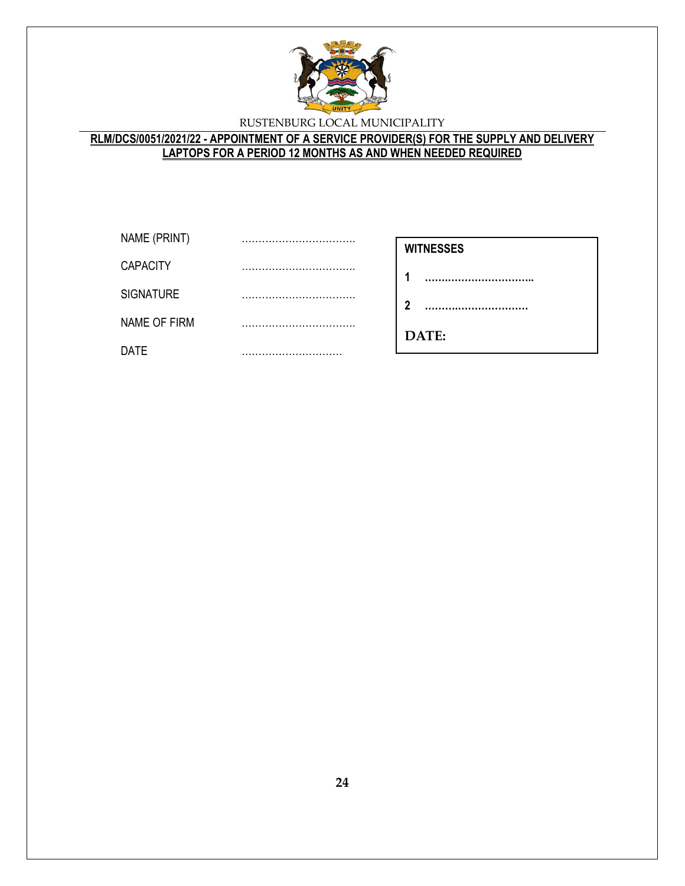NAME (PRINT) ……………………………

CAPACITY ……………………………

SIGNATURE ……………………………

NAME OF FIRM ……………………………

DATE …………………………

**WITNESSES**

**1** ……………………………

**2** ……………………………

**DATE:**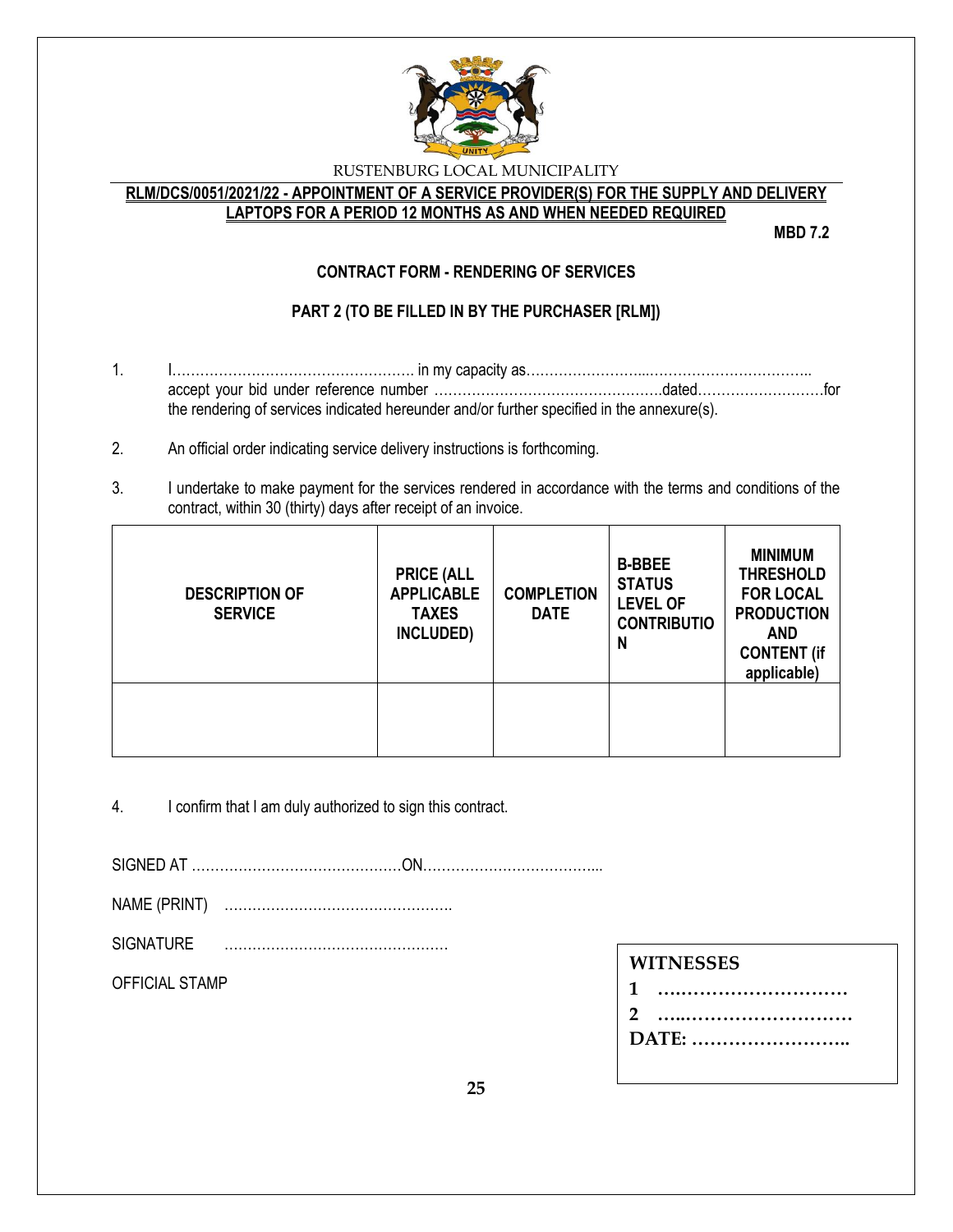RUSTENBURG LOCAL MUNICIPALITY

**RLM/DCS/0051/2021/22 - APPOINTMENT OF A SERVICE PROVIDER(S) FOR THE SUPPLY AND DELIVERY LAPTOPS FOR A PERIOD 12 MONTHS AS AND WHEN NEEDED REQUIRED**

**MBD 7.2**

**CONTRACT FORM - RENDERING OF SERVICES**

**PART 2 (TO BE FILLED IN BY THE PURCHASER [RLM])**

1. I……………………………………………. in my capacity as……………………...…………………………….. accept your bid under reference number ………………………………………….dated………………………for the rendering of services indicated hereunder and/or further specified in the annexure(s).

2. An official order indicating service delivery instructions is forthcoming.

3. I undertake to make payment for the services rendered in accordance with the terms and conditions of the contract, within 30 (thirty) days after receipt of an invoice.

| DESCRIPTION OF SERVICE | PRICE (ALL APPLICABLE TAXES INCLUDED) | COMPLETION DATE | B-BBEE STATUS LEVEL OF CONTRIBUTION | MINIMUM THRESHOLD FOR LOCAL PRODUCTION AND CONTENT (if applicable) |
|---|---|---|---|---|
| | | | | |

4. I confirm that I am duly authorized to sign this contract.

SIGNED AT ………………………………………ON………………………………...

NAME (PRINT) ………………………………………….

SIGNATURE …………………………………………

OFFICIAL STAMP

**WITNESSES**

**1 …..………………………**

**2 …..………………………**

**DATE: ……………………..**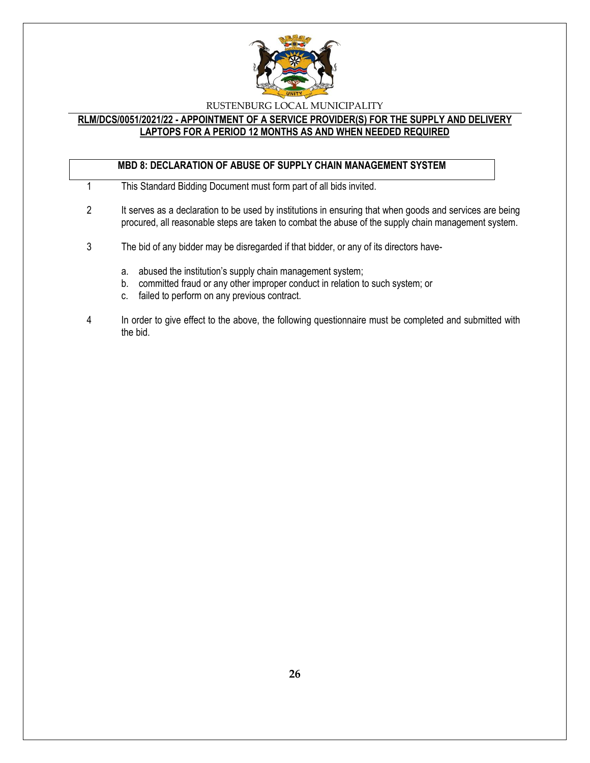RUSTENBURG LOCAL MUNICIPALITY

**RLM/DCS/0051/2021/22 - APPOINTMENT OF A SERVICE PROVIDER(S) FOR THE SUPPLY AND DELIVERY LAPTOPS FOR A PERIOD 12 MONTHS AS AND WHEN NEEDED REQUIRED**

## MBD 8: DECLARATION OF ABUSE OF SUPPLY CHAIN MANAGEMENT SYSTEM

1 This Standard Bidding Document must form part of all bids invited.

2 It serves as a declaration to be used by institutions in ensuring that when goods and services are being procured, all reasonable steps are taken to combat the abuse of the supply chain management system.

3 The bid of any bidder may be disregarded if that bidder, or any of its directors have-

   a. abused the institution's supply chain management system;
   b. committed fraud or any other improper conduct in relation to such system; or
   c. failed to perform on any previous contract.

4 In order to give effect to the above, the following questionnaire must be completed and submitted with the bid.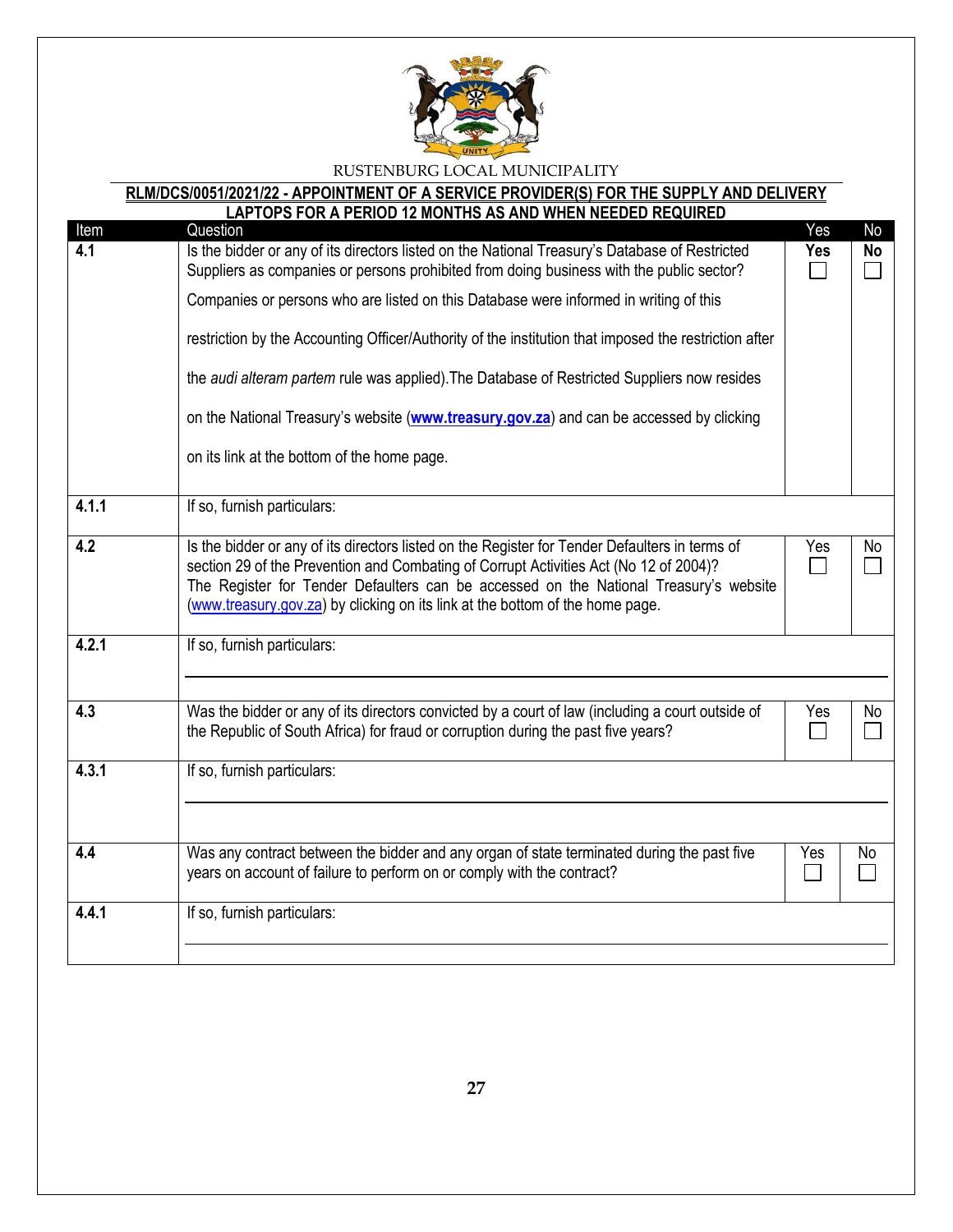RUSTENBURG LOCAL MUNICIPALITY

**RLM/DCS/0051/2021/22 - APPOINTMENT OF A SERVICE PROVIDER(S) FOR THE SUPPLY AND DELIVERY LAPTOPS FOR A PERIOD 12 MONTHS AS AND WHEN NEEDED REQUIRED**

| Item | Question | Yes | No |
|---|---|---|---|
| **4.1** | Is the bidder or any of its directors listed on the National Treasury's Database of Restricted Suppliers as companies or persons prohibited from doing business with the public sector? Companies or persons who are listed on this Database were informed in writing of this restriction by the Accounting Officer/Authority of the institution that imposed the restriction after the *audi alteram partem* rule was applied).The Database of Restricted Suppliers now resides on the National Treasury's website (**www.treasury.gov.za**) and can be accessed by clicking on its link at the bottom of the home page. | **Yes** ☐ | **No** ☐ |
| **4.1.1** | If so, furnish particulars: | | |
| **4.2** | Is the bidder or any of its directors listed on the Register for Tender Defaulters in terms of section 29 of the Prevention and Combating of Corrupt Activities Act (No 12 of 2004)? The Register for Tender Defaulters can be accessed on the National Treasury's website (www.treasury.gov.za) by clicking on its link at the bottom of the home page. | Yes ☐ | No ☐ |
| **4.2.1** | If so, furnish particulars: | | |
| **4.3** | Was the bidder or any of its directors convicted by a court of law (including a court outside of the Republic of South Africa) for fraud or corruption during the past five years? | Yes ☐ | No ☐ |
| **4.3.1** | If so, furnish particulars: | | |
| **4.4** | Was any contract between the bidder and any organ of state terminated during the past five years on account of failure to perform on or comply with the contract? | Yes ☐ | No ☐ |
| **4.4.1** | If so, furnish particulars: | | |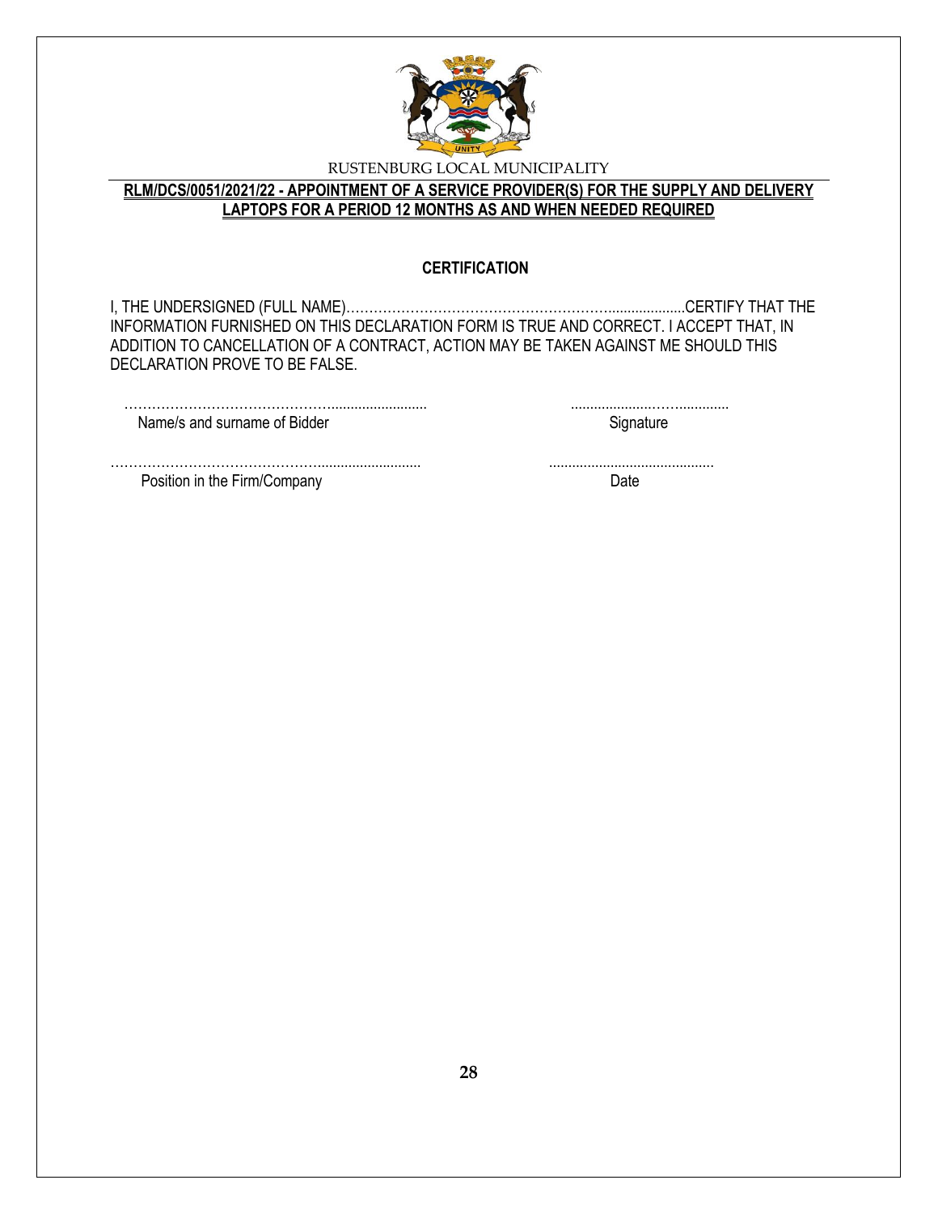RUSTENBURG LOCAL MUNICIPALITY

**RLM/DCS/0051/2021/22 - APPOINTMENT OF A SERVICE PROVIDER(S) FOR THE SUPPLY AND DELIVERY LAPTOPS FOR A PERIOD 12 MONTHS AS AND WHEN NEEDED REQUIRED**

**CERTIFICATION**

I, THE UNDERSIGNED (FULL NAME)…………………………………………………....................CERTIFY THAT THE INFORMATION FURNISHED ON THIS DECLARATION FORM IS TRUE AND CORRECT. I ACCEPT THAT, IN ADDITION TO CANCELLATION OF A CONTRACT, ACTION MAY BE TAKEN AGAINST ME SHOULD THIS DECLARATION PROVE TO BE FALSE.

| | |
|---|---|
| ………………………………………......................... | .......................…….............. |
| Name/s and surname of Bidder | Signature |
| ………………………………………......................... | .......................................... |
| Position in the Firm/Company | Date |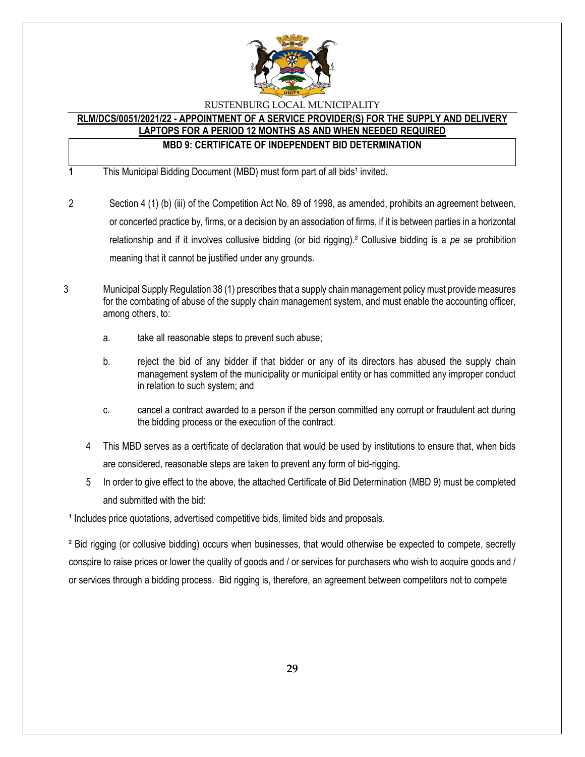RUSTENBURG LOCAL MUNICIPALITY

**RLM/DCS/0051/2021/22 - APPOINTMENT OF A SERVICE PROVIDER(S) FOR THE SUPPLY AND DELIVERY LAPTOPS FOR A PERIOD 12 MONTHS AS AND WHEN NEEDED REQUIRED**

**MBD 9: CERTIFICATE OF INDEPENDENT BID DETERMINATION**

1 This Municipal Bidding Document (MBD) must form part of all bids[1] invited.

2 Section 4 (1) (b) (iii) of the Competition Act No. 89 of 1998, as amended, prohibits an agreement between, or concerted practice by, firms, or a decision by an association of firms, if it is between parties in a horizontal relationship and if it involves collusive bidding (or bid rigging).[2] Collusive bidding is a *pe se* prohibition meaning that it cannot be justified under any grounds.

3 Municipal Supply Regulation 38 (1) prescribes that a supply chain management policy must provide measures for the combating of abuse of the supply chain management system, and must enable the accounting officer, among others, to:

a. take all reasonable steps to prevent such abuse;

b. reject the bid of any bidder if that bidder or any of its directors has abused the supply chain management system of the municipality or municipal entity or has committed any improper conduct in relation to such system; and

c. cancel a contract awarded to a person if the person committed any corrupt or fraudulent act during the bidding process or the execution of the contract.

4 This MBD serves as a certificate of declaration that would be used by institutions to ensure that, when bids are considered, reasonable steps are taken to prevent any form of bid-rigging.

5 In order to give effect to the above, the attached Certificate of Bid Determination (MBD 9) must be completed and submitted with the bid:

[1] Includes price quotations, advertised competitive bids, limited bids and proposals.

[2] Bid rigging (or collusive bidding) occurs when businesses, that would otherwise be expected to compete, secretly conspire to raise prices or lower the quality of goods and / or services for purchasers who wish to acquire goods and / or services through a bidding process. Bid rigging is, therefore, an agreement between competitors not to compete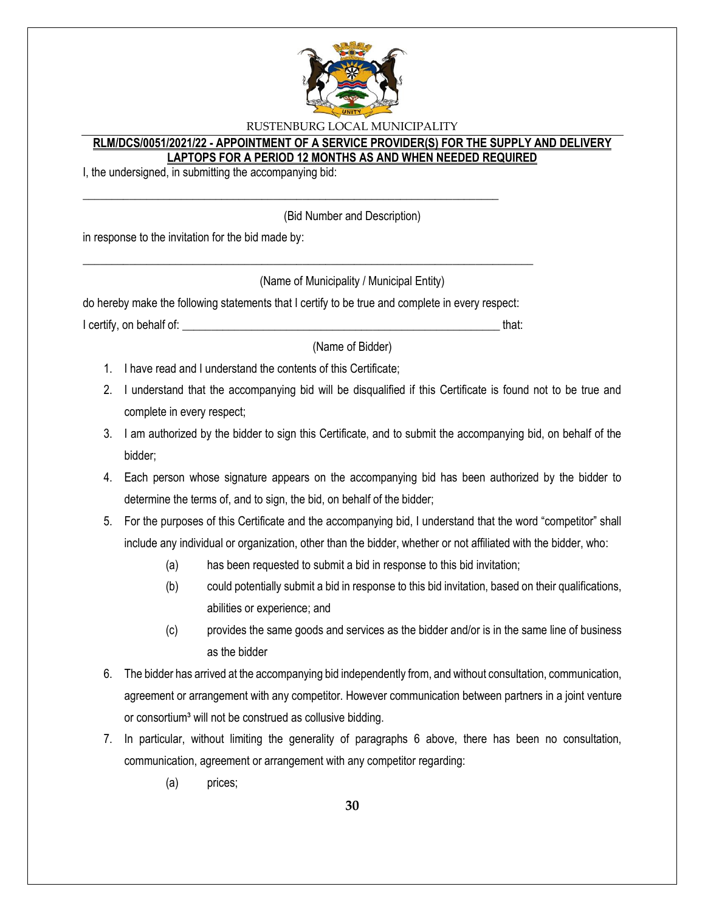**RLM/DCS/0051/2021/22 - APPOINTMENT OF A SERVICE PROVIDER(S) FOR THE SUPPLY AND DELIVERY LAPTOPS FOR A PERIOD 12 MONTHS AS AND WHEN NEEDED REQUIRED**

I, the undersigned, in submitting the accompanying bid:

\_\_\_\_\_\_\_\_\_\_\_\_\_\_\_\_\_\_\_\_\_\_\_\_\_\_\_\_\_\_\_\_\_\_\_\_\_\_\_\_\_\_\_\_\_\_\_\_\_\_\_\_\_\_\_\_\_\_\_\_\_\_\_\_\_\_\_\_\_\_\_\_

(Bid Number and Description)

in response to the invitation for the bid made by:

\_\_\_\_\_\_\_\_\_\_\_\_\_\_\_\_\_\_\_\_\_\_\_\_\_\_\_\_\_\_\_\_\_\_\_\_\_\_\_\_\_\_\_\_\_\_\_\_\_\_\_\_\_\_\_\_\_\_\_\_\_\_\_\_\_\_\_\_\_\_\_\_\_\_\_\_\_\_\_\_

(Name of Municipality / Municipal Entity)

do hereby make the following statements that I certify to be true and complete in every respect:

I certify, on behalf of: \_\_\_\_\_\_\_\_\_\_\_\_\_\_\_\_\_\_\_\_\_\_\_\_\_\_\_\_\_\_\_\_\_\_\_\_\_\_\_\_\_\_\_\_\_\_\_\_\_\_\_\_\_\_\_\_\_ that:

(Name of Bidder)

1. I have read and I understand the contents of this Certificate;
2. I understand that the accompanying bid will be disqualified if this Certificate is found not to be true and complete in every respect;
3. I am authorized by the bidder to sign this Certificate, and to submit the accompanying bid, on behalf of the bidder;
4. Each person whose signature appears on the accompanying bid has been authorized by the bidder to determine the terms of, and to sign, the bid, on behalf of the bidder;
5. For the purposes of this Certificate and the accompanying bid, I understand that the word "competitor" shall include any individual or organization, other than the bidder, whether or not affiliated with the bidder, who:
   - (a) has been requested to submit a bid in response to this bid invitation;
   - (b) could potentially submit a bid in response to this bid invitation, based on their qualifications, abilities or experience; and
   - (c) provides the same goods and services as the bidder and/or is in the same line of business as the bidder
6. The bidder has arrived at the accompanying bid independently from, and without consultation, communication, agreement or arrangement with any competitor. However communication between partners in a joint venture or consortium[3] will not be construed as collusive bidding.
7. In particular, without limiting the generality of paragraphs 6 above, there has been no consultation, communication, agreement or arrangement with any competitor regarding:
   - (a) prices;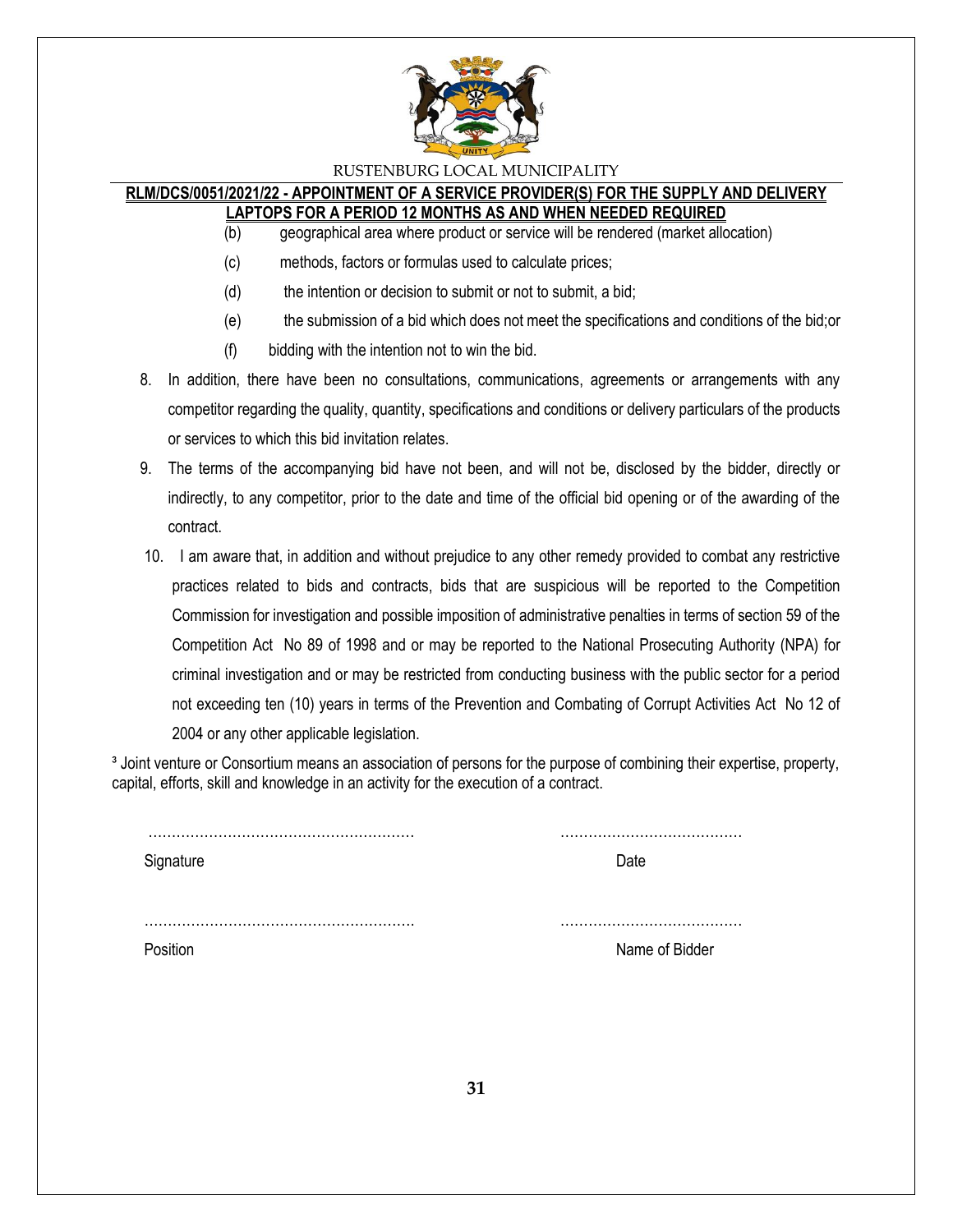(b) geographical area where product or service will be rendered (market allocation)

(c) methods, factors or formulas used to calculate prices;

(d) the intention or decision to submit or not to submit, a bid;

(e) the submission of a bid which does not meet the specifications and conditions of the bid;or

(f) bidding with the intention not to win the bid.

8. In addition, there have been no consultations, communications, agreements or arrangements with any competitor regarding the quality, quantity, specifications and conditions or delivery particulars of the products or services to which this bid invitation relates.

9. The terms of the accompanying bid have not been, and will not be, disclosed by the bidder, directly or indirectly, to any competitor, prior to the date and time of the official bid opening or of the awarding of the contract.

10. I am aware that, in addition and without prejudice to any other remedy provided to combat any restrictive practices related to bids and contracts, bids that are suspicious will be reported to the Competition Commission for investigation and possible imposition of administrative penalties in terms of section 59 of the Competition Act No 89 of 1998 and or may be reported to the National Prosecuting Authority (NPA) for criminal investigation and or may be restricted from conducting business with the public sector for a period not exceeding ten (10) years in terms of the Prevention and Combating of Corrupt Activities Act No 12 of 2004 or any other applicable legislation.

[3] Joint venture or Consortium means an association of persons for the purpose of combining their expertise, property, capital, efforts, skill and knowledge in an activity for the execution of a contract.

………………………………………………… ………………………………

Signature Date

………………………………………………… ………………………………

Position Name of Bidder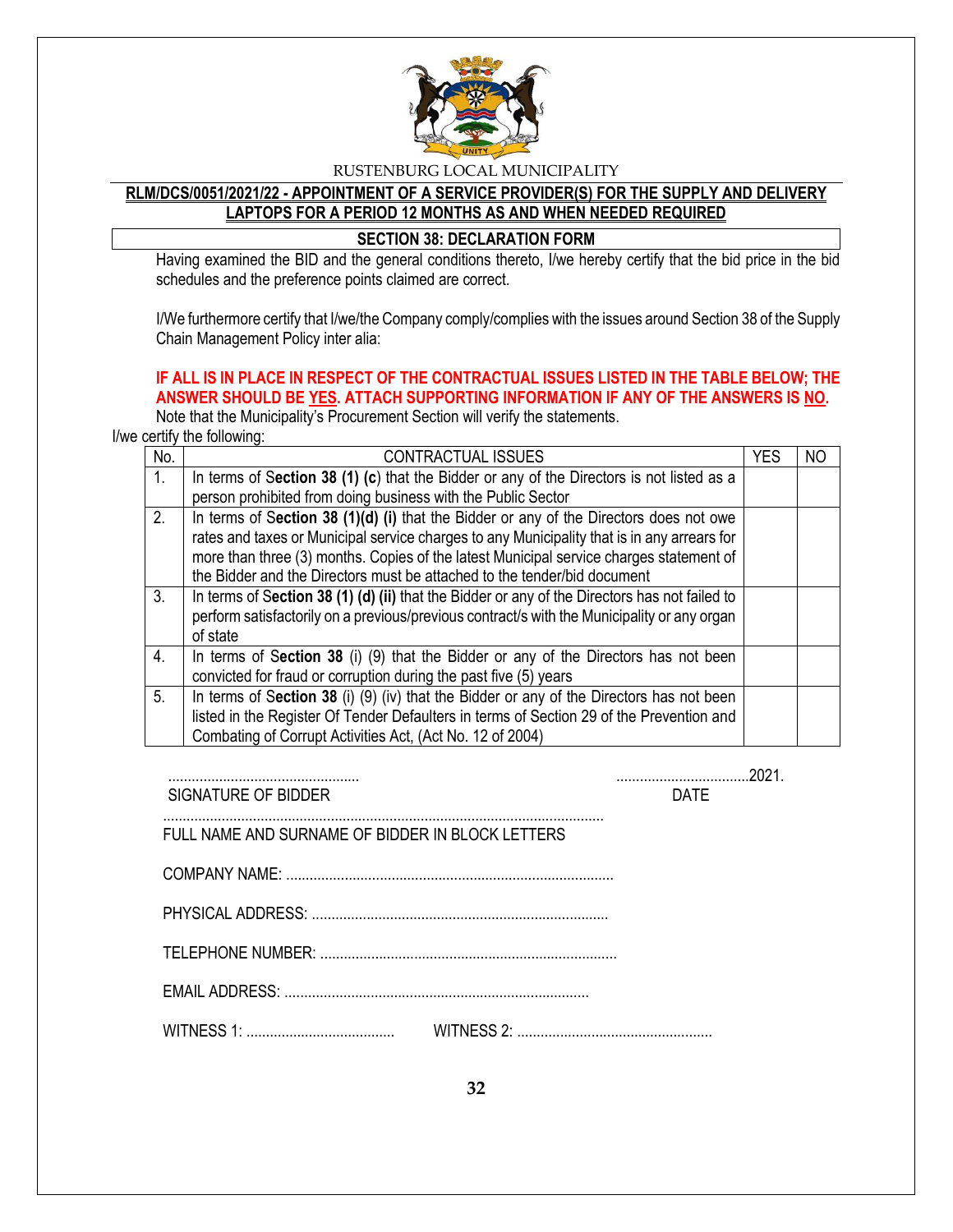RUSTENBURG LOCAL MUNICIPALITY

**RLM/DCS/0051/2021/22 - APPOINTMENT OF A SERVICE PROVIDER(S) FOR THE SUPPLY AND DELIVERY LAPTOPS FOR A PERIOD 12 MONTHS AS AND WHEN NEEDED REQUIRED**

## SECTION 38: DECLARATION FORM

Having examined the BID and the general conditions thereto, I/we hereby certify that the bid price in the bid schedules and the preference points claimed are correct.

I/We furthermore certify that I/we/the Company comply/complies with the issues around Section 38 of the Supply Chain Management Policy inter alia:

**IF ALL IS IN PLACE IN RESPECT OF THE CONTRACTUAL ISSUES LISTED IN THE TABLE BELOW; THE ANSWER SHOULD BE YES. ATTACH SUPPORTING INFORMATION IF ANY OF THE ANSWERS IS NO.**

Note that the Municipality's Procurement Section will verify the statements.

I/we certify the following:

| No. | CONTRACTUAL ISSUES | YES | NO |
|---|---|---|---|
| 1. | In terms of **Section 38 (1) (c)** that the Bidder or any of the Directors is not listed as a person prohibited from doing business with the Public Sector | | |
| 2. | In terms of **Section 38 (1)(d) (i)** that the Bidder or any of the Directors does not owe rates and taxes or Municipal service charges to any Municipality that is in any arrears for more than three (3) months. Copies of the latest Municipal service charges statement of the Bidder and the Directors must be attached to the tender/bid document | | |
| 3. | In terms of **Section 38 (1) (d) (ii)** that the Bidder or any of the Directors has not failed to perform satisfactorily on a previous/previous contract/s with the Municipality or any organ of state | | |
| 4. | In terms of **Section 38** (i) (9) that the Bidder or any of the Directors has not been convicted for fraud or corruption during the past five (5) years | | |
| 5. | In terms of **Section 38** (i) (9) (iv) that the Bidder or any of the Directors has not been listed in the Register Of Tender Defaulters in terms of Section 29 of the Prevention and Combating of Corrupt Activities Act, (Act No. 12 of 2004) | | |

................................................. ..................................2021.

SIGNATURE OF BIDDER DATE

.................................................................................................................

FULL NAME AND SURNAME OF BIDDER IN BLOCK LETTERS

COMPANY NAME: ....................................................................................

PHYSICAL ADDRESS: ............................................................................

TELEPHONE NUMBER: ............................................................................

EMAIL ADDRESS: ..............................................................................

WITNESS 1: ...................................... WITNESS 2: ..................................................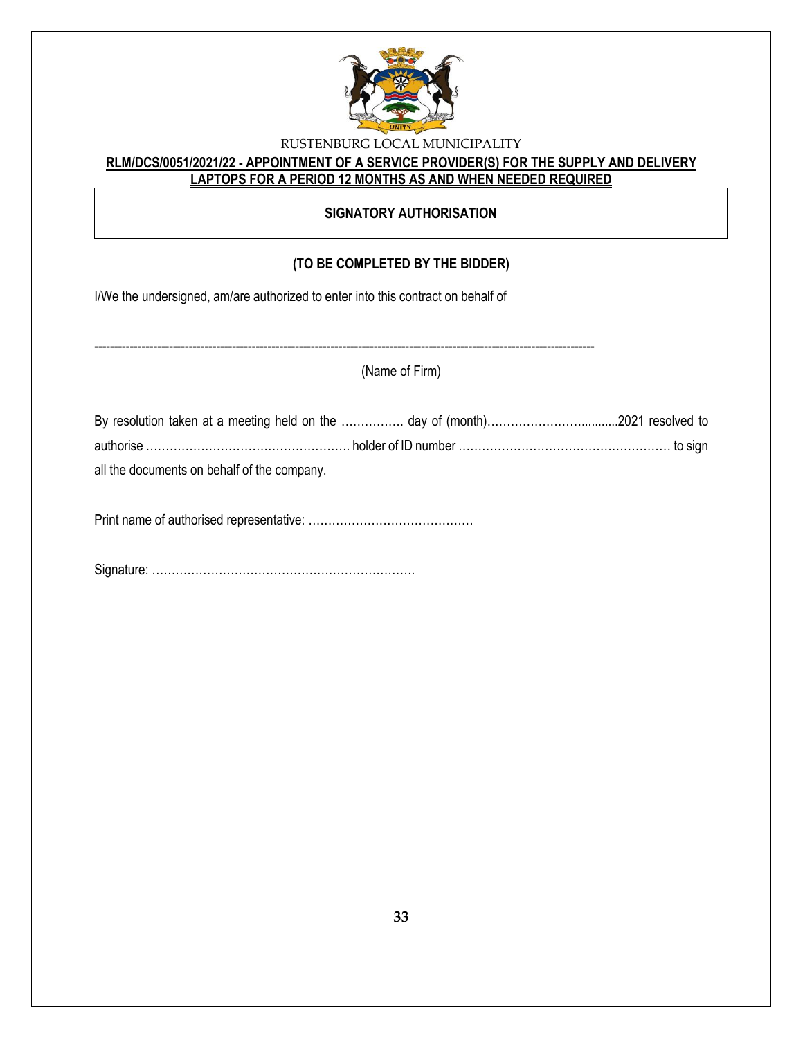RUSTENBURG LOCAL MUNICIPALITY

**RLM/DCS/0051/2021/22 - APPOINTMENT OF A SERVICE PROVIDER(S) FOR THE SUPPLY AND DELIVERY LAPTOPS FOR A PERIOD 12 MONTHS AS AND WHEN NEEDED REQUIRED**

**SIGNATORY AUTHORISATION**

**(TO BE COMPLETED BY THE BIDDER)**

I/We the undersigned, am/are authorized to enter into this contract on behalf of

------------------------------------------------------------------------------------------------------------------------

(Name of Firm)

By resolution taken at a meeting held on the ……………. day of (month)………………………..........2021 resolved to authorise ……………………………………………. holder of ID number ……………………………………………… to sign all the documents on behalf of the company.

Print name of authorised representative: ……………………………………

Signature: ………………………………………………………….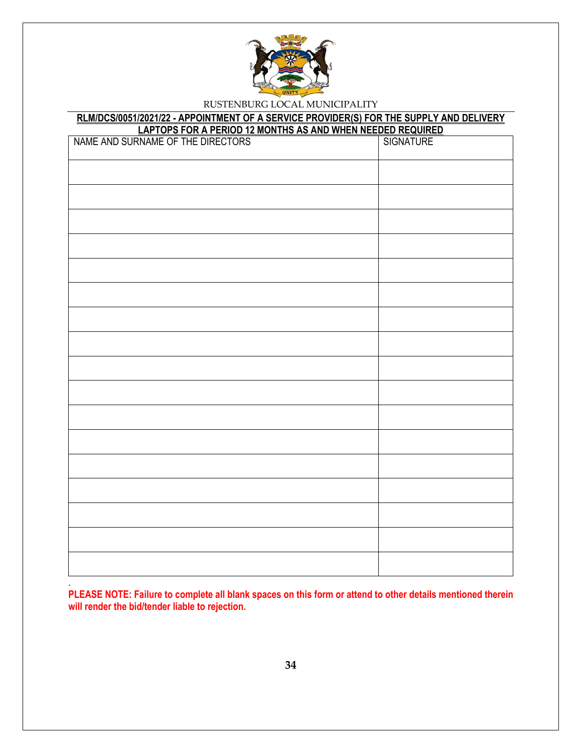RUSTENBURG LOCAL MUNICIPALITY

**RLM/DCS/0051/2021/22 - APPOINTMENT OF A SERVICE PROVIDER(S) FOR THE SUPPLY AND DELIVERY LAPTOPS FOR A PERIOD 12 MONTHS AS AND WHEN NEEDED REQUIRED**

| NAME AND SURNAME OF THE DIRECTORS | SIGNATURE |
|---|---|
| | |
| | |
| | |
| | |
| | |
| | |
| | |
| | |
| | |
| | |
| | |
| | |
| | |
| | |
| | |
| | |
| | |

.

**PLEASE NOTE: Failure to complete all blank spaces on this form or attend to other details mentioned therein will render the bid/tender liable to rejection.**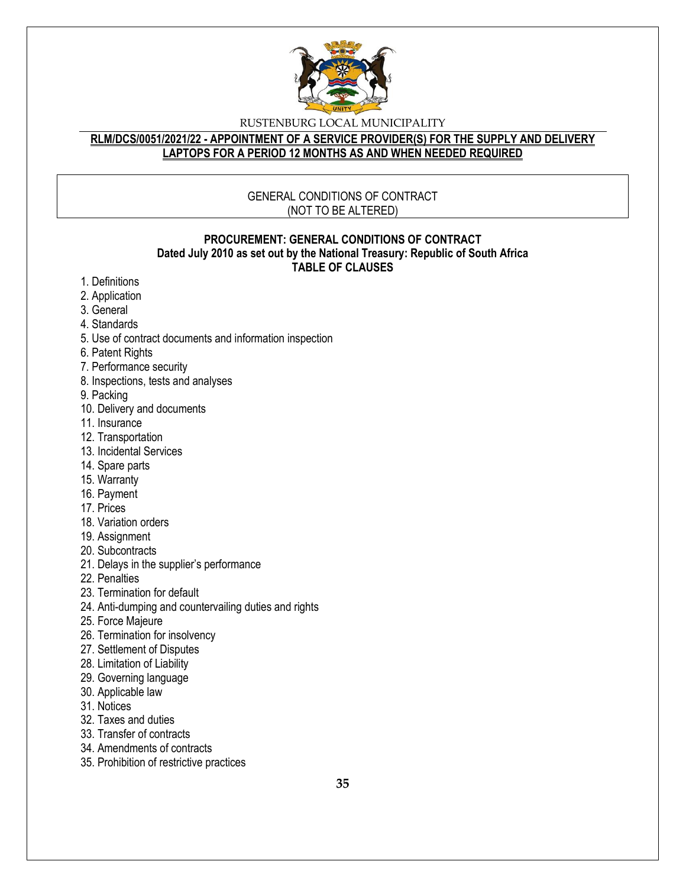RUSTENBURG LOCAL MUNICIPALITY

**RLM/DCS/0051/2021/22 - APPOINTMENT OF A SERVICE PROVIDER(S) FOR THE SUPPLY AND DELIVERY LAPTOPS FOR A PERIOD 12 MONTHS AS AND WHEN NEEDED REQUIRED**

GENERAL CONDITIONS OF CONTRACT
(NOT TO BE ALTERED)

**PROCUREMENT: GENERAL CONDITIONS OF CONTRACT**
**Dated July 2010 as set out by the National Treasury: Republic of South Africa**
**TABLE OF CLAUSES**

1. Definitions
2. Application
3. General
4. Standards
5. Use of contract documents and information inspection
6. Patent Rights
7. Performance security
8. Inspections, tests and analyses
9. Packing
10. Delivery and documents
11. Insurance
12. Transportation
13. Incidental Services
14. Spare parts
15. Warranty
16. Payment
17. Prices
18. Variation orders
19. Assignment
20. Subcontracts
21. Delays in the supplier's performance
22. Penalties
23. Termination for default
24. Anti-dumping and countervailing duties and rights
25. Force Majeure
26. Termination for insolvency
27. Settlement of Disputes
28. Limitation of Liability
29. Governing language
30. Applicable law
31. Notices
32. Taxes and duties
33. Transfer of contracts
34. Amendments of contracts
35. Prohibition of restrictive practices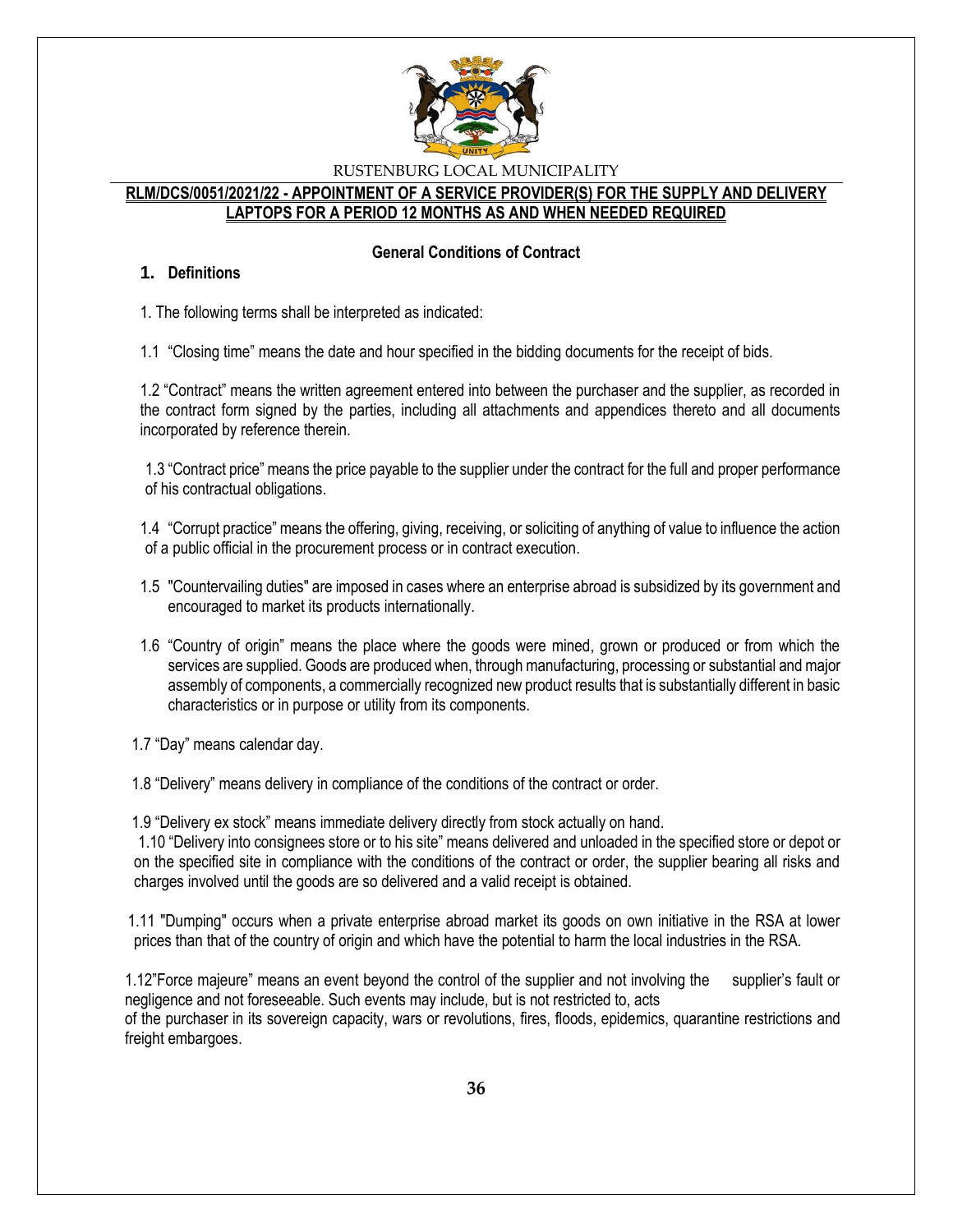RUSTENBURG LOCAL MUNICIPALITY

**RLM/DCS/0051/2021/22 - APPOINTMENT OF A SERVICE PROVIDER(S) FOR THE SUPPLY AND DELIVERY LAPTOPS FOR A PERIOD 12 MONTHS AS AND WHEN NEEDED REQUIRED**

**General Conditions of Contract**

## 1. Definitions

1. The following terms shall be interpreted as indicated:

1.1 "Closing time" means the date and hour specified in the bidding documents for the receipt of bids.

1.2 "Contract" means the written agreement entered into between the purchaser and the supplier, as recorded in the contract form signed by the parties, including all attachments and appendices thereto and all documents incorporated by reference therein.

1.3 "Contract price" means the price payable to the supplier under the contract for the full and proper performance of his contractual obligations.

1.4 "Corrupt practice" means the offering, giving, receiving, or soliciting of anything of value to influence the action of a public official in the procurement process or in contract execution.

1.5 "Countervailing duties" are imposed in cases where an enterprise abroad is subsidized by its government and encouraged to market its products internationally.

1.6 "Country of origin" means the place where the goods were mined, grown or produced or from which the services are supplied. Goods are produced when, through manufacturing, processing or substantial and major assembly of components, a commercially recognized new product results that is substantially different in basic characteristics or in purpose or utility from its components.

1.7 "Day" means calendar day.

1.8 "Delivery" means delivery in compliance of the conditions of the contract or order.

1.9 "Delivery ex stock" means immediate delivery directly from stock actually on hand.

1.10 "Delivery into consignees store or to his site" means delivered and unloaded in the specified store or depot or on the specified site in compliance with the conditions of the contract or order, the supplier bearing all risks and charges involved until the goods are so delivered and a valid receipt is obtained.

1.11 "Dumping" occurs when a private enterprise abroad market its goods on own initiative in the RSA at lower prices than that of the country of origin and which have the potential to harm the local industries in the RSA.

1.12"Force majeure" means an event beyond the control of the supplier and not involving the supplier's fault or negligence and not foreseeable. Such events may include, but is not restricted to, acts of the purchaser in its sovereign capacity, wars or revolutions, fires, floods, epidemics, quarantine restrictions and freight embargoes.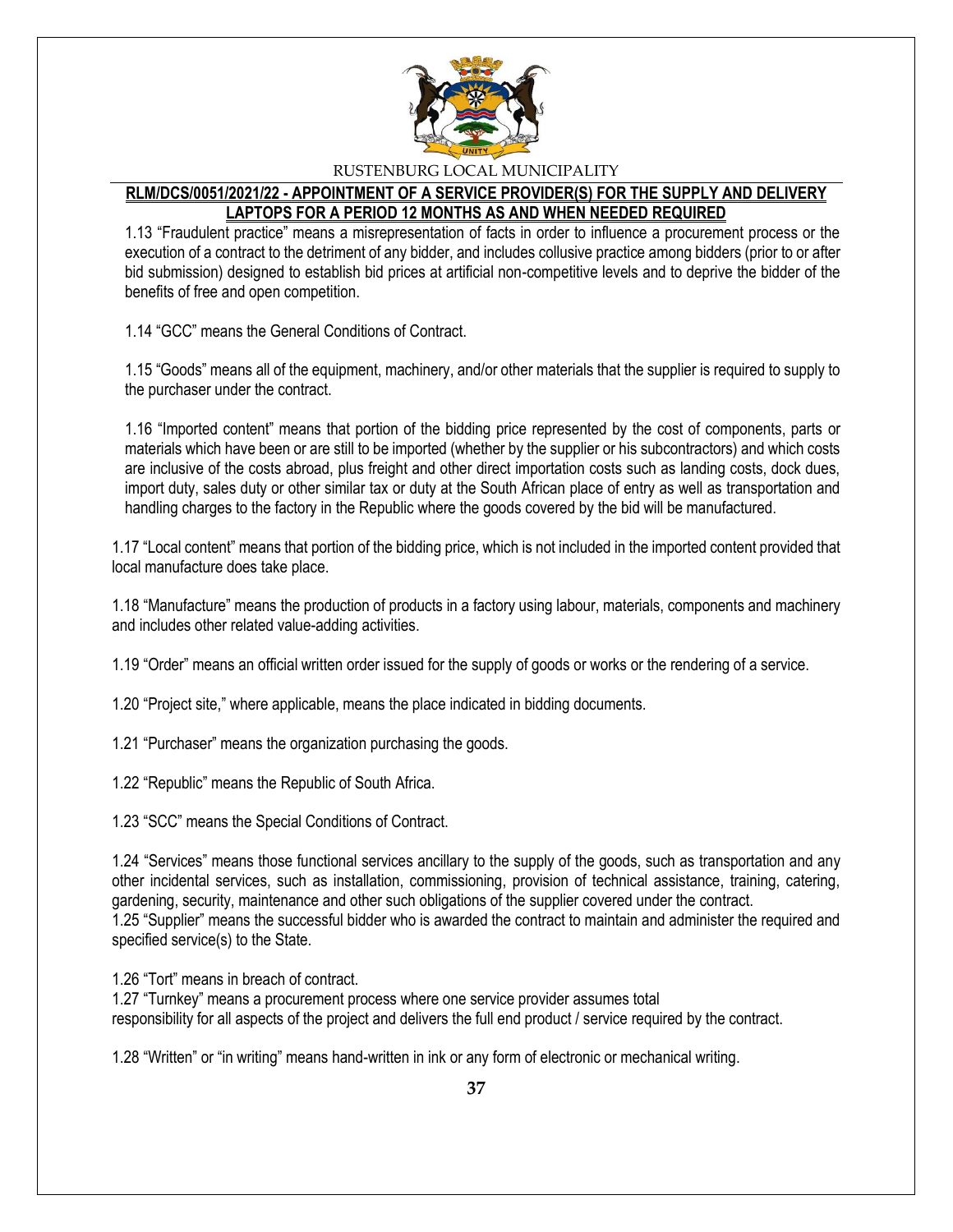1.13 "Fraudulent practice" means a misrepresentation of facts in order to influence a procurement process or the execution of a contract to the detriment of any bidder, and includes collusive practice among bidders (prior to or after bid submission) designed to establish bid prices at artificial non-competitive levels and to deprive the bidder of the benefits of free and open competition.

1.14 "GCC" means the General Conditions of Contract.

1.15 "Goods" means all of the equipment, machinery, and/or other materials that the supplier is required to supply to the purchaser under the contract.

1.16 "Imported content" means that portion of the bidding price represented by the cost of components, parts or materials which have been or are still to be imported (whether by the supplier or his subcontractors) and which costs are inclusive of the costs abroad, plus freight and other direct importation costs such as landing costs, dock dues, import duty, sales duty or other similar tax or duty at the South African place of entry as well as transportation and handling charges to the factory in the Republic where the goods covered by the bid will be manufactured.

1.17 "Local content" means that portion of the bidding price, which is not included in the imported content provided that local manufacture does take place.

1.18 "Manufacture" means the production of products in a factory using labour, materials, components and machinery and includes other related value-adding activities.

1.19 "Order" means an official written order issued for the supply of goods or works or the rendering of a service.

1.20 "Project site," where applicable, means the place indicated in bidding documents.

1.21 "Purchaser" means the organization purchasing the goods.

1.22 "Republic" means the Republic of South Africa.

1.23 "SCC" means the Special Conditions of Contract.

1.24 "Services" means those functional services ancillary to the supply of the goods, such as transportation and any other incidental services, such as installation, commissioning, provision of technical assistance, training, catering, gardening, security, maintenance and other such obligations of the supplier covered under the contract.

1.25 "Supplier" means the successful bidder who is awarded the contract to maintain and administer the required and specified service(s) to the State.

1.26 "Tort" means in breach of contract.

1.27 "Turnkey" means a procurement process where one service provider assumes total responsibility for all aspects of the project and delivers the full end product / service required by the contract.

1.28 "Written" or "in writing" means hand-written in ink or any form of electronic or mechanical writing.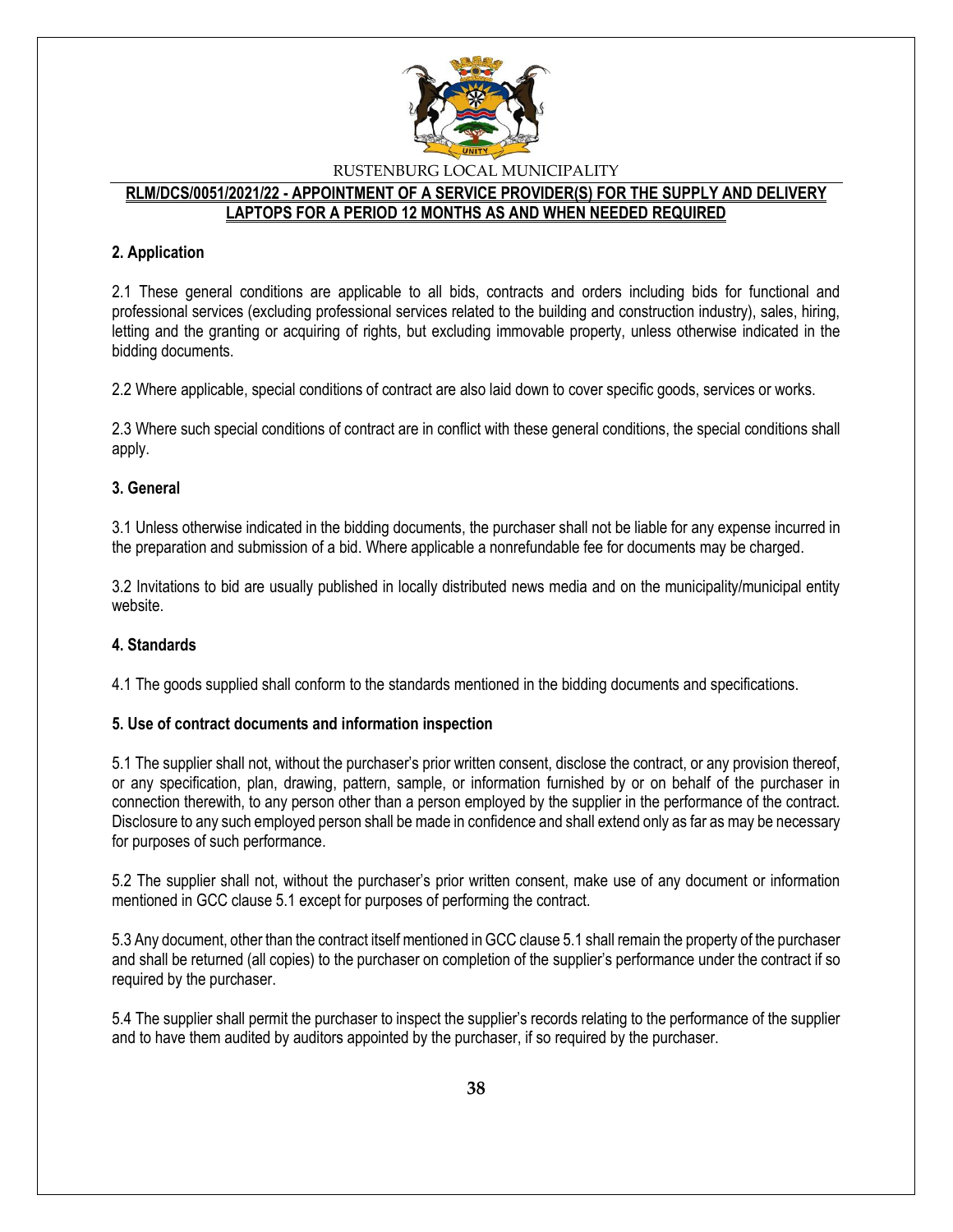## 2. Application

2.1 These general conditions are applicable to all bids, contracts and orders including bids for functional and professional services (excluding professional services related to the building and construction industry), sales, hiring, letting and the granting or acquiring of rights, but excluding immovable property, unless otherwise indicated in the bidding documents.

2.2 Where applicable, special conditions of contract are also laid down to cover specific goods, services or works.

2.3 Where such special conditions of contract are in conflict with these general conditions, the special conditions shall apply.

## 3. General

3.1 Unless otherwise indicated in the bidding documents, the purchaser shall not be liable for any expense incurred in the preparation and submission of a bid. Where applicable a nonrefundable fee for documents may be charged.

3.2 Invitations to bid are usually published in locally distributed news media and on the municipality/municipal entity website.

## 4. Standards

4.1 The goods supplied shall conform to the standards mentioned in the bidding documents and specifications.

## 5. Use of contract documents and information inspection

5.1 The supplier shall not, without the purchaser's prior written consent, disclose the contract, or any provision thereof, or any specification, plan, drawing, pattern, sample, or information furnished by or on behalf of the purchaser in connection therewith, to any person other than a person employed by the supplier in the performance of the contract. Disclosure to any such employed person shall be made in confidence and shall extend only as far as may be necessary for purposes of such performance.

5.2 The supplier shall not, without the purchaser's prior written consent, make use of any document or information mentioned in GCC clause 5.1 except for purposes of performing the contract.

5.3 Any document, other than the contract itself mentioned in GCC clause 5.1 shall remain the property of the purchaser and shall be returned (all copies) to the purchaser on completion of the supplier's performance under the contract if so required by the purchaser.

5.4 The supplier shall permit the purchaser to inspect the supplier's records relating to the performance of the supplier and to have them audited by auditors appointed by the purchaser, if so required by the purchaser.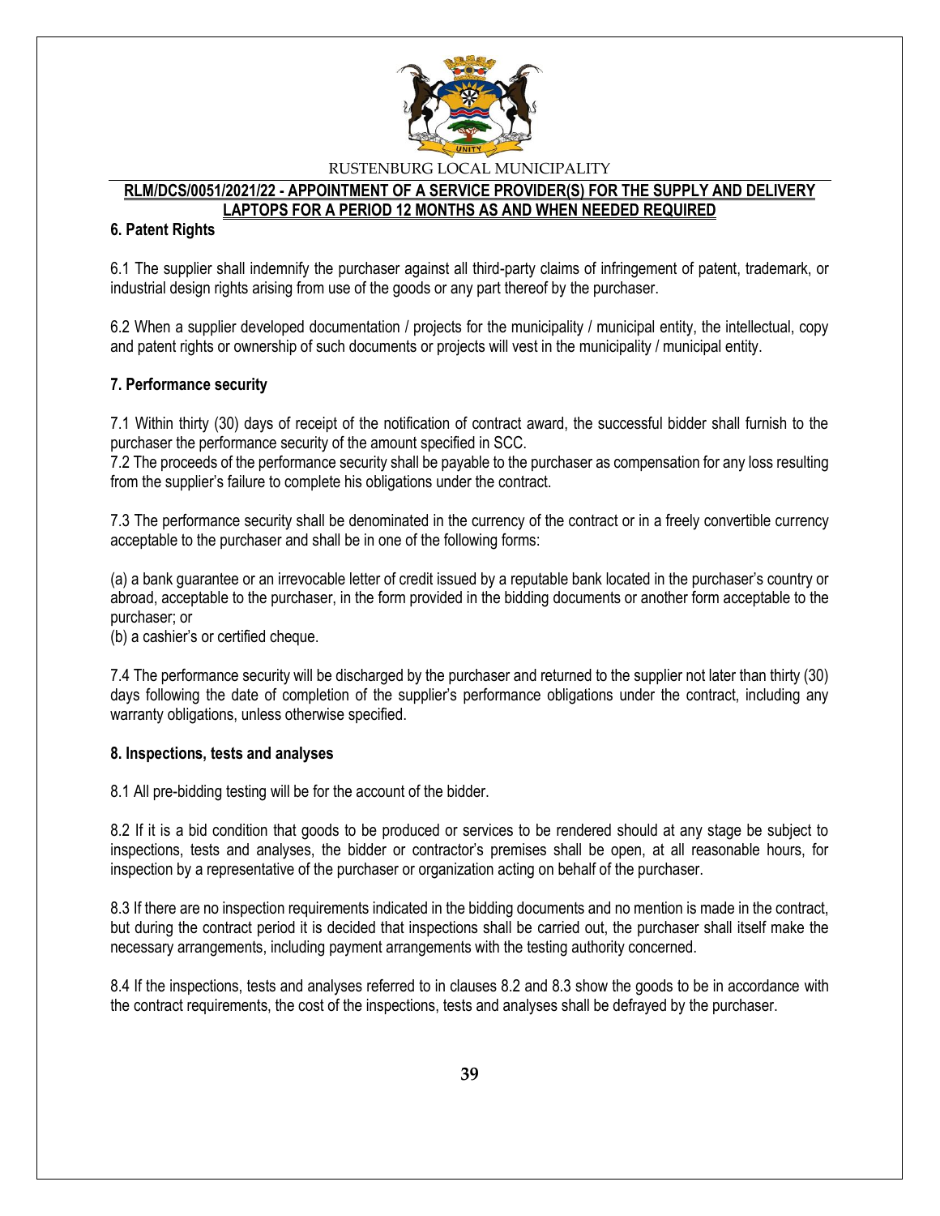### 6. Patent Rights

6.1 The supplier shall indemnify the purchaser against all third-party claims of infringement of patent, trademark, or industrial design rights arising from use of the goods or any part thereof by the purchaser.

6.2 When a supplier developed documentation / projects for the municipality / municipal entity, the intellectual, copy and patent rights or ownership of such documents or projects will vest in the municipality / municipal entity.

### 7. Performance security

7.1 Within thirty (30) days of receipt of the notification of contract award, the successful bidder shall furnish to the purchaser the performance security of the amount specified in SCC.

7.2 The proceeds of the performance security shall be payable to the purchaser as compensation for any loss resulting from the supplier's failure to complete his obligations under the contract.

7.3 The performance security shall be denominated in the currency of the contract or in a freely convertible currency acceptable to the purchaser and shall be in one of the following forms:

(a) a bank guarantee or an irrevocable letter of credit issued by a reputable bank located in the purchaser's country or abroad, acceptable to the purchaser, in the form provided in the bidding documents or another form acceptable to the purchaser; or

(b) a cashier's or certified cheque.

7.4 The performance security will be discharged by the purchaser and returned to the supplier not later than thirty (30) days following the date of completion of the supplier's performance obligations under the contract, including any warranty obligations, unless otherwise specified.

### 8. Inspections, tests and analyses

8.1 All pre-bidding testing will be for the account of the bidder.

8.2 If it is a bid condition that goods to be produced or services to be rendered should at any stage be subject to inspections, tests and analyses, the bidder or contractor's premises shall be open, at all reasonable hours, for inspection by a representative of the purchaser or organization acting on behalf of the purchaser.

8.3 If there are no inspection requirements indicated in the bidding documents and no mention is made in the contract, but during the contract period it is decided that inspections shall be carried out, the purchaser shall itself make the necessary arrangements, including payment arrangements with the testing authority concerned.

8.4 If the inspections, tests and analyses referred to in clauses 8.2 and 8.3 show the goods to be in accordance with the contract requirements, the cost of the inspections, tests and analyses shall be defrayed by the purchaser.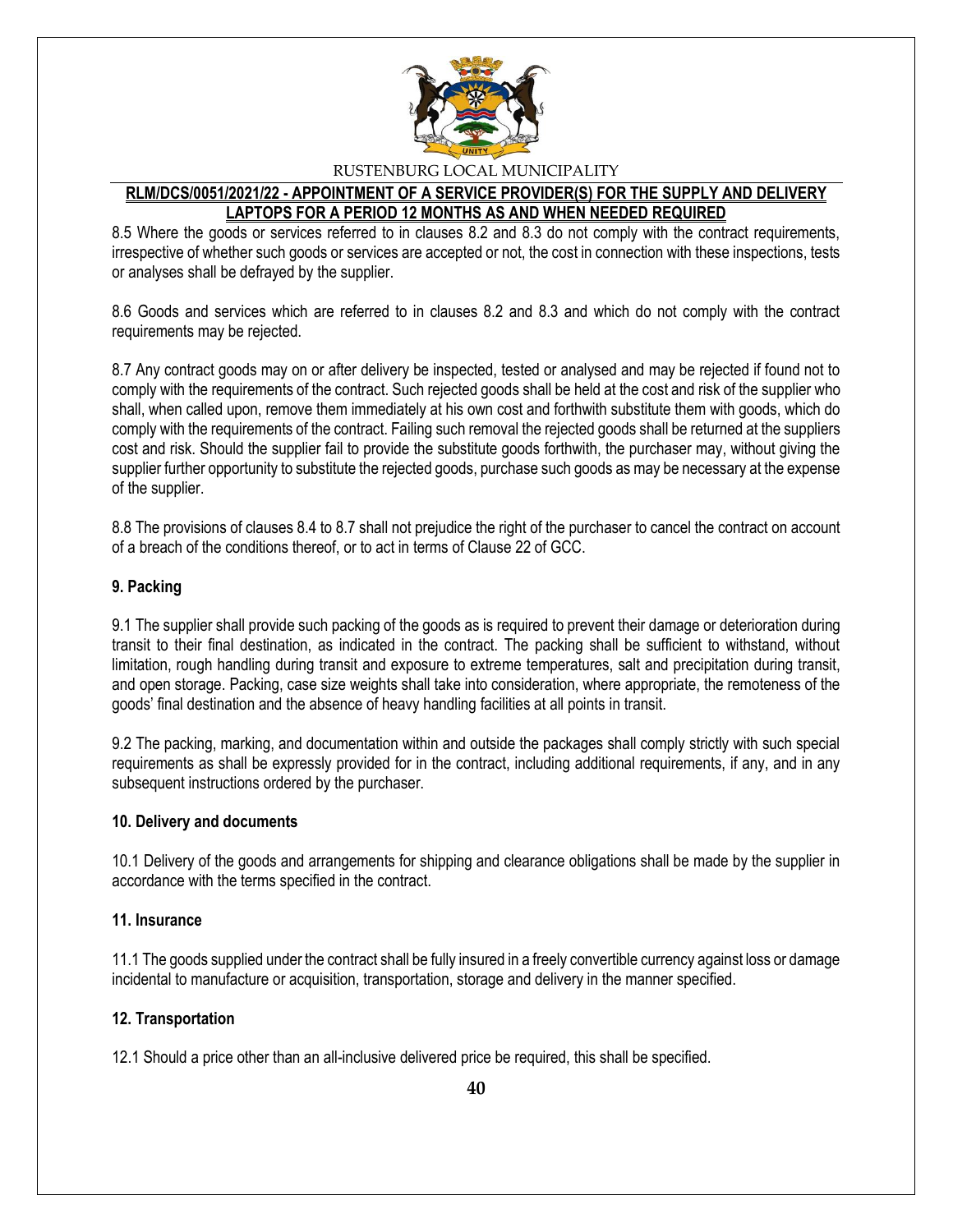8.5 Where the goods or services referred to in clauses 8.2 and 8.3 do not comply with the contract requirements, irrespective of whether such goods or services are accepted or not, the cost in connection with these inspections, tests or analyses shall be defrayed by the supplier.

8.6 Goods and services which are referred to in clauses 8.2 and 8.3 and which do not comply with the contract requirements may be rejected.

8.7 Any contract goods may on or after delivery be inspected, tested or analysed and may be rejected if found not to comply with the requirements of the contract. Such rejected goods shall be held at the cost and risk of the supplier who shall, when called upon, remove them immediately at his own cost and forthwith substitute them with goods, which do comply with the requirements of the contract. Failing such removal the rejected goods shall be returned at the suppliers cost and risk. Should the supplier fail to provide the substitute goods forthwith, the purchaser may, without giving the supplier further opportunity to substitute the rejected goods, purchase such goods as may be necessary at the expense of the supplier.

8.8 The provisions of clauses 8.4 to 8.7 shall not prejudice the right of the purchaser to cancel the contract on account of a breach of the conditions thereof, or to act in terms of Clause 22 of GCC.

**9. Packing**

9.1 The supplier shall provide such packing of the goods as is required to prevent their damage or deterioration during transit to their final destination, as indicated in the contract. The packing shall be sufficient to withstand, without limitation, rough handling during transit and exposure to extreme temperatures, salt and precipitation during transit, and open storage. Packing, case size weights shall take into consideration, where appropriate, the remoteness of the goods' final destination and the absence of heavy handling facilities at all points in transit.

9.2 The packing, marking, and documentation within and outside the packages shall comply strictly with such special requirements as shall be expressly provided for in the contract, including additional requirements, if any, and in any subsequent instructions ordered by the purchaser.

**10. Delivery and documents**

10.1 Delivery of the goods and arrangements for shipping and clearance obligations shall be made by the supplier in accordance with the terms specified in the contract.

**11. Insurance**

11.1 The goods supplied under the contract shall be fully insured in a freely convertible currency against loss or damage incidental to manufacture or acquisition, transportation, storage and delivery in the manner specified.

**12. Transportation**

12.1 Should a price other than an all-inclusive delivered price be required, this shall be specified.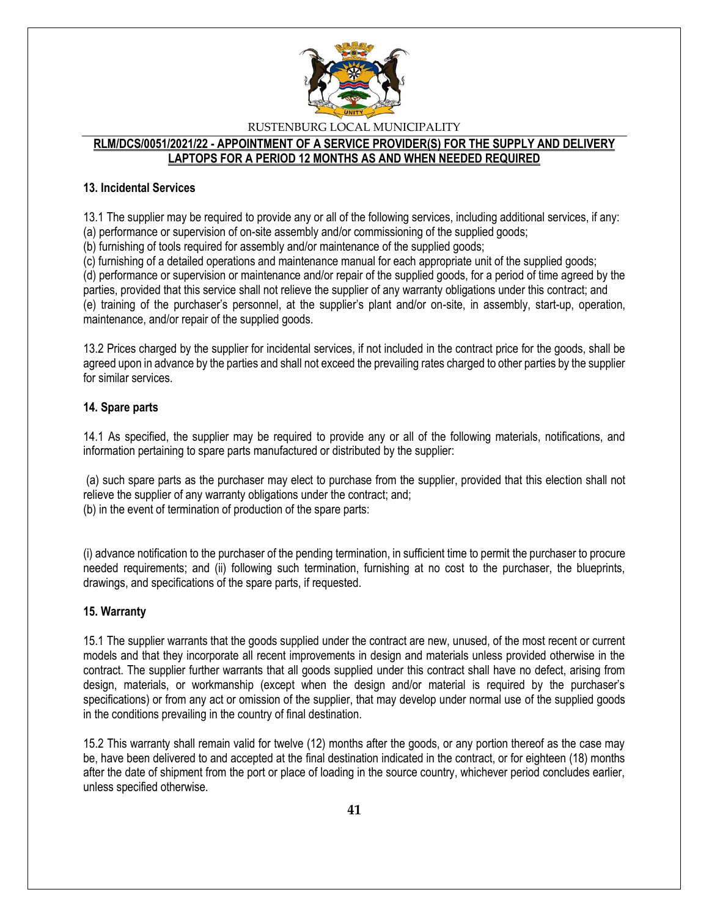## 13. Incidental Services

13.1 The supplier may be required to provide any or all of the following services, including additional services, if any:
(a) performance or supervision of on-site assembly and/or commissioning of the supplied goods;
(b) furnishing of tools required for assembly and/or maintenance of the supplied goods;
(c) furnishing of a detailed operations and maintenance manual for each appropriate unit of the supplied goods;
(d) performance or supervision or maintenance and/or repair of the supplied goods, for a period of time agreed by the parties, provided that this service shall not relieve the supplier of any warranty obligations under this contract; and
(e) training of the purchaser's personnel, at the supplier's plant and/or on-site, in assembly, start-up, operation, maintenance, and/or repair of the supplied goods.

13.2 Prices charged by the supplier for incidental services, if not included in the contract price for the goods, shall be agreed upon in advance by the parties and shall not exceed the prevailing rates charged to other parties by the supplier for similar services.

## 14. Spare parts

14.1 As specified, the supplier may be required to provide any or all of the following materials, notifications, and information pertaining to spare parts manufactured or distributed by the supplier:

(a) such spare parts as the purchaser may elect to purchase from the supplier, provided that this election shall not relieve the supplier of any warranty obligations under the contract; and;
(b) in the event of termination of production of the spare parts:

(i) advance notification to the purchaser of the pending termination, in sufficient time to permit the purchaser to procure needed requirements; and (ii) following such termination, furnishing at no cost to the purchaser, the blueprints, drawings, and specifications of the spare parts, if requested.

## 15. Warranty

15.1 The supplier warrants that the goods supplied under the contract are new, unused, of the most recent or current models and that they incorporate all recent improvements in design and materials unless provided otherwise in the contract. The supplier further warrants that all goods supplied under this contract shall have no defect, arising from design, materials, or workmanship (except when the design and/or material is required by the purchaser's specifications) or from any act or omission of the supplier, that may develop under normal use of the supplied goods in the conditions prevailing in the country of final destination.

15.2 This warranty shall remain valid for twelve (12) months after the goods, or any portion thereof as the case may be, have been delivered to and accepted at the final destination indicated in the contract, or for eighteen (18) months after the date of shipment from the port or place of loading in the source country, whichever period concludes earlier, unless specified otherwise.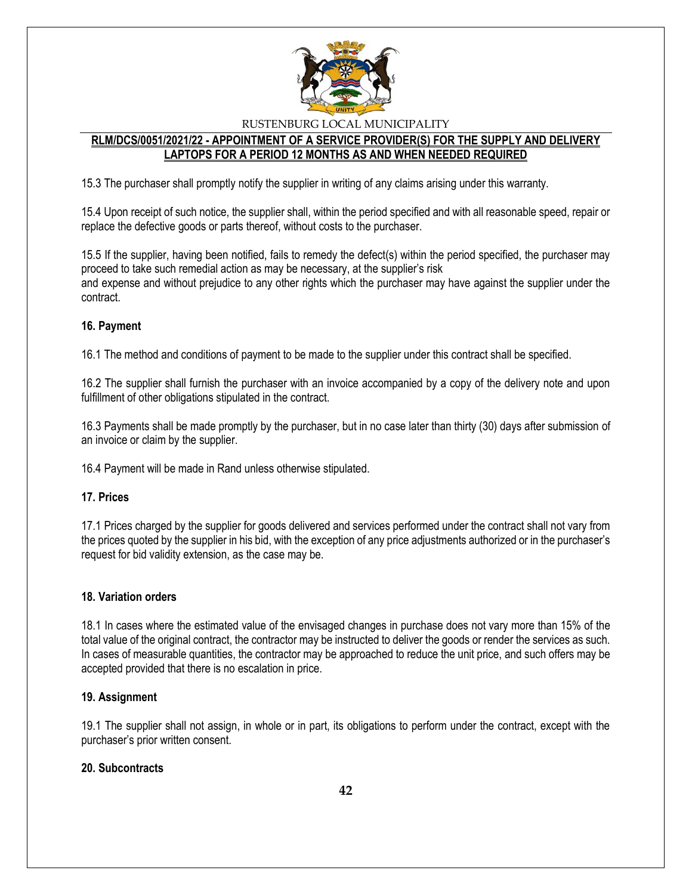15.3 The purchaser shall promptly notify the supplier in writing of any claims arising under this warranty.

15.4 Upon receipt of such notice, the supplier shall, within the period specified and with all reasonable speed, repair or replace the defective goods or parts thereof, without costs to the purchaser.

15.5 If the supplier, having been notified, fails to remedy the defect(s) within the period specified, the purchaser may proceed to take such remedial action as may be necessary, at the supplier's risk and expense and without prejudice to any other rights which the purchaser may have against the supplier under the contract.

**16. Payment**

16.1 The method and conditions of payment to be made to the supplier under this contract shall be specified.

16.2 The supplier shall furnish the purchaser with an invoice accompanied by a copy of the delivery note and upon fulfillment of other obligations stipulated in the contract.

16.3 Payments shall be made promptly by the purchaser, but in no case later than thirty (30) days after submission of an invoice or claim by the supplier.

16.4 Payment will be made in Rand unless otherwise stipulated.

**17. Prices**

17.1 Prices charged by the supplier for goods delivered and services performed under the contract shall not vary from the prices quoted by the supplier in his bid, with the exception of any price adjustments authorized or in the purchaser's request for bid validity extension, as the case may be.

**18. Variation orders**

18.1 In cases where the estimated value of the envisaged changes in purchase does not vary more than 15% of the total value of the original contract, the contractor may be instructed to deliver the goods or render the services as such. In cases of measurable quantities, the contractor may be approached to reduce the unit price, and such offers may be accepted provided that there is no escalation in price.

**19. Assignment**

19.1 The supplier shall not assign, in whole or in part, its obligations to perform under the contract, except with the purchaser's prior written consent.

**20. Subcontracts**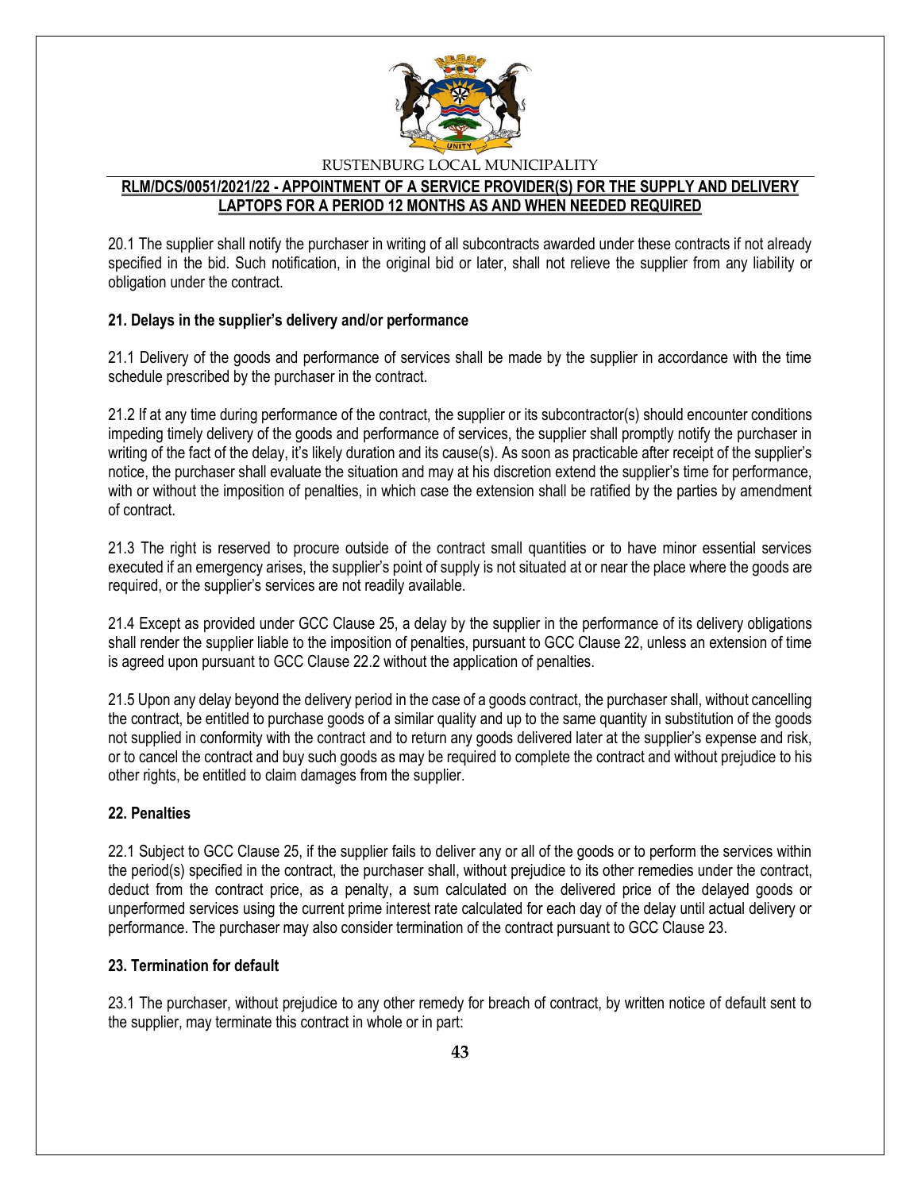20.1 The supplier shall notify the purchaser in writing of all subcontracts awarded under these contracts if not already specified in the bid. Such notification, in the original bid or later, shall not relieve the supplier from any liability or obligation under the contract.

**21. Delays in the supplier's delivery and/or performance**

21.1 Delivery of the goods and performance of services shall be made by the supplier in accordance with the time schedule prescribed by the purchaser in the contract.

21.2 If at any time during performance of the contract, the supplier or its subcontractor(s) should encounter conditions impeding timely delivery of the goods and performance of services, the supplier shall promptly notify the purchaser in writing of the fact of the delay, it's likely duration and its cause(s). As soon as practicable after receipt of the supplier's notice, the purchaser shall evaluate the situation and may at his discretion extend the supplier's time for performance, with or without the imposition of penalties, in which case the extension shall be ratified by the parties by amendment of contract.

21.3 The right is reserved to procure outside of the contract small quantities or to have minor essential services executed if an emergency arises, the supplier's point of supply is not situated at or near the place where the goods are required, or the supplier's services are not readily available.

21.4 Except as provided under GCC Clause 25, a delay by the supplier in the performance of its delivery obligations shall render the supplier liable to the imposition of penalties, pursuant to GCC Clause 22, unless an extension of time is agreed upon pursuant to GCC Clause 22.2 without the application of penalties.

21.5 Upon any delay beyond the delivery period in the case of a goods contract, the purchaser shall, without cancelling the contract, be entitled to purchase goods of a similar quality and up to the same quantity in substitution of the goods not supplied in conformity with the contract and to return any goods delivered later at the supplier's expense and risk, or to cancel the contract and buy such goods as may be required to complete the contract and without prejudice to his other rights, be entitled to claim damages from the supplier.

**22. Penalties**

22.1 Subject to GCC Clause 25, if the supplier fails to deliver any or all of the goods or to perform the services within the period(s) specified in the contract, the purchaser shall, without prejudice to its other remedies under the contract, deduct from the contract price, as a penalty, a sum calculated on the delivered price of the delayed goods or unperformed services using the current prime interest rate calculated for each day of the delay until actual delivery or performance. The purchaser may also consider termination of the contract pursuant to GCC Clause 23.

**23. Termination for default**

23.1 The purchaser, without prejudice to any other remedy for breach of contract, by written notice of default sent to the supplier, may terminate this contract in whole or in part: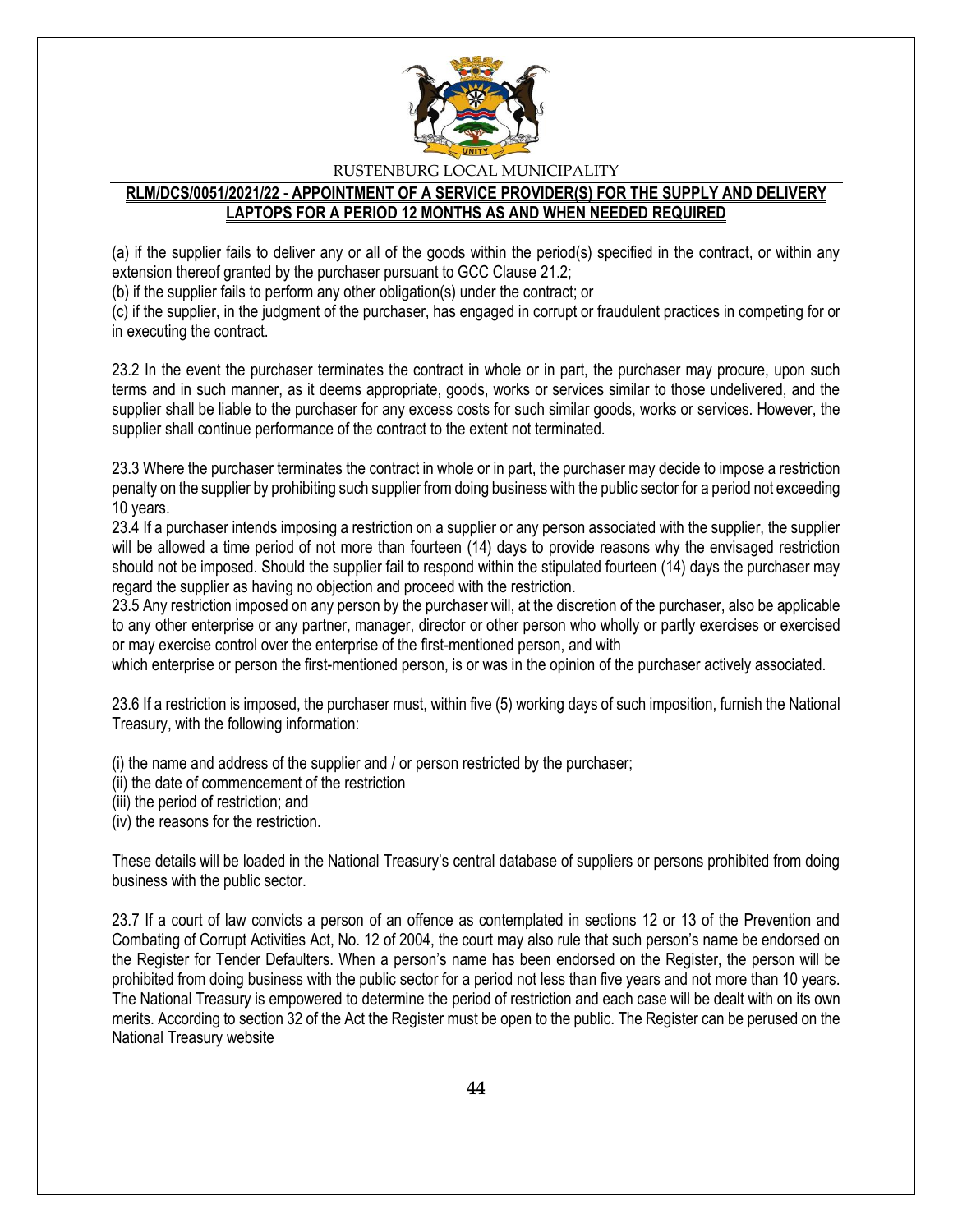(a) if the supplier fails to deliver any or all of the goods within the period(s) specified in the contract, or within any extension thereof granted by the purchaser pursuant to GCC Clause 21.2;

(b) if the supplier fails to perform any other obligation(s) under the contract; or

(c) if the supplier, in the judgment of the purchaser, has engaged in corrupt or fraudulent practices in competing for or in executing the contract.

23.2 In the event the purchaser terminates the contract in whole or in part, the purchaser may procure, upon such terms and in such manner, as it deems appropriate, goods, works or services similar to those undelivered, and the supplier shall be liable to the purchaser for any excess costs for such similar goods, works or services. However, the supplier shall continue performance of the contract to the extent not terminated.

23.3 Where the purchaser terminates the contract in whole or in part, the purchaser may decide to impose a restriction penalty on the supplier by prohibiting such supplier from doing business with the public sector for a period not exceeding 10 years.

23.4 If a purchaser intends imposing a restriction on a supplier or any person associated with the supplier, the supplier will be allowed a time period of not more than fourteen (14) days to provide reasons why the envisaged restriction should not be imposed. Should the supplier fail to respond within the stipulated fourteen (14) days the purchaser may regard the supplier as having no objection and proceed with the restriction.

23.5 Any restriction imposed on any person by the purchaser will, at the discretion of the purchaser, also be applicable to any other enterprise or any partner, manager, director or other person who wholly or partly exercises or exercised or may exercise control over the enterprise of the first-mentioned person, and with which enterprise or person the first-mentioned person, is or was in the opinion of the purchaser actively associated.

23.6 If a restriction is imposed, the purchaser must, within five (5) working days of such imposition, furnish the National Treasury, with the following information:

(i) the name and address of the supplier and / or person restricted by the purchaser;
(ii) the date of commencement of the restriction
(iii) the period of restriction; and
(iv) the reasons for the restriction.

These details will be loaded in the National Treasury's central database of suppliers or persons prohibited from doing business with the public sector.

23.7 If a court of law convicts a person of an offence as contemplated in sections 12 or 13 of the Prevention and Combating of Corrupt Activities Act, No. 12 of 2004, the court may also rule that such person's name be endorsed on the Register for Tender Defaulters. When a person's name has been endorsed on the Register, the person will be prohibited from doing business with the public sector for a period not less than five years and not more than 10 years. The National Treasury is empowered to determine the period of restriction and each case will be dealt with on its own merits. According to section 32 of the Act the Register must be open to the public. The Register can be perused on the National Treasury website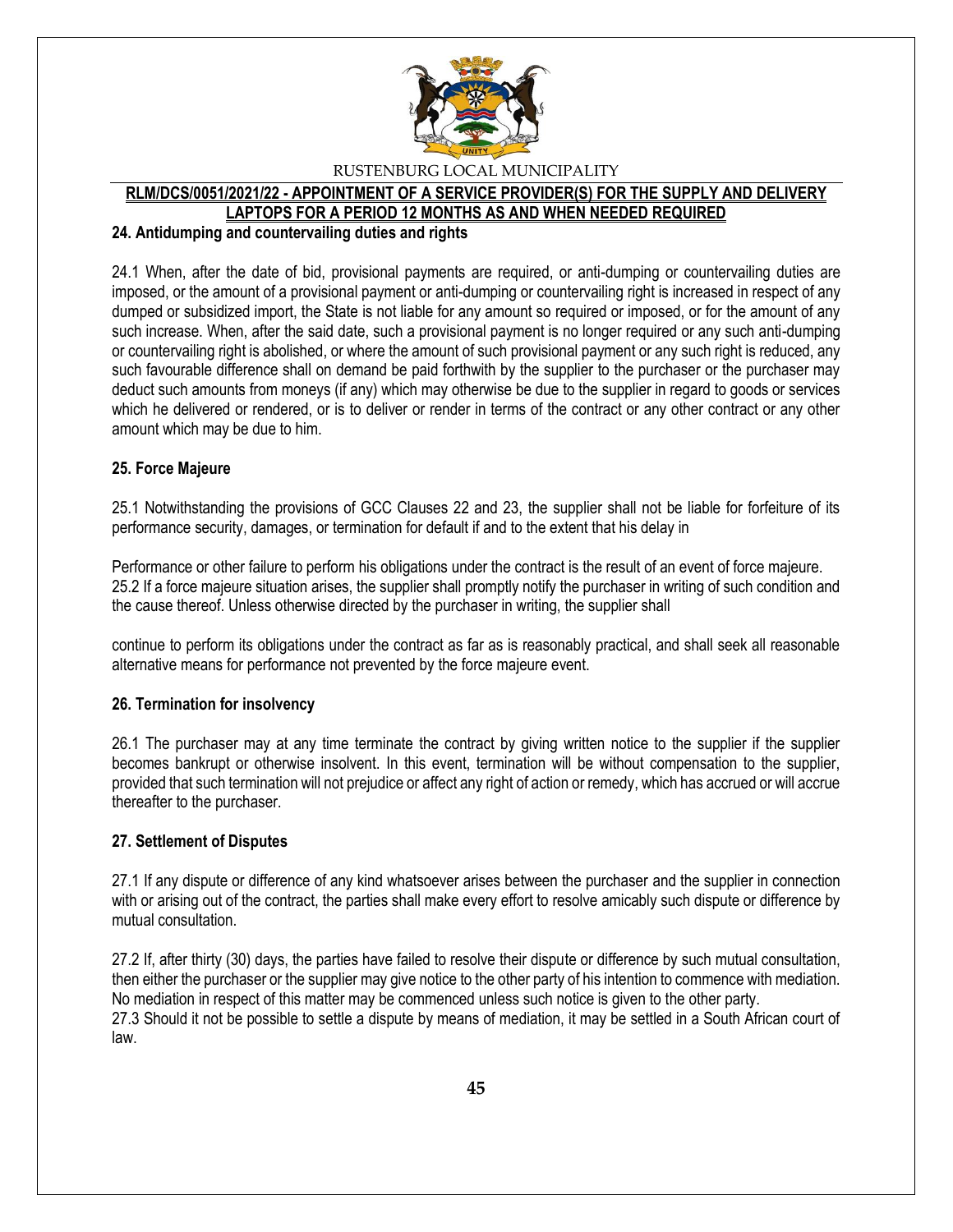## 24. Antidumping and countervailing duties and rights

24.1 When, after the date of bid, provisional payments are required, or anti-dumping or countervailing duties are imposed, or the amount of a provisional payment or anti-dumping or countervailing right is increased in respect of any dumped or subsidized import, the State is not liable for any amount so required or imposed, or for the amount of any such increase. When, after the said date, such a provisional payment is no longer required or any such anti-dumping or countervailing right is abolished, or where the amount of such provisional payment or any such right is reduced, any such favourable difference shall on demand be paid forthwith by the supplier to the purchaser or the purchaser may deduct such amounts from moneys (if any) which may otherwise be due to the supplier in regard to goods or services which he delivered or rendered, or is to deliver or render in terms of the contract or any other contract or any other amount which may be due to him.

## 25. Force Majeure

25.1 Notwithstanding the provisions of GCC Clauses 22 and 23, the supplier shall not be liable for forfeiture of its performance security, damages, or termination for default if and to the extent that his delay in

Performance or other failure to perform his obligations under the contract is the result of an event of force majeure.
25.2 If a force majeure situation arises, the supplier shall promptly notify the purchaser in writing of such condition and the cause thereof. Unless otherwise directed by the purchaser in writing, the supplier shall

continue to perform its obligations under the contract as far as is reasonably practical, and shall seek all reasonable alternative means for performance not prevented by the force majeure event.

## 26. Termination for insolvency

26.1 The purchaser may at any time terminate the contract by giving written notice to the supplier if the supplier becomes bankrupt or otherwise insolvent. In this event, termination will be without compensation to the supplier, provided that such termination will not prejudice or affect any right of action or remedy, which has accrued or will accrue thereafter to the purchaser.

## 27. Settlement of Disputes

27.1 If any dispute or difference of any kind whatsoever arises between the purchaser and the supplier in connection with or arising out of the contract, the parties shall make every effort to resolve amicably such dispute or difference by mutual consultation.

27.2 If, after thirty (30) days, the parties have failed to resolve their dispute or difference by such mutual consultation, then either the purchaser or the supplier may give notice to the other party of his intention to commence with mediation. No mediation in respect of this matter may be commenced unless such notice is given to the other party.
27.3 Should it not be possible to settle a dispute by means of mediation, it may be settled in a South African court of law.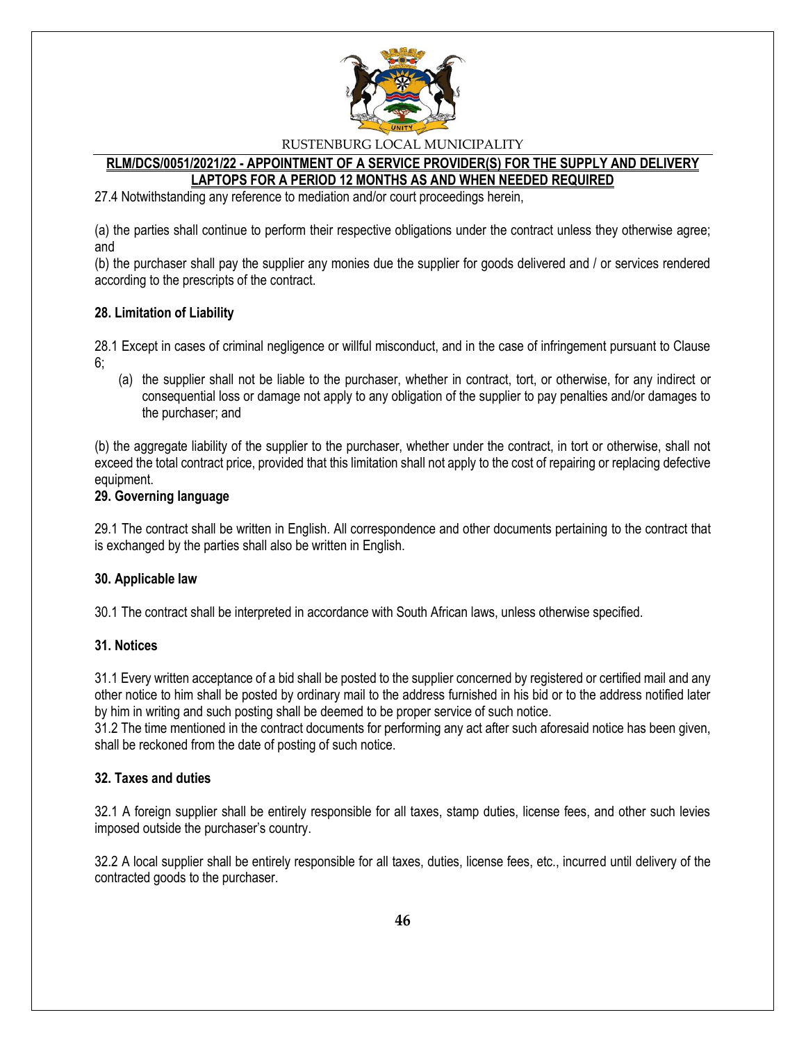27.4 Notwithstanding any reference to mediation and/or court proceedings herein,

(a) the parties shall continue to perform their respective obligations under the contract unless they otherwise agree; and

(b) the purchaser shall pay the supplier any monies due the supplier for goods delivered and / or services rendered according to the prescripts of the contract.

**28. Limitation of Liability**

28.1 Except in cases of criminal negligence or willful misconduct, and in the case of infringement pursuant to Clause 6;

(a) the supplier shall not be liable to the purchaser, whether in contract, tort, or otherwise, for any indirect or consequential loss or damage not apply to any obligation of the supplier to pay penalties and/or damages to the purchaser; and

(b) the aggregate liability of the supplier to the purchaser, whether under the contract, in tort or otherwise, shall not exceed the total contract price, provided that this limitation shall not apply to the cost of repairing or replacing defective equipment.

**29. Governing language**

29.1 The contract shall be written in English. All correspondence and other documents pertaining to the contract that is exchanged by the parties shall also be written in English.

**30. Applicable law**

30.1 The contract shall be interpreted in accordance with South African laws, unless otherwise specified.

**31. Notices**

31.1 Every written acceptance of a bid shall be posted to the supplier concerned by registered or certified mail and any other notice to him shall be posted by ordinary mail to the address furnished in his bid or to the address notified later by him in writing and such posting shall be deemed to be proper service of such notice.

31.2 The time mentioned in the contract documents for performing any act after such aforesaid notice has been given, shall be reckoned from the date of posting of such notice.

**32. Taxes and duties**

32.1 A foreign supplier shall be entirely responsible for all taxes, stamp duties, license fees, and other such levies imposed outside the purchaser's country.

32.2 A local supplier shall be entirely responsible for all taxes, duties, license fees, etc., incurred until delivery of the contracted goods to the purchaser.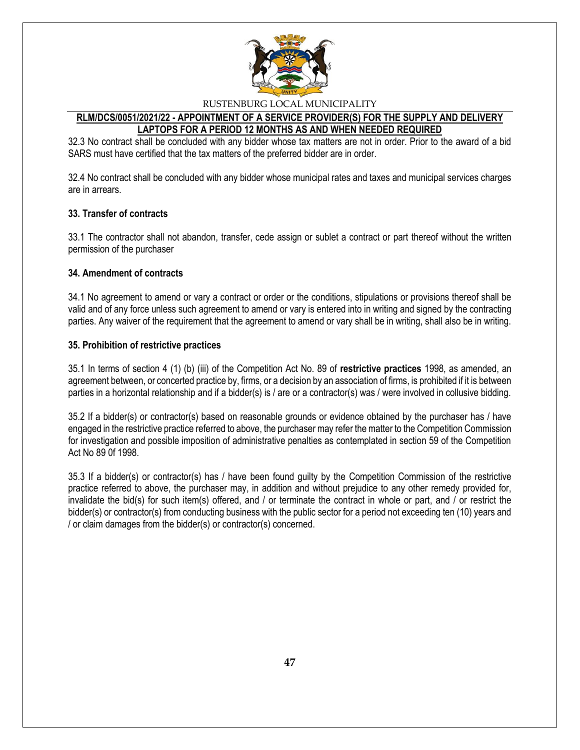32.3 No contract shall be concluded with any bidder whose tax matters are not in order. Prior to the award of a bid SARS must have certified that the tax matters of the preferred bidder are in order.

32.4 No contract shall be concluded with any bidder whose municipal rates and taxes and municipal services charges are in arrears.

**33. Transfer of contracts**

33.1 The contractor shall not abandon, transfer, cede assign or sublet a contract or part thereof without the written permission of the purchaser

**34. Amendment of contracts**

34.1 No agreement to amend or vary a contract or order or the conditions, stipulations or provisions thereof shall be valid and of any force unless such agreement to amend or vary is entered into in writing and signed by the contracting parties. Any waiver of the requirement that the agreement to amend or vary shall be in writing, shall also be in writing.

**35. Prohibition of restrictive practices**

35.1 In terms of section 4 (1) (b) (iii) of the Competition Act No. 89 of **restrictive practices** 1998, as amended, an agreement between, or concerted practice by, firms, or a decision by an association of firms, is prohibited if it is between parties in a horizontal relationship and if a bidder(s) is / are or a contractor(s) was / were involved in collusive bidding.

35.2 If a bidder(s) or contractor(s) based on reasonable grounds or evidence obtained by the purchaser has / have engaged in the restrictive practice referred to above, the purchaser may refer the matter to the Competition Commission for investigation and possible imposition of administrative penalties as contemplated in section 59 of the Competition Act No 89 0f 1998.

35.3 If a bidder(s) or contractor(s) has / have been found guilty by the Competition Commission of the restrictive practice referred to above, the purchaser may, in addition and without prejudice to any other remedy provided for, invalidate the bid(s) for such item(s) offered, and / or terminate the contract in whole or part, and / or restrict the bidder(s) or contractor(s) from conducting business with the public sector for a period not exceeding ten (10) years and / or claim damages from the bidder(s) or contractor(s) concerned.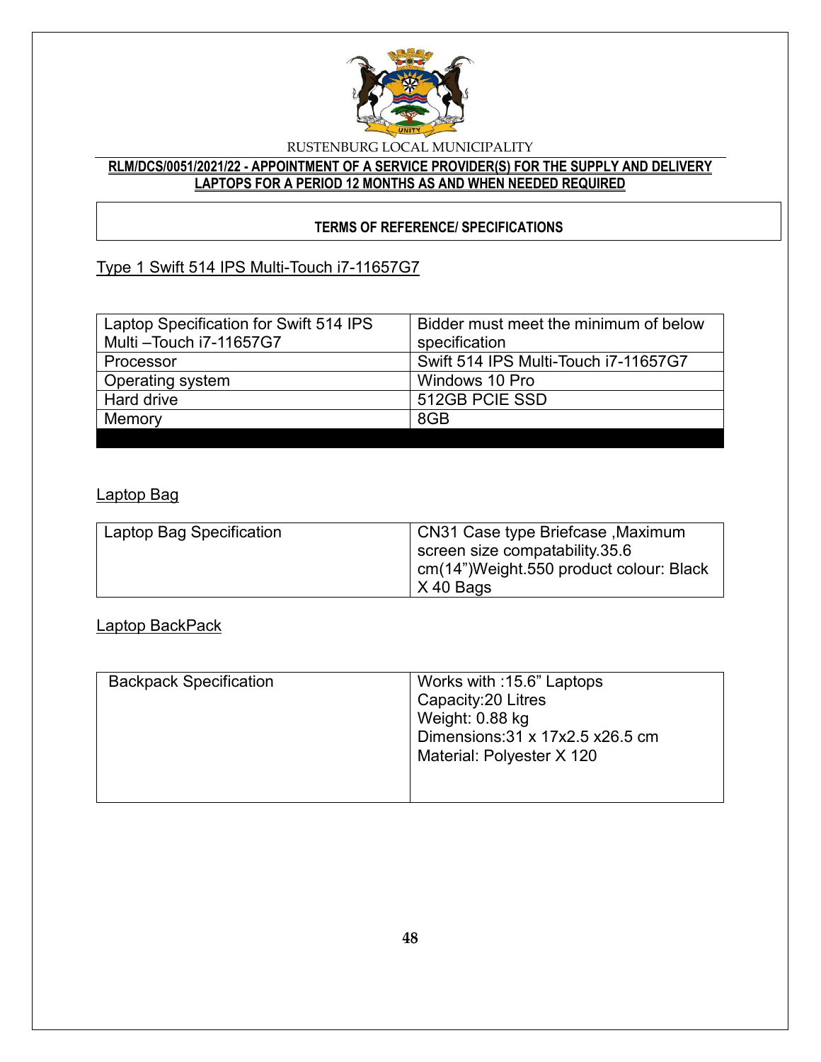RUSTENBURG LOCAL MUNICIPALITY

**RLM/DCS/0051/2021/22 - APPOINTMENT OF A SERVICE PROVIDER(S) FOR THE SUPPLY AND DELIVERY LAPTOPS FOR A PERIOD 12 MONTHS AS AND WHEN NEEDED REQUIRED**

**TERMS OF REFERENCE/ SPECIFICATIONS**

Type 1 Swift 514 IPS Multi-Touch i7-11657G7

| Laptop Specification for Swift 514 IPS Multi –Touch i7-11657G7 | Bidder must meet the minimum of below specification |
|---|---|
| Processor | Swift 514 IPS Multi-Touch i7-11657G7 |
| Operating system | Windows 10 Pro |
| Hard drive | 512GB PCIE SSD |
| Memory | 8GB |

Laptop Bag

| Laptop Bag Specification | CN31 Case type Briefcase ,Maximum screen size compatability.35.6 cm(14")Weight.550 product colour: Black X 40 Bags |
|---|---|

Laptop BackPack

| Backpack Specification | Works with :15.6" Laptops<br>Capacity:20 Litres<br>Weight: 0.88 kg<br>Dimensions:31 x 17x2.5 x26.5 cm<br>Material: Polyester X 120 |
|---|---|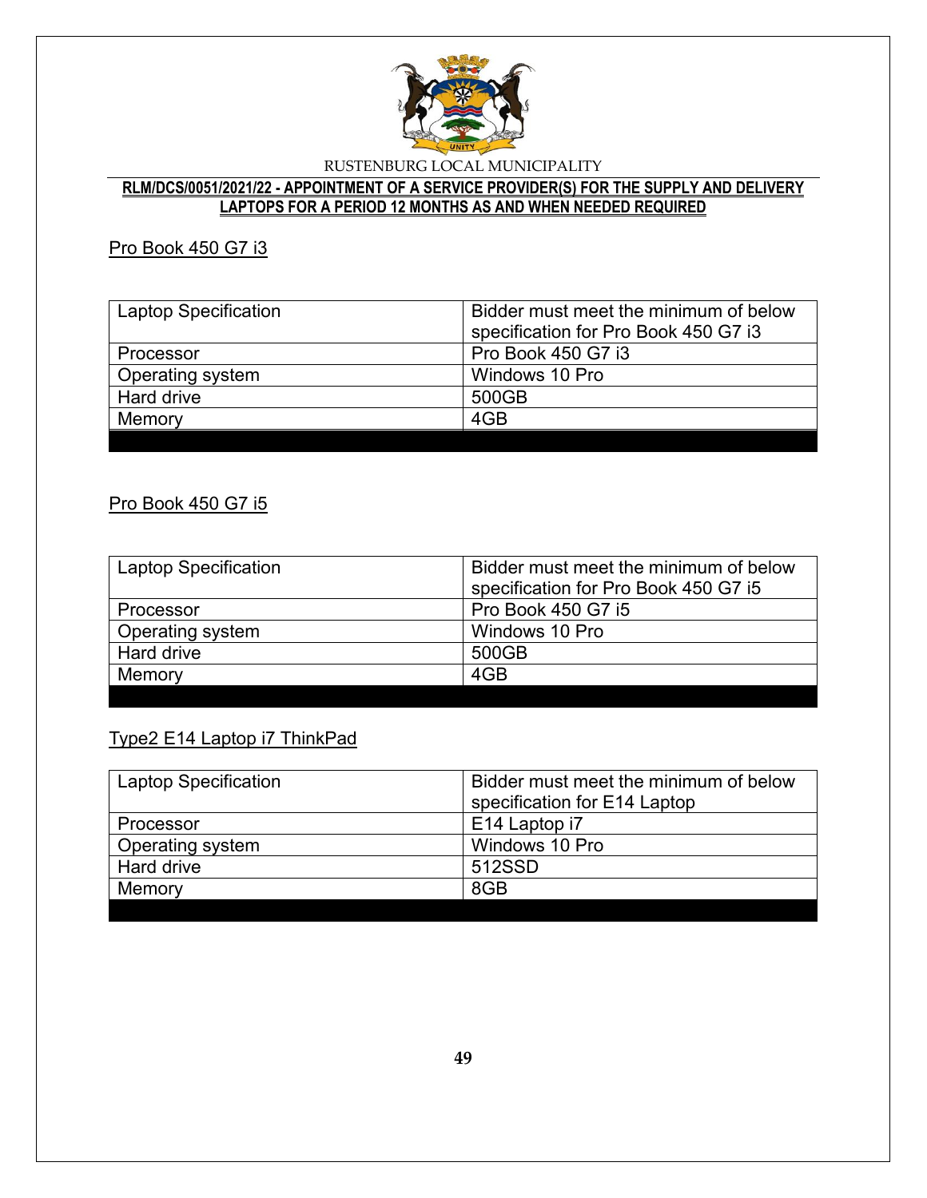Pro Book 450 G7 i3

| Laptop Specification | Bidder must meet the minimum of below specification for Pro Book 450 G7 i3 |
|---|---|
| Processor | Pro Book 450 G7 i3 |
| Operating system | Windows 10 Pro |
| Hard drive | 500GB |
| Memory | 4GB |

Pro Book 450 G7 i5

| Laptop Specification | Bidder must meet the minimum of below specification for Pro Book 450 G7 i5 |
|---|---|
| Processor | Pro Book 450 G7 i5 |
| Operating system | Windows 10 Pro |
| Hard drive | 500GB |
| Memory | 4GB |

Type2 E14 Laptop i7 ThinkPad

| Laptop Specification | Bidder must meet the minimum of below specification for E14 Laptop |
|---|---|
| Processor | E14 Laptop i7 |
| Operating system | Windows 10 Pro |
| Hard drive | 512SSD |
| Memory | 8GB |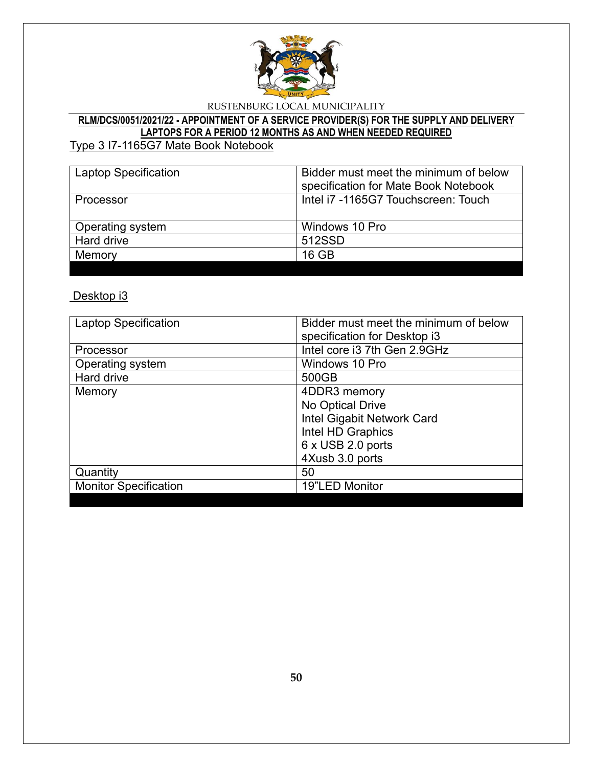RUSTENBURG LOCAL MUNICIPALITY

**RLM/DCS/0051/2021/22 - APPOINTMENT OF A SERVICE PROVIDER(S) FOR THE SUPPLY AND DELIVERY LAPTOPS FOR A PERIOD 12 MONTHS AS AND WHEN NEEDED REQUIRED**

Type 3 I7-1165G7 Mate Book Notebook

| Laptop Specification | Bidder must meet the minimum of below specification for Mate Book Notebook |
|---|---|
| Processor | Intel i7 -1165G7 Touchscreen: Touch |
| Operating system | Windows 10 Pro |
| Hard drive | 512SSD |
| Memory | 16 GB |

Desktop i3

| Laptop Specification | Bidder must meet the minimum of below specification for Desktop i3 |
|---|---|
| Processor | Intel core i3 7th Gen 2.9GHz |
| Operating system | Windows 10 Pro |
| Hard drive | 500GB |
| Memory | 4DDR3 memory<br>No Optical Drive<br>Intel Gigabit Network Card<br>Intel HD Graphics<br>6 x USB 2.0 ports<br>4Xusb 3.0 ports |
| Quantity | 50 |
| Monitor Specification | 19"LED Monitor |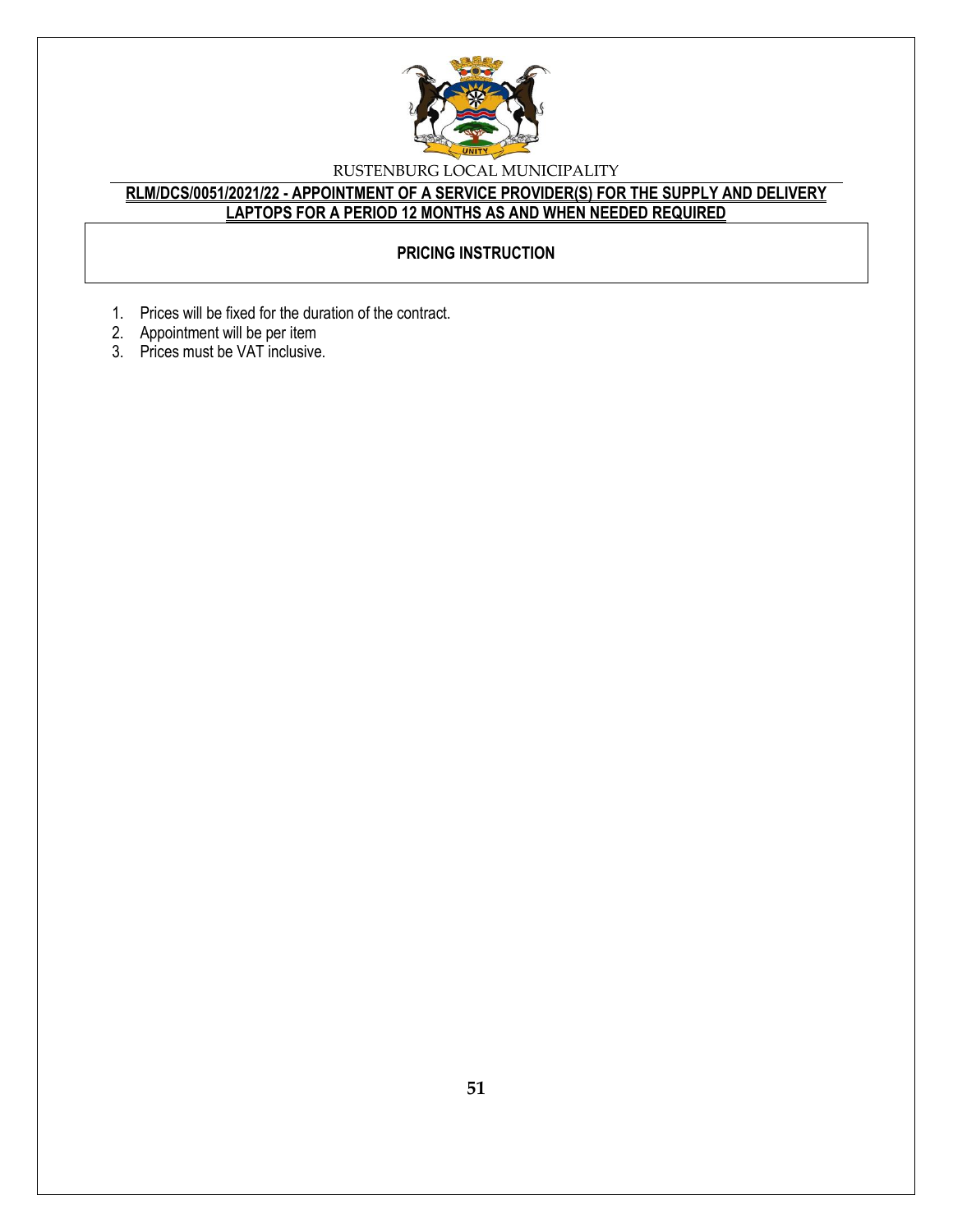RUSTENBURG LOCAL MUNICIPALITY

**RLM/DCS/0051/2021/22 - APPOINTMENT OF A SERVICE PROVIDER(S) FOR THE SUPPLY AND DELIVERY LAPTOPS FOR A PERIOD 12 MONTHS AS AND WHEN NEEDED REQUIRED**

## PRICING INSTRUCTION

1. Prices will be fixed for the duration of the contract.
2. Appointment will be per item
3. Prices must be VAT inclusive.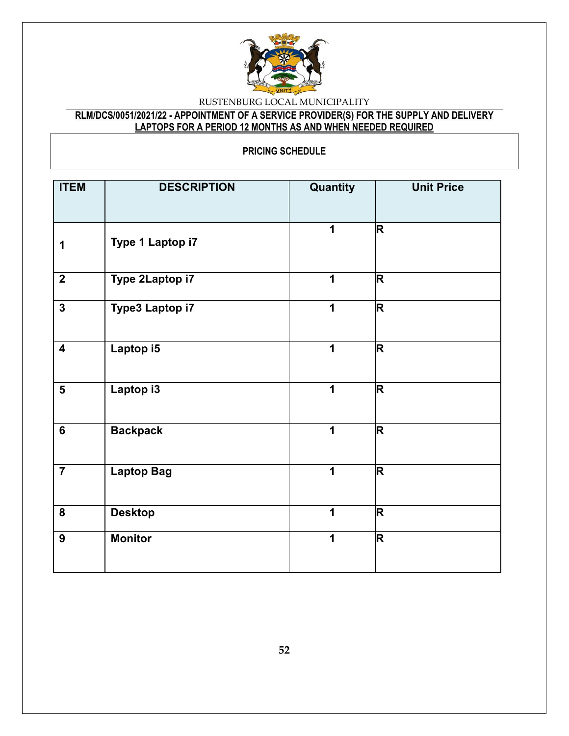RUSTENBURG LOCAL MUNICIPALITY

**RLM/DCS/0051/2021/22 - APPOINTMENT OF A SERVICE PROVIDER(S) FOR THE SUPPLY AND DELIVERY LAPTOPS FOR A PERIOD 12 MONTHS AS AND WHEN NEEDED REQUIRED**

**PRICING SCHEDULE**

| ITEM | DESCRIPTION | Quantity | Unit Price |
|---|---|---|---|
| 1 | Type 1 Laptop i7 | 1 | R |
| 2 | Type 2Laptop i7 | 1 | R |
| 3 | Type3 Laptop i7 | 1 | R |
| 4 | Laptop i5 | 1 | R |
| 5 | Laptop i3 | 1 | R |
| 6 | Backpack | 1 | R |
| 7 | Laptop Bag | 1 | R |
| 8 | Desktop | 1 | R |
| 9 | Monitor | 1 | R |